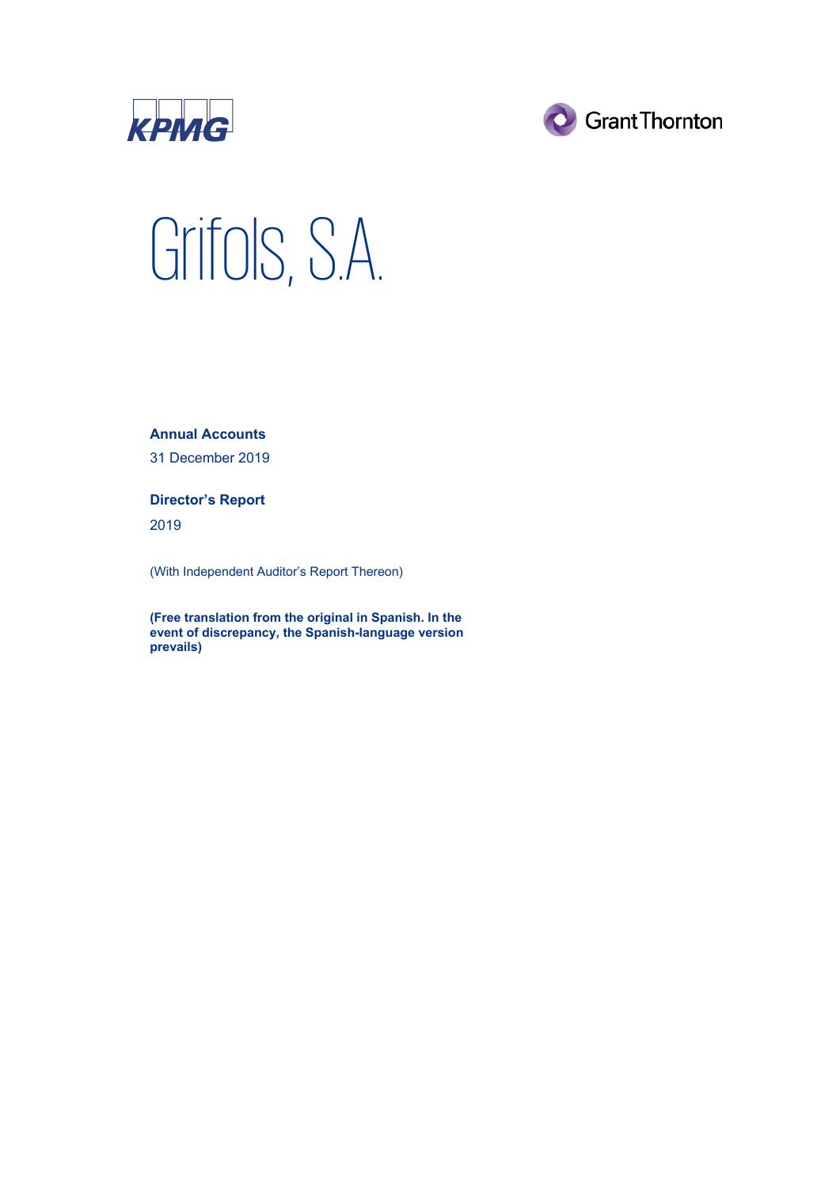KPMG

Grant Thornton

# Grifols, S.A.

**Annual Accounts**

31 December 2019

**Director's Report**

2019

(With Independent Auditor's Report Thereon)

**(Free translation from the original in Spanish. In the event of discrepancy, the Spanish-language version prevails)**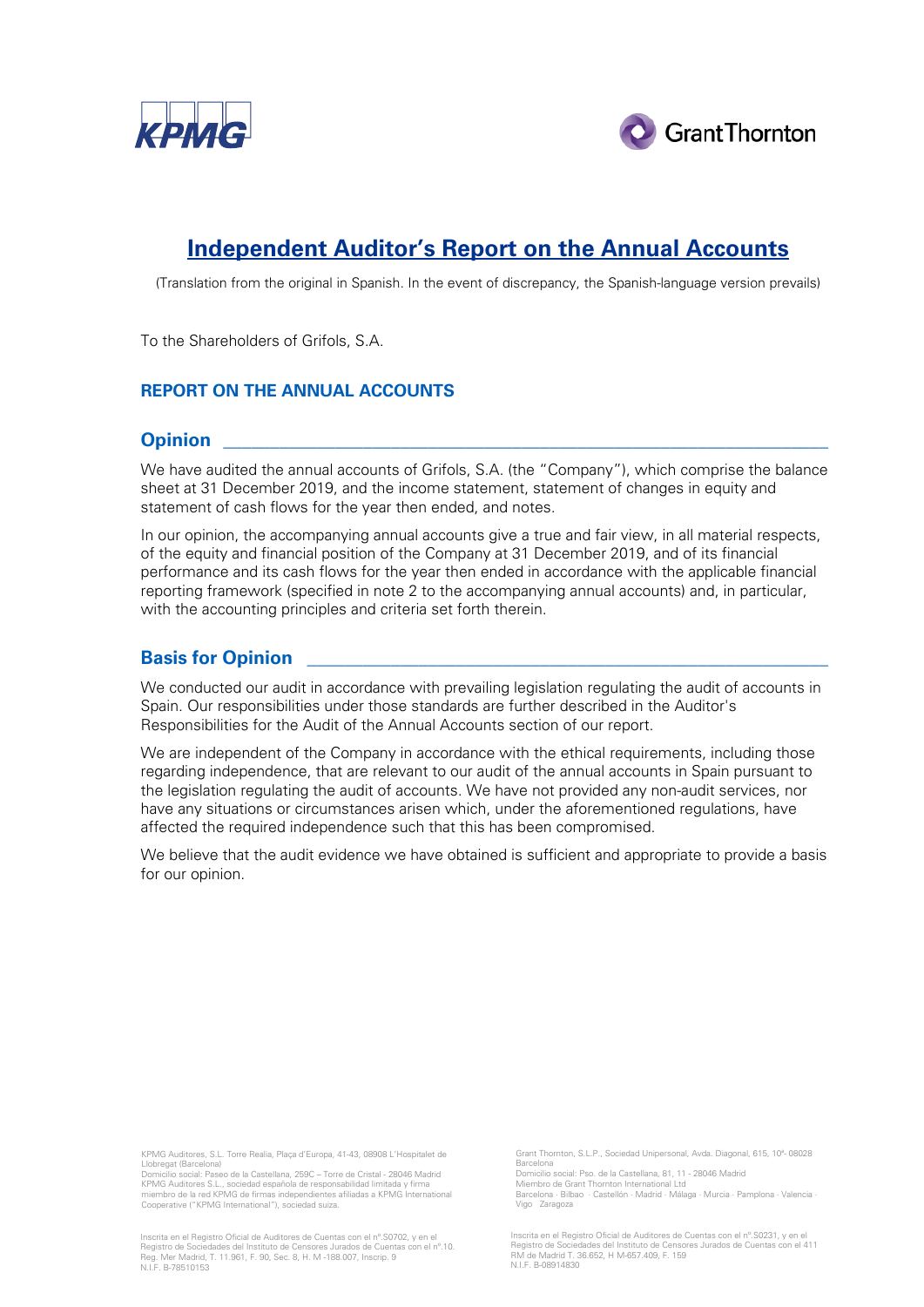# Independent Auditor's Report on the Annual Accounts

(Translation from the original in Spanish. In the event of discrepancy, the Spanish-language version prevails)

To the Shareholders of Grifols, S.A.

## REPORT ON THE ANNUAL ACCOUNTS

### Opinion

We have audited the annual accounts of Grifols, S.A. (the "Company"), which comprise the balance sheet at 31 December 2019, and the income statement, statement of changes in equity and statement of cash flows for the year then ended, and notes.

In our opinion, the accompanying annual accounts give a true and fair view, in all material respects, of the equity and financial position of the Company at 31 December 2019, and of its financial performance and its cash flows for the year then ended in accordance with the applicable financial reporting framework (specified in note 2 to the accompanying annual accounts) and, in particular, with the accounting principles and criteria set forth therein.

### Basis for Opinion

We conducted our audit in accordance with prevailing legislation regulating the audit of accounts in Spain. Our responsibilities under those standards are further described in the Auditor's Responsibilities for the Audit of the Annual Accounts section of our report.

We are independent of the Company in accordance with the ethical requirements, including those regarding independence, that are relevant to our audit of the annual accounts in Spain pursuant to the legislation regulating the audit of accounts. We have not provided any non-audit services, nor have any situations or circumstances arisen which, under the aforementioned regulations, have affected the required independence such that this has been compromised.

We believe that the audit evidence we have obtained is sufficient and appropriate to provide a basis for our opinion.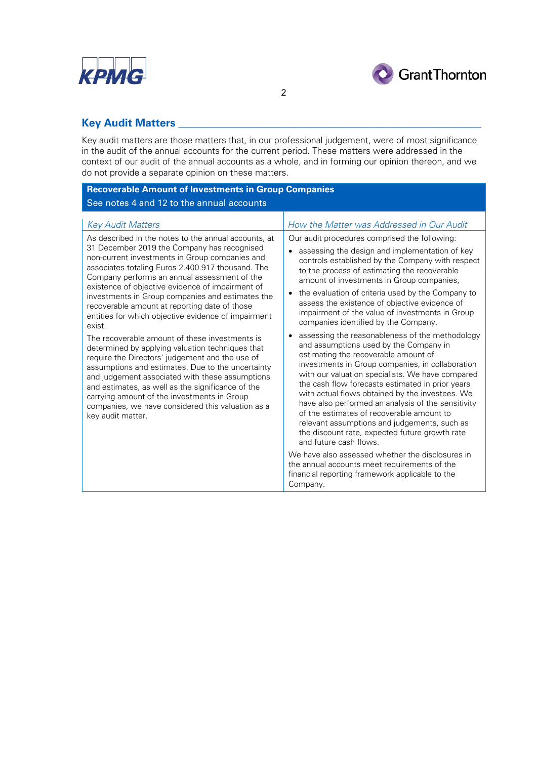## Key Audit Matters

Key audit matters are those matters that, in our professional judgement, were of most significance in the audit of the annual accounts for the current period. These matters were addressed in the context of our audit of the annual accounts as a whole, and in forming our opinion thereon, and we do not provide a separate opinion on these matters.

**Recoverable Amount of Investments in Group Companies**

See notes 4 and 12 to the annual accounts

| *Key Audit Matters* | *How the Matter was Addressed in Our Audit* |
|---|---|
| As described in the notes to the annual accounts, at 31 December 2019 the Company has recognised non-current investments in Group companies and associates totaling Euros 2.400.917 thousand. The Company performs an annual assessment of the existence of objective evidence of impairment of investments in Group companies and estimates the recoverable amount at reporting date of those entities for which objective evidence of impairment exist.<br><br>The recoverable amount of these investments is determined by applying valuation techniques that require the Directors' judgement and the use of assumptions and estimates. Due to the uncertainty and judgement associated with these assumptions and estimates, as well as the significance of the carrying amount of the investments in Group companies, we have considered this valuation as a key audit matter. | Our audit procedures comprised the following:<br><br>• assessing the design and implementation of key controls established by the Company with respect to the process of estimating the recoverable amount of investments in Group companies,<br><br>• the evaluation of criteria used by the Company to assess the existence of objective evidence of impairment of the value of investments in Group companies identified by the Company.<br><br>• assessing the reasonableness of the methodology and assumptions used by the Company in estimating the recoverable amount of investments in Group companies, in collaboration with our valuation specialists. We have compared the cash flow forecasts estimated in prior years with actual flows obtained by the investees. We have also performed an analysis of the sensitivity of the estimates of recoverable amount to relevant assumptions and judgements, such as the discount rate, expected future growth rate and future cash flows.<br><br>We have also assessed whether the disclosures in the annual accounts meet requirements of the financial reporting framework applicable to the Company. |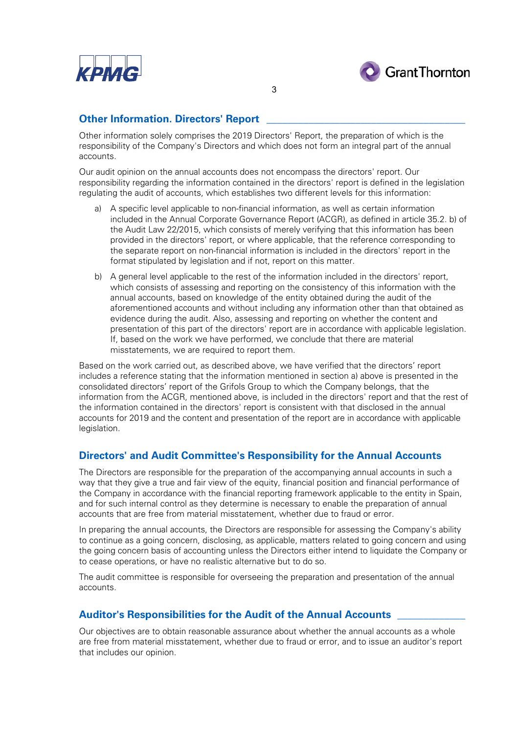## Other Information. Directors' Report

Other information solely comprises the 2019 Directors' Report, the preparation of which is the responsibility of the Company's Directors and which does not form an integral part of the annual accounts.

Our audit opinion on the annual accounts does not encompass the directors' report. Our responsibility regarding the information contained in the directors' report is defined in the legislation regulating the audit of accounts, which establishes two different levels for this information:

a) A specific level applicable to non-financial information, as well as certain information included in the Annual Corporate Governance Report (ACGR), as defined in article 35.2. b) of the Audit Law 22/2015, which consists of merely verifying that this information has been provided in the directors' report, or where applicable, that the reference corresponding to the separate report on non-financial information is included in the directors' report in the format stipulated by legislation and if not, report on this matter.

b) A general level applicable to the rest of the information included in the directors' report, which consists of assessing and reporting on the consistency of this information with the annual accounts, based on knowledge of the entity obtained during the audit of the aforementioned accounts and without including any information other than that obtained as evidence during the audit. Also, assessing and reporting on whether the content and presentation of this part of the directors' report are in accordance with applicable legislation. If, based on the work we have performed, we conclude that there are material misstatements, we are required to report them.

Based on the work carried out, as described above, we have verified that the directors' report includes a reference stating that the information mentioned in section a) above is presented in the consolidated directors' report of the Grifols Group to which the Company belongs, that the information from the ACGR, mentioned above, is included in the directors' report and that the rest of the information contained in the directors' report is consistent with that disclosed in the annual accounts for 2019 and the content and presentation of the report are in accordance with applicable legislation.

## Directors' and Audit Committee's Responsibility for the Annual Accounts

The Directors are responsible for the preparation of the accompanying annual accounts in such a way that they give a true and fair view of the equity, financial position and financial performance of the Company in accordance with the financial reporting framework applicable to the entity in Spain, and for such internal control as they determine is necessary to enable the preparation of annual accounts that are free from material misstatement, whether due to fraud or error.

In preparing the annual accounts, the Directors are responsible for assessing the Company's ability to continue as a going concern, disclosing, as applicable, matters related to going concern and using the going concern basis of accounting unless the Directors either intend to liquidate the Company or to cease operations, or have no realistic alternative but to do so.

The audit committee is responsible for overseeing the preparation and presentation of the annual accounts.

## Auditor's Responsibilities for the Audit of the Annual Accounts

Our objectives are to obtain reasonable assurance about whether the annual accounts as a whole are free from material misstatement, whether due to fraud or error, and to issue an auditor's report that includes our opinion.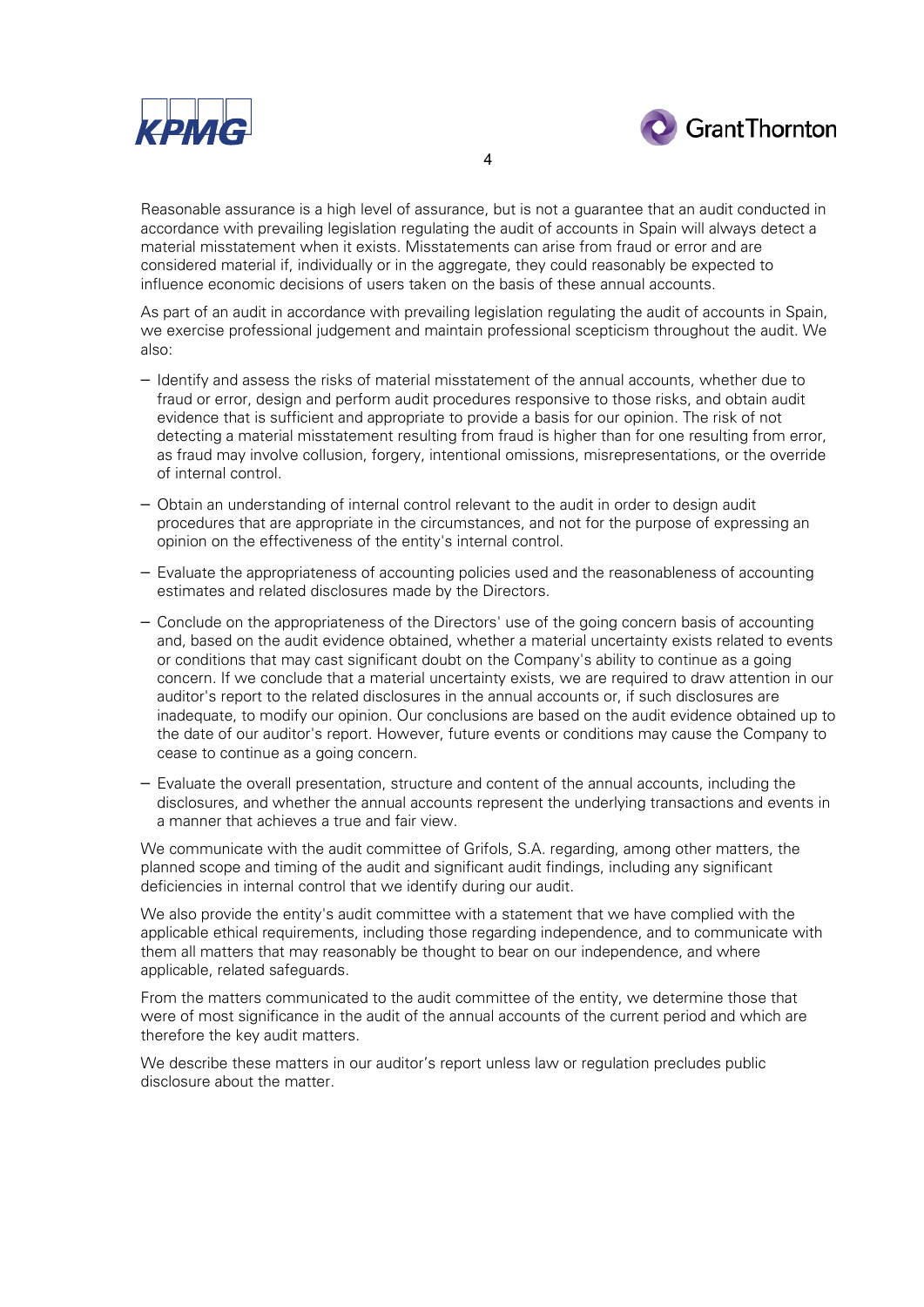Reasonable assurance is a high level of assurance, but is not a guarantee that an audit conducted in accordance with prevailing legislation regulating the audit of accounts in Spain will always detect a material misstatement when it exists. Misstatements can arise from fraud or error and are considered material if, individually or in the aggregate, they could reasonably be expected to influence economic decisions of users taken on the basis of these annual accounts.

As part of an audit in accordance with prevailing legislation regulating the audit of accounts in Spain, we exercise professional judgement and maintain professional scepticism throughout the audit. We also:

- Identify and assess the risks of material misstatement of the annual accounts, whether due to fraud or error, design and perform audit procedures responsive to those risks, and obtain audit evidence that is sufficient and appropriate to provide a basis for our opinion. The risk of not detecting a material misstatement resulting from fraud is higher than for one resulting from error, as fraud may involve collusion, forgery, intentional omissions, misrepresentations, or the override of internal control.
- Obtain an understanding of internal control relevant to the audit in order to design audit procedures that are appropriate in the circumstances, and not for the purpose of expressing an opinion on the effectiveness of the entity's internal control.
- Evaluate the appropriateness of accounting policies used and the reasonableness of accounting estimates and related disclosures made by the Directors.
- Conclude on the appropriateness of the Directors' use of the going concern basis of accounting and, based on the audit evidence obtained, whether a material uncertainty exists related to events or conditions that may cast significant doubt on the Company's ability to continue as a going concern. If we conclude that a material uncertainty exists, we are required to draw attention in our auditor's report to the related disclosures in the annual accounts or, if such disclosures are inadequate, to modify our opinion. Our conclusions are based on the audit evidence obtained up to the date of our auditor's report. However, future events or conditions may cause the Company to cease to continue as a going concern.
- Evaluate the overall presentation, structure and content of the annual accounts, including the disclosures, and whether the annual accounts represent the underlying transactions and events in a manner that achieves a true and fair view.

We communicate with the audit committee of Grifols, S.A. regarding, among other matters, the planned scope and timing of the audit and significant audit findings, including any significant deficiencies in internal control that we identify during our audit.

We also provide the entity's audit committee with a statement that we have complied with the applicable ethical requirements, including those regarding independence, and to communicate with them all matters that may reasonably be thought to bear on our independence, and where applicable, related safeguards.

From the matters communicated to the audit committee of the entity, we determine those that were of most significance in the audit of the annual accounts of the current period and which are therefore the key audit matters.

We describe these matters in our auditor's report unless law or regulation precludes public disclosure about the matter.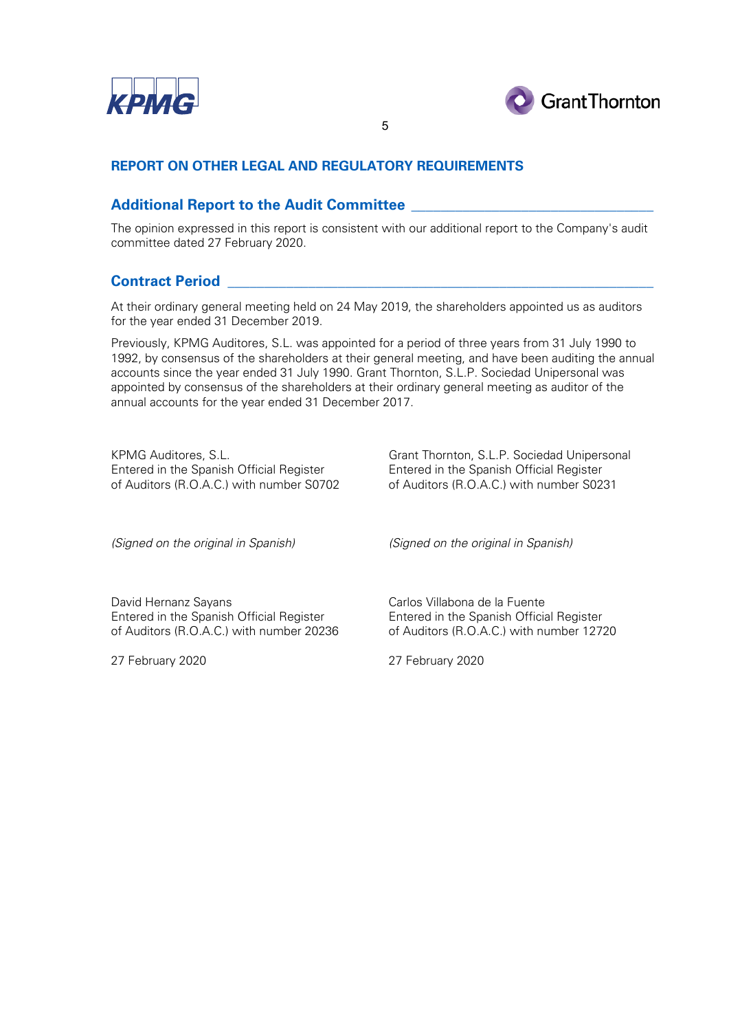## REPORT ON OTHER LEGAL AND REGULATORY REQUIREMENTS

### Additional Report to the Audit Committee

The opinion expressed in this report is consistent with our additional report to the Company's audit committee dated 27 February 2020.

### Contract Period

At their ordinary general meeting held on 24 May 2019, the shareholders appointed us as auditors for the year ended 31 December 2019.

Previously, KPMG Auditores, S.L. was appointed for a period of three years from 31 July 1990 to 1992, by consensus of the shareholders at their general meeting, and have been auditing the annual accounts since the year ended 31 July 1990. Grant Thornton, S.L.P. Sociedad Unipersonal was appointed by consensus of the shareholders at their ordinary general meeting as auditor of the annual accounts for the year ended 31 December 2017.

KPMG Auditores, S.L.
Entered in the Spanish Official Register
of Auditors (R.O.A.C.) with number S0702

*(Signed on the original in Spanish)*

David Hernanz Sayans
Entered in the Spanish Official Register
of Auditors (R.O.A.C.) with number 20236

27 February 2020

Grant Thornton, S.L.P. Sociedad Unipersonal
Entered in the Spanish Official Register
of Auditors (R.O.A.C.) with number S0231

*(Signed on the original in Spanish)*

Carlos Villabona de la Fuente
Entered in the Spanish Official Register
of Auditors (R.O.A.C.) with number 12720

27 February 2020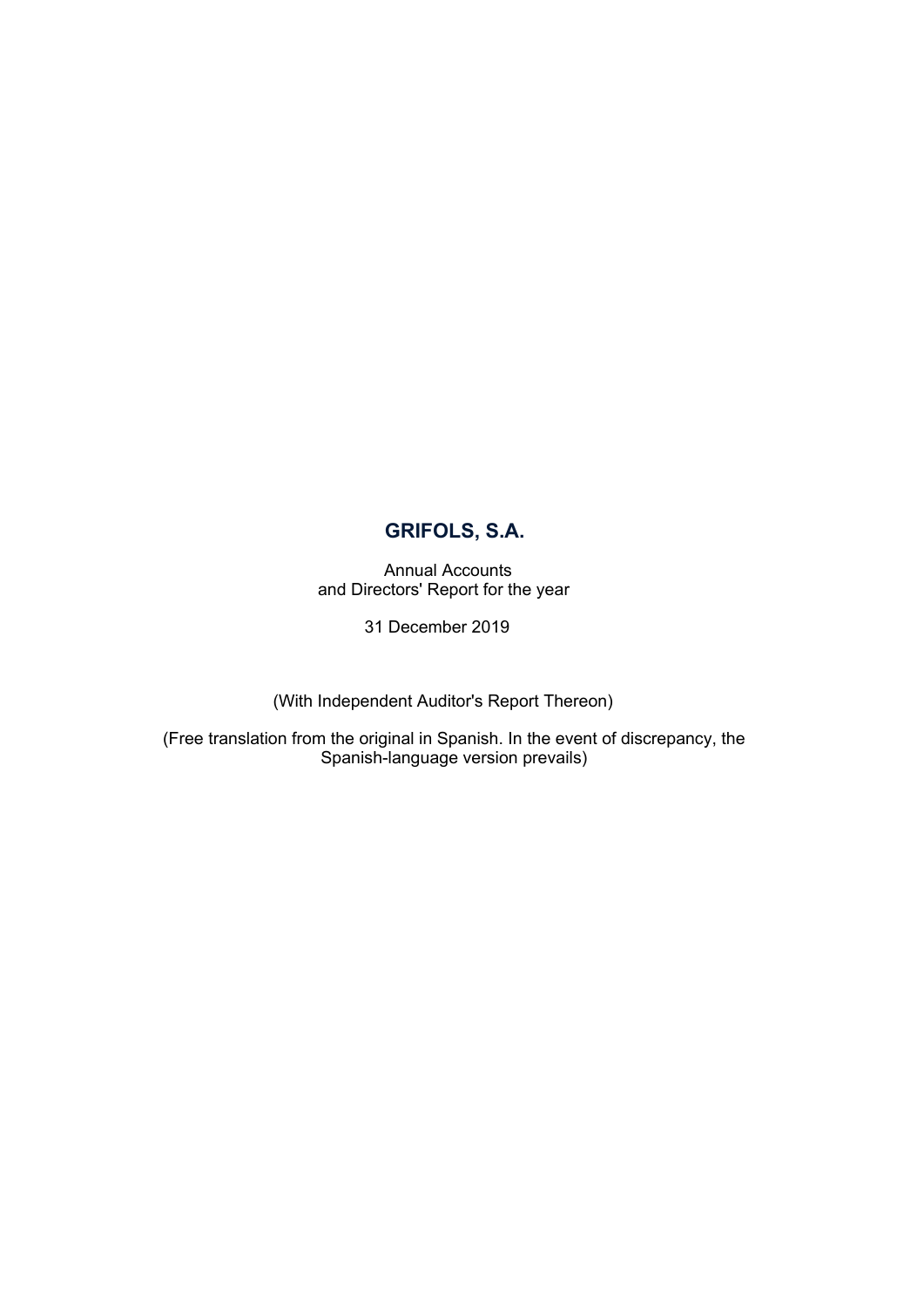# GRIFOLS, S.A.

Annual Accounts
and Directors' Report for the year

31 December 2019

(With Independent Auditor's Report Thereon)

(Free translation from the original in Spanish. In the event of discrepancy, the Spanish-language version prevails)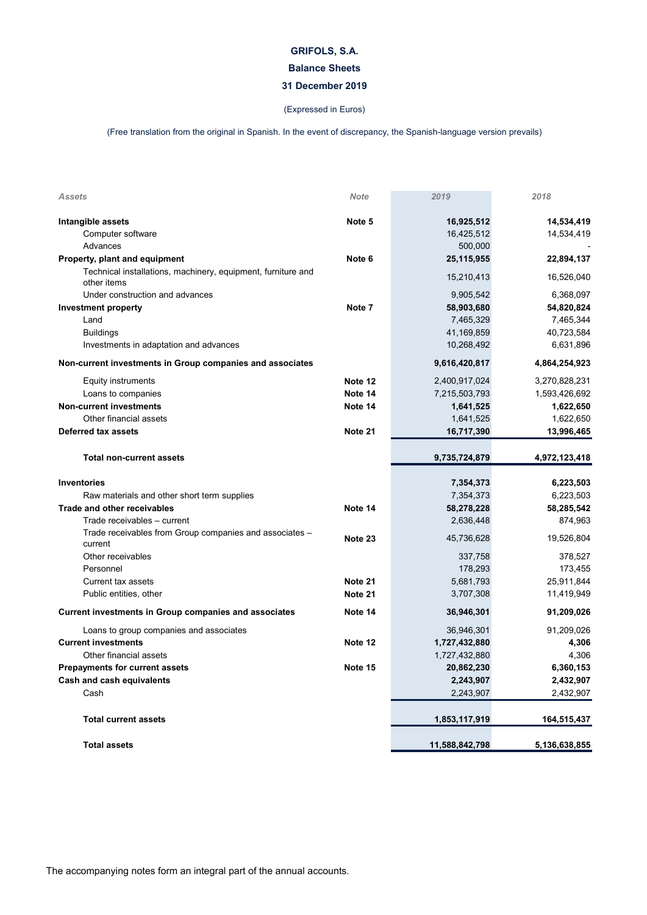# GRIFOLS, S.A.

## Balance Sheets

## 31 December 2019

(Expressed in Euros)

(Free translation from the original in Spanish. In the event of discrepancy, the Spanish-language version prevails)

| *Assets* | *Note* | *2019* | *2018* |
|---|---|---|---|
| **Intangible assets** | **Note 5** | **16,925,512** | **14,534,419** |
| Computer software | | 16,425,512 | 14,534,419 |
| Advances | | 500,000 | - |
| **Property, plant and equipment** | **Note 6** | **25,115,955** | **22,894,137** |
| Technical installations, machinery, equipment, furniture and other items | | 15,210,413 | 16,526,040 |
| Under construction and advances | | 9,905,542 | 6,368,097 |
| **Investment property** | **Note 7** | **58,903,680** | **54,820,824** |
| Land | | 7,465,329 | 7,465,344 |
| Buildings | | 41,169,859 | 40,723,584 |
| Investments in adaptation and advances | | 10,268,492 | 6,631,896 |
| **Non-current investments in Group companies and associates** | | **9,616,420,817** | **4,864,254,923** |
| Equity instruments | **Note 12** | 2,400,917,024 | 3,270,828,231 |
| Loans to companies | **Note 14** | 7,215,503,793 | 1,593,426,692 |
| **Non-current investments** | **Note 14** | **1,641,525** | **1,622,650** |
| Other financial assets | | 1,641,525 | 1,622,650 |
| **Deferred tax assets** | **Note 21** | **16,717,390** | **13,996,465** |
| **Total non-current assets** | | **9,735,724,879** | **4,972,123,418** |
| **Inventories** | | **7,354,373** | **6,223,503** |
| Raw materials and other short term supplies | | 7,354,373 | 6,223,503 |
| **Trade and other receivables** | **Note 14** | **58,278,228** | **58,285,542** |
| Trade receivables – current | | 2,636,448 | 874,963 |
| Trade receivables from Group companies and associates – current | **Note 23** | 45,736,628 | 19,526,804 |
| Other receivables | | 337,758 | 378,527 |
| Personnel | | 178,293 | 173,455 |
| Current tax assets | **Note 21** | 5,681,793 | 25,911,844 |
| Public entities, other | **Note 21** | 3,707,308 | 11,419,949 |
| **Current investments in Group companies and associates** | **Note 14** | **36,946,301** | **91,209,026** |
| Loans to group companies and associates | | 36,946,301 | 91,209,026 |
| **Current investments** | **Note 12** | **1,727,432,880** | **4,306** |
| Other financial assets | | 1,727,432,880 | 4,306 |
| **Prepayments for current assets** | **Note 15** | **20,862,230** | **6,360,153** |
| **Cash and cash equivalents** | | **2,243,907** | **2,432,907** |
| Cash | | 2,243,907 | 2,432,907 |
| **Total current assets** | | **1,853,117,919** | **164,515,437** |
| **Total assets** | | **11,588,842,798** | **5,136,638,855** |

The accompanying notes form an integral part of the annual accounts.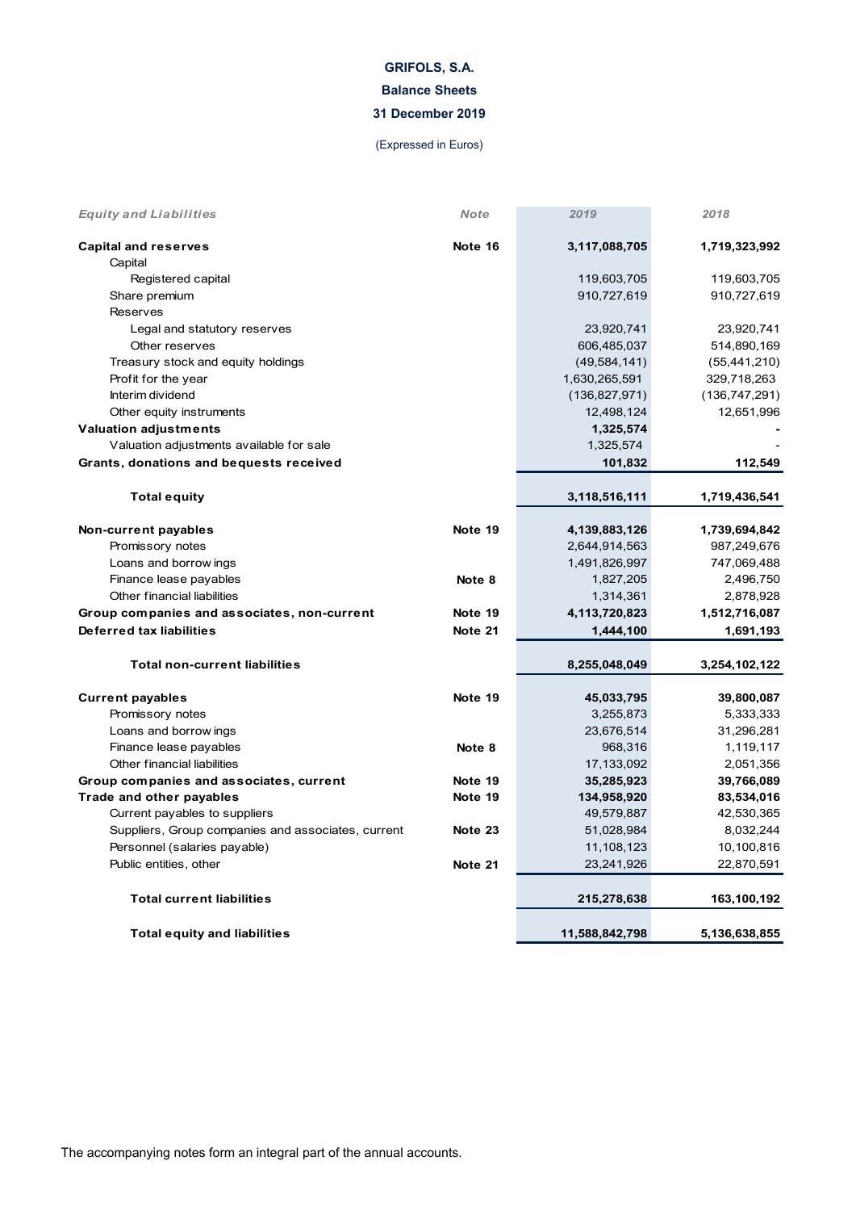**GRIFOLS, S.A.**

**Balance Sheets**

**31 December 2019**

(Expressed in Euros)

| *Equity and Liabilities* | *Note* | *2019* | *2018* |
|---|---|---|---|
| **Capital and reserves** | **Note 16** | **3,117,088,705** | **1,719,323,992** |
| Capital | | | |
| Registered capital | | 119,603,705 | 119,603,705 |
| Share premium | | 910,727,619 | 910,727,619 |
| Reserves | | | |
| Legal and statutory reserves | | 23,920,741 | 23,920,741 |
| Other reserves | | 606,485,037 | 514,890,169 |
| Treasury stock and equity holdings | | (49,584,141) | (55,441,210) |
| Profit for the year | | 1,630,265,591 | 329,718,263 |
| Interim dividend | | (136,827,971) | (136,747,291) |
| Other equity instruments | | 12,498,124 | 12,651,996 |
| **Valuation adjustments** | | **1,325,574** | **-** |
| Valuation adjustments available for sale | | 1,325,574 | - |
| **Grants, donations and bequests received** | | **101,832** | **112,549** |
| **Total equity** | | **3,118,516,111** | **1,719,436,541** |
| **Non-current payables** | **Note 19** | **4,139,883,126** | **1,739,694,842** |
| Promissory notes | | 2,644,914,563 | 987,249,676 |
| Loans and borrowings | | 1,491,826,997 | 747,069,488 |
| Finance lease payables | **Note 8** | 1,827,205 | 2,496,750 |
| Other financial liabilities | | 1,314,361 | 2,878,928 |
| **Group companies and associates, non-current** | **Note 19** | **4,113,720,823** | **1,512,716,087** |
| **Deferred tax liabilities** | **Note 21** | **1,444,100** | **1,691,193** |
| **Total non-current liabilities** | | **8,255,048,049** | **3,254,102,122** |
| **Current payables** | **Note 19** | **45,033,795** | **39,800,087** |
| Promissory notes | | 3,255,873 | 5,333,333 |
| Loans and borrowings | | 23,676,514 | 31,296,281 |
| Finance lease payables | **Note 8** | 968,316 | 1,119,117 |
| Other financial liabilities | | 17,133,092 | 2,051,356 |
| **Group companies and associates, current** | **Note 19** | **35,285,923** | **39,766,089** |
| **Trade and other payables** | **Note 19** | **134,958,920** | **83,534,016** |
| Current payables to suppliers | | 49,579,887 | 42,530,365 |
| Suppliers, Group companies and associates, current | **Note 23** | 51,028,984 | 8,032,244 |
| Personnel (salaries payable) | | 11,108,123 | 10,100,816 |
| Public entities, other | **Note 21** | 23,241,926 | 22,870,591 |
| **Total current liabilities** | | **215,278,638** | **163,100,192** |
| **Total equity and liabilities** | | **11,588,842,798** | **5,136,638,855** |

The accompanying notes form an integral part of the annual accounts.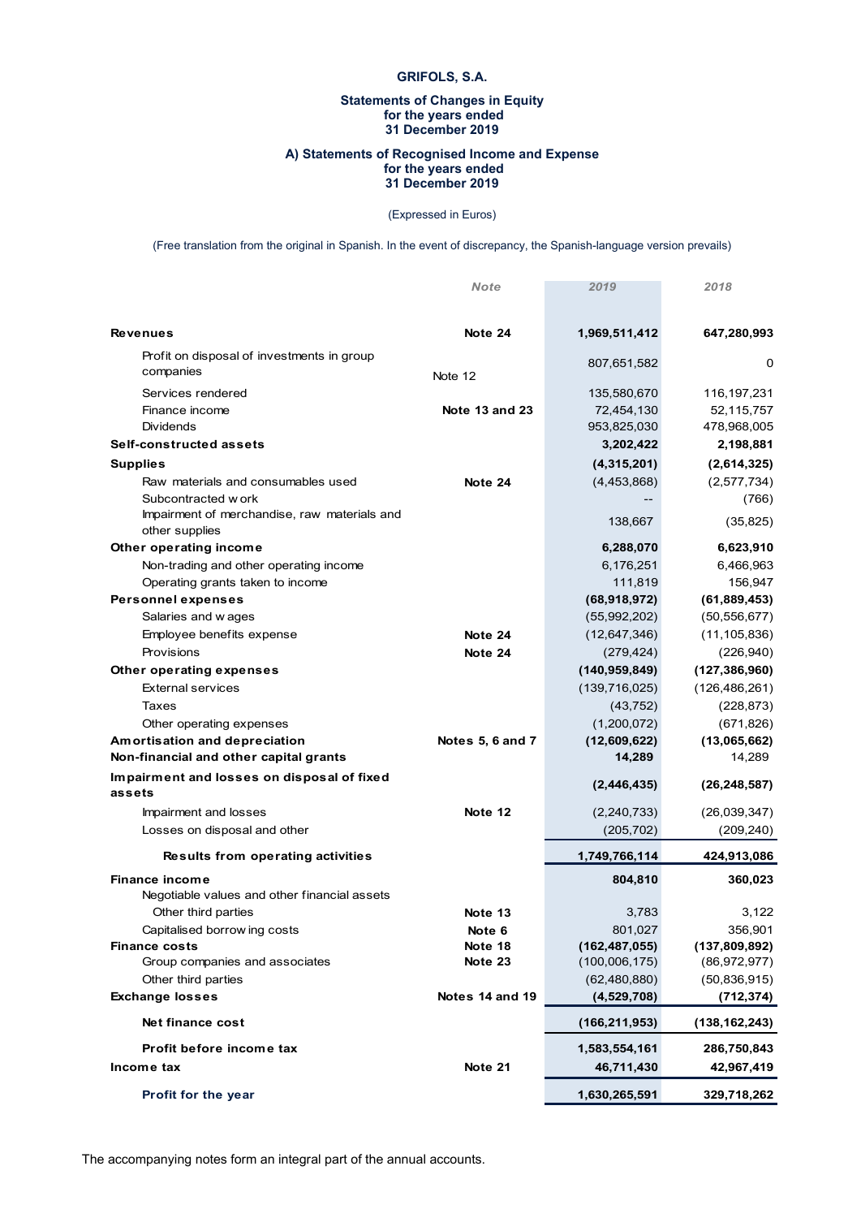**GRIFOLS, S.A.**

**Statements of Changes in Equity for the years ended 31 December 2019**

**A) Statements of Recognised Income and Expense for the years ended 31 December 2019**

(Expressed in Euros)

(Free translation from the original in Spanish. In the event of discrepancy, the Spanish-language version prevails)

| | Note | 2019 | 2018 |
|---|---|---|---|
| **Revenues** | **Note 24** | **1,969,511,412** | **647,280,993** |
| Profit on disposal of investments in group companies | Note 12 | 807,651,582 | 0 |
| Services rendered | | 135,580,670 | 116,197,231 |
| Finance income | **Note 13 and 23** | 72,454,130 | 52,115,757 |
| Dividends | | 953,825,030 | 478,968,005 |
| **Self-constructed assets** | | **3,202,422** | **2,198,881** |
| **Supplies** | | **(4,315,201)** | **(2,614,325)** |
| Raw materials and consumables used | **Note 24** | (4,453,868) | (2,577,734) |
| Subcontracted work | | -- | (766) |
| Impairment of merchandise, raw materials and other supplies | | 138,667 | (35,825) |
| **Other operating income** | | **6,288,070** | **6,623,910** |
| Non-trading and other operating income | | 6,176,251 | 6,466,963 |
| Operating grants taken to income | | 111,819 | 156,947 |
| **Personnel expenses** | | **(68,918,972)** | **(61,889,453)** |
| Salaries and wages | | (55,992,202) | (50,556,677) |
| Employee benefits expense | **Note 24** | (12,647,346) | (11,105,836) |
| Provisions | **Note 24** | (279,424) | (226,940) |
| **Other operating expenses** | | **(140,959,849)** | **(127,386,960)** |
| External services | | (139,716,025) | (126,486,261) |
| Taxes | | (43,752) | (228,873) |
| Other operating expenses | | (1,200,072) | (671,826) |
| **Amortisation and depreciation** | **Notes 5, 6 and 7** | **(12,609,622)** | **(13,065,662)** |
| **Non-financial and other capital grants** | | **14,289** | 14,289 |
| **Impairment and losses on disposal of fixed assets** | | **(2,446,435)** | **(26,248,587)** |
| Impairment and losses | **Note 12** | (2,240,733) | (26,039,347) |
| Losses on disposal and other | | (205,702) | (209,240) |
| **Results from operating activities** | | **1,749,766,114** | **424,913,086** |
| **Finance income** | | **804,810** | **360,023** |
| Negotiable values and other financial assets | | | |
| Other third parties | **Note 13** | 3,783 | 3,122 |
| Capitalised borrowing costs | **Note 6** | 801,027 | 356,901 |
| **Finance costs** | **Note 18** | **(162,487,055)** | **(137,809,892)** |
| Group companies and associates | **Note 23** | (100,006,175) | (86,972,977) |
| Other third parties | | (62,480,880) | (50,836,915) |
| **Exchange losses** | **Notes 14 and 19** | **(4,529,708)** | **(712,374)** |
| **Net finance cost** | | **(166,211,953)** | **(138,162,243)** |
| **Profit before income tax** | | **1,583,554,161** | **286,750,843** |
| **Income tax** | **Note 21** | **46,711,430** | **42,967,419** |
| **Profit for the year** | | **1,630,265,591** | **329,718,262** |

The accompanying notes form an integral part of the annual accounts.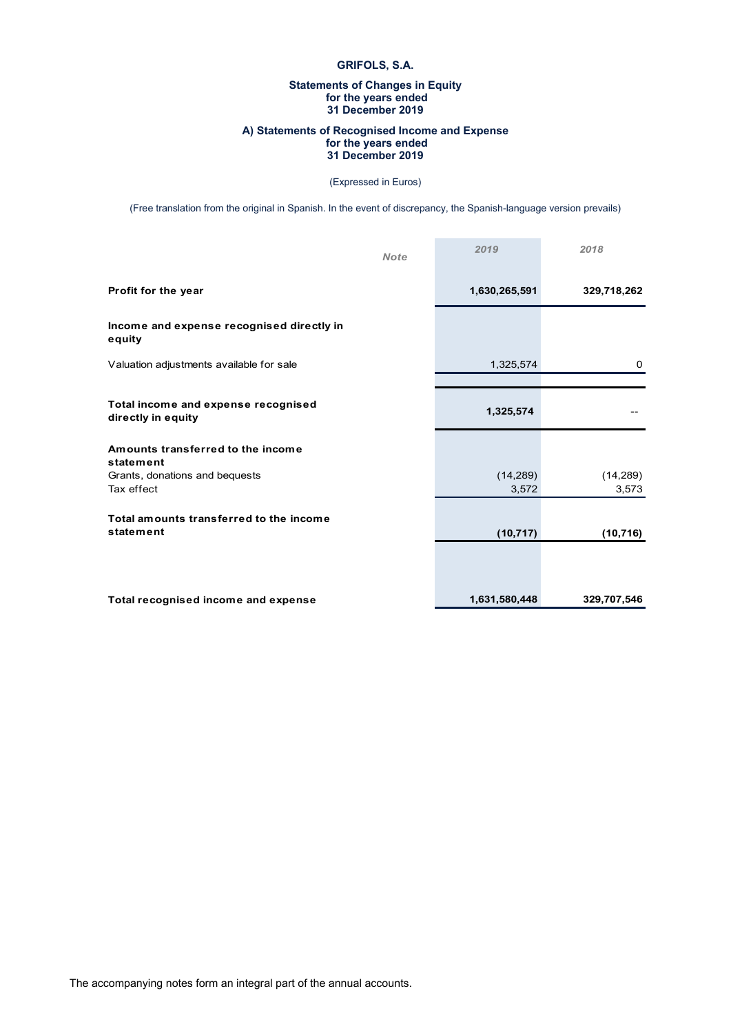# GRIFOLS, S.A.

## Statements of Changes in Equity for the years ended 31 December 2019

## A) Statements of Recognised Income and Expense for the years ended 31 December 2019

(Expressed in Euros)

(Free translation from the original in Spanish. In the event of discrepancy, the Spanish-language version prevails)

| | Note | 2019 | 2018 |
|---|---|---|---|
| **Profit for the year** | | **1,630,265,591** | **329,718,262** |
| **Income and expense recognised directly in equity** | | | |
| Valuation adjustments available for sale | | 1,325,574 | 0 |
| **Total income and expense recognised directly in equity** | | **1,325,574** | -- |
| **Amounts transferred to the income statement** | | | |
| Grants, donations and bequests | | (14,289) | (14,289) |
| Tax effect | | 3,572 | 3,573 |
| **Total amounts transferred to the income statement** | | **(10,717)** | **(10,716)** |
| **Total recognised income and expense** | | **1,631,580,448** | **329,707,546** |

The accompanying notes form an integral part of the annual accounts.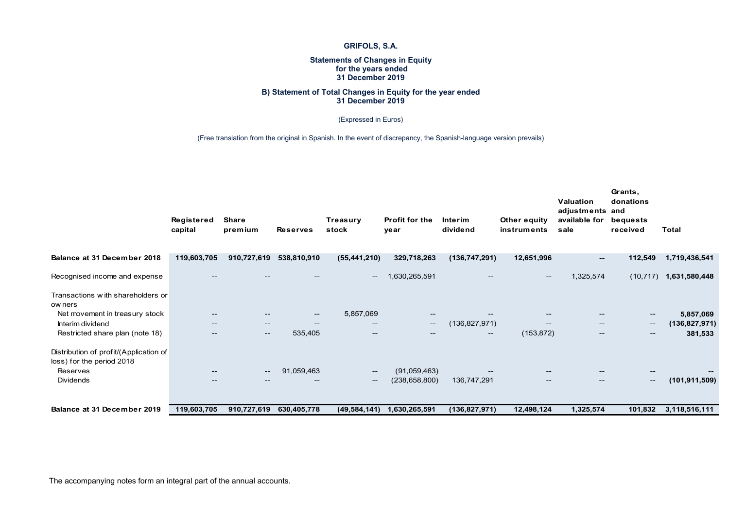# GRIFOLS, S.A.

## Statements of Changes in Equity for the years ended 31 December 2019

### B) Statement of Total Changes in Equity for the year ended 31 December 2019

(Expressed in Euros)

(Free translation from the original in Spanish. In the event of discrepancy, the Spanish-language version prevails)

| | Registered capital | Share premium | Reserves | Treasury stock | Profit for the year | Interim dividend | Other equity instruments | Valuation adjustments available for sale | Grants, donations and bequests received | Total |
|---|---|---|---|---|---|---|---|---|---|---|
| **Balance at 31 December 2018** | **119,603,705** | **910,727,619** | **538,810,910** | **(55,441,210)** | **329,718,263** | **(136,747,291)** | **12,651,996** | **--** | **112,549** | **1,719,436,541** |
| Recognised income and expense | -- | -- | -- | -- | 1,630,265,591 | -- | -- | 1,325,574 | (10,717) | **1,631,580,448** |
| Transactions with shareholders or owners | | | | | | | | | | |
| Net movement in treasury stock | -- | -- | -- | 5,857,069 | -- | -- | -- | -- | -- | **5,857,069** |
| Interim dividend | -- | -- | -- | -- | -- | (136,827,971) | -- | -- | -- | **(136,827,971)** |
| Restricted share plan (note 18) | -- | -- | 535,405 | -- | -- | -- | (153,872) | -- | -- | **381,533** |
| Distribution of profit/(Application of loss) for the period 2018 | | | | | | | | | | |
| Reserves | -- | -- | 91,059,463 | -- | (91,059,463) | -- | -- | -- | -- | **--** |
| Dividends | -- | -- | -- | -- | (238,658,800) | 136,747,291 | -- | -- | -- | **(101,911,509)** |
| **Balance at 31 December 2019** | **119,603,705** | **910,727,619** | **630,405,778** | **(49,584,141)** | **1,630,265,591** | **(136,827,971)** | **12,498,124** | **1,325,574** | **101,832** | **3,118,516,111** |

The accompanying notes form an integral part of the annual accounts.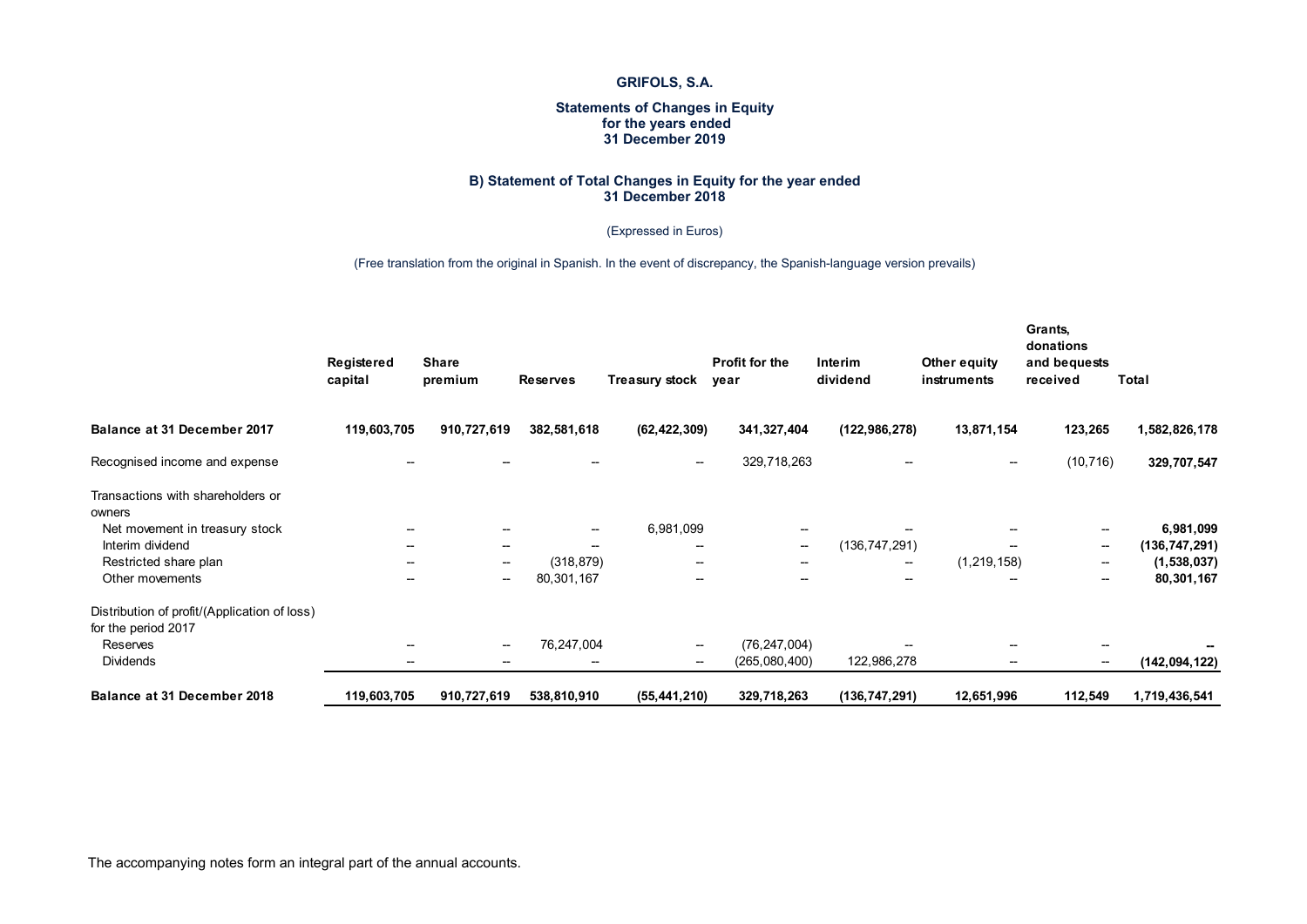# GRIFOLS, S.A.

## Statements of Changes in Equity for the years ended 31 December 2019

### B) Statement of Total Changes in Equity for the year ended 31 December 2018

(Expressed in Euros)

(Free translation from the original in Spanish. In the event of discrepancy, the Spanish-language version prevails)

| | Registered capital | Share premium | Reserves | Treasury stock | Profit for the year | Interim dividend | Other equity instruments | Grants, donations and bequests received | Total |
|---|---|---|---|---|---|---|---|---|---|
| **Balance at 31 December 2017** | **119,603,705** | **910,727,619** | **382,581,618** | **(62,422,309)** | **341,327,404** | **(122,986,278)** | **13,871,154** | **123,265** | **1,582,826,178** |
| Recognised income and expense | -- | -- | -- | -- | 329,718,263 | -- | -- | (10,716) | **329,707,547** |
| Transactions with shareholders or owners | | | | | | | | | |
| Net movement in treasury stock | -- | -- | -- | 6,981,099 | -- | -- | -- | -- | **6,981,099** |
| Interim dividend | -- | -- | -- | -- | -- | (136,747,291) | -- | -- | **(136,747,291)** |
| Restricted share plan | -- | -- | (318,879) | -- | -- | -- | (1,219,158) | -- | **(1,538,037)** |
| Other movements | -- | -- | 80,301,167 | -- | -- | -- | -- | -- | **80,301,167** |
| Distribution of profit/(Application of loss) for the period 2017 | | | | | | | | | |
| Reserves | -- | -- | 76,247,004 | -- | (76,247,004) | -- | -- | -- | **--** |
| Dividends | -- | -- | -- | -- | (265,080,400) | 122,986,278 | -- | -- | **(142,094,122)** |
| **Balance at 31 December 2018** | **119,603,705** | **910,727,619** | **538,810,910** | **(55,441,210)** | **329,718,263** | **(136,747,291)** | **12,651,996** | **112,549** | **1,719,436,541** |

The accompanying notes form an integral part of the annual accounts.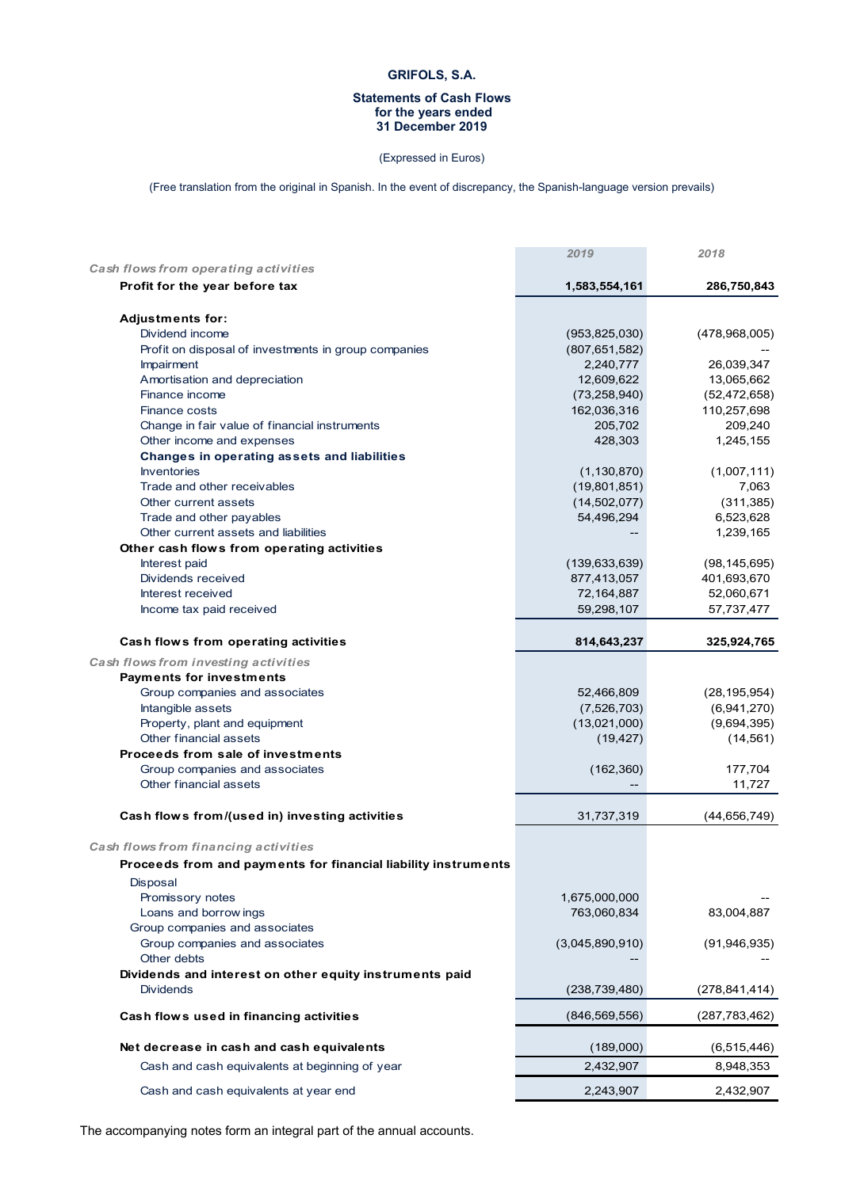**GRIFOLS, S.A.**

**Statements of Cash Flows for the years ended 31 December 2019**

(Expressed in Euros)

(Free translation from the original in Spanish. In the event of discrepancy, the Spanish-language version prevails)

| | 2019 | 2018 |
|---|---|---|
| *Cash flows from operating activities* | | |
| **Profit for the year before tax** | **1,583,554,161** | **286,750,843** |
| **Adjustments for:** | | |
| Dividend income | (953,825,030) | (478,968,005) |
| Profit on disposal of investments in group companies | (807,651,582) | -- |
| Impairment | 2,240,777 | 26,039,347 |
| Amortisation and depreciation | 12,609,622 | 13,065,662 |
| Finance income | (73,258,940) | (52,472,658) |
| Finance costs | 162,036,316 | 110,257,698 |
| Change in fair value of financial instruments | 205,702 | 209,240 |
| Other income and expenses | 428,303 | 1,245,155 |
| **Changes in operating assets and liabilities** | | |
| Inventories | (1,130,870) | (1,007,111) |
| Trade and other receivables | (19,801,851) | 7,063 |
| Other current assets | (14,502,077) | (311,385) |
| Trade and other payables | 54,496,294 | 6,523,628 |
| Other current assets and liabilities | -- | 1,239,165 |
| **Other cash flows from operating activities** | | |
| Interest paid | (139,633,639) | (98,145,695) |
| Dividends received | 877,413,057 | 401,693,670 |
| Interest received | 72,164,887 | 52,060,671 |
| Income tax paid received | 59,298,107 | 57,737,477 |
| **Cash flows from operating activities** | **814,643,237** | **325,924,765** |
| *Cash flows from investing activities* | | |
| **Payments for investments** | | |
| Group companies and associates | 52,466,809 | (28,195,954) |
| Intangible assets | (7,526,703) | (6,941,270) |
| Property, plant and equipment | (13,021,000) | (9,694,395) |
| Other financial assets | (19,427) | (14,561) |
| **Proceeds from sale of investments** | | |
| Group companies and associates | (162,360) | 177,704 |
| Other financial assets | -- | 11,727 |
| **Cash flows from/(used in) investing activities** | 31,737,319 | (44,656,749) |
| *Cash flows from financing activities* | | |
| **Proceeds from and payments for financial liability instruments** | | |
| Disposal | | |
| Promissory notes | 1,675,000,000 | -- |
| Loans and borrowings | 763,060,834 | 83,004,887 |
| Group companies and associates | | |
| Group companies and associates | (3,045,890,910) | (91,946,935) |
| Other debts | -- | -- |
| **Dividends and interest on other equity instruments paid** | | |
| Dividends | (238,739,480) | (278,841,414) |
| **Cash flows used in financing activities** | (846,569,556) | (287,783,462) |
| **Net decrease in cash and cash equivalents** | (189,000) | (6,515,446) |
| Cash and cash equivalents at beginning of year | 2,432,907 | 8,948,353 |
| Cash and cash equivalents at year end | 2,243,907 | 2,432,907 |

The accompanying notes form an integral part of the annual accounts.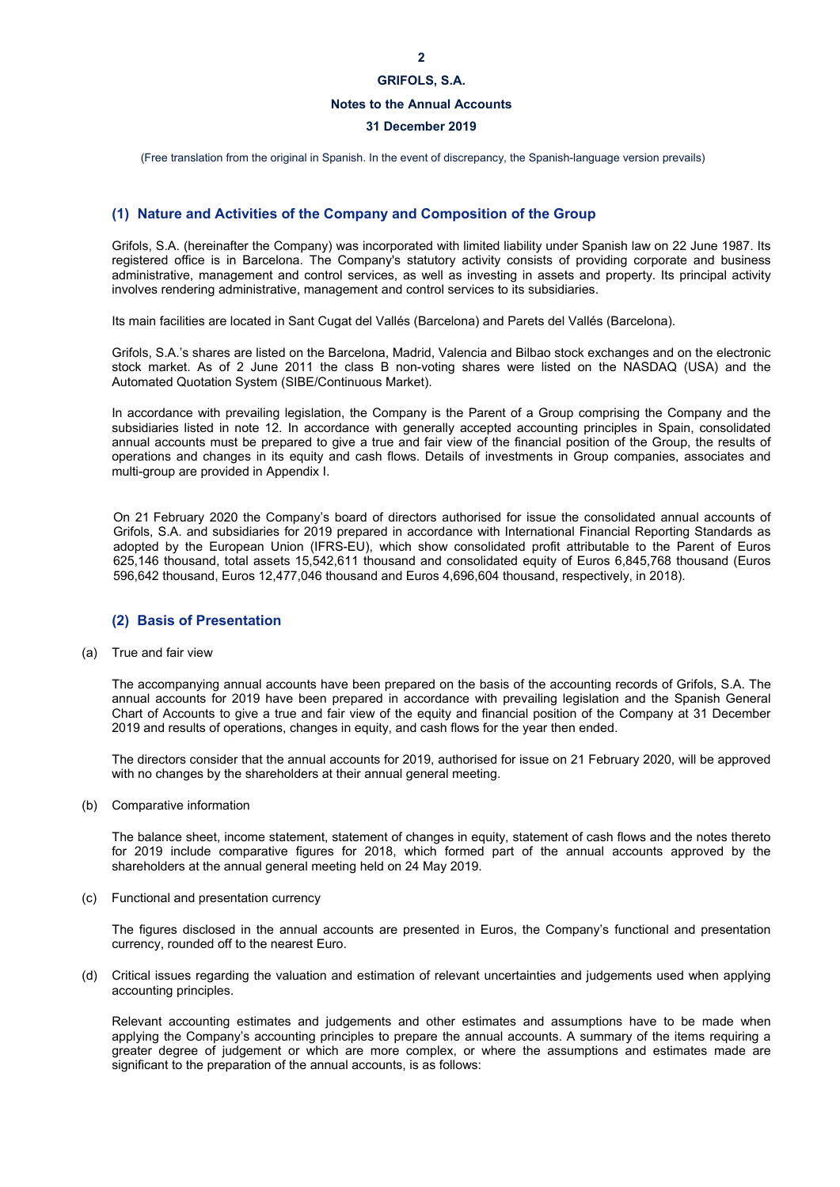(Free translation from the original in Spanish. In the event of discrepancy, the Spanish-language version prevails)

## (1) Nature and Activities of the Company and Composition of the Group

Grifols, S.A. (hereinafter the Company) was incorporated with limited liability under Spanish law on 22 June 1987. Its registered office is in Barcelona. The Company's statutory activity consists of providing corporate and business administrative, management and control services, as well as investing in assets and property. Its principal activity involves rendering administrative, management and control services to its subsidiaries.

Its main facilities are located in Sant Cugat del Vallés (Barcelona) and Parets del Vallés (Barcelona).

Grifols, S.A.'s shares are listed on the Barcelona, Madrid, Valencia and Bilbao stock exchanges and on the electronic stock market. As of 2 June 2011 the class B non-voting shares were listed on the NASDAQ (USA) and the Automated Quotation System (SIBE/Continuous Market).

In accordance with prevailing legislation, the Company is the Parent of a Group comprising the Company and the subsidiaries listed in note 12. In accordance with generally accepted accounting principles in Spain, consolidated annual accounts must be prepared to give a true and fair view of the financial position of the Group, the results of operations and changes in its equity and cash flows. Details of investments in Group companies, associates and multi-group are provided in Appendix I.

On 21 February 2020 the Company's board of directors authorised for issue the consolidated annual accounts of Grifols, S.A. and subsidiaries for 2019 prepared in accordance with International Financial Reporting Standards as adopted by the European Union (IFRS-EU), which show consolidated profit attributable to the Parent of Euros 625,146 thousand, total assets 15,542,611 thousand and consolidated equity of Euros 6,845,768 thousand (Euros 596,642 thousand, Euros 12,477,046 thousand and Euros 4,696,604 thousand, respectively, in 2018).

## (2) Basis of Presentation

(a) True and fair view

The accompanying annual accounts have been prepared on the basis of the accounting records of Grifols, S.A. The annual accounts for 2019 have been prepared in accordance with prevailing legislation and the Spanish General Chart of Accounts to give a true and fair view of the equity and financial position of the Company at 31 December 2019 and results of operations, changes in equity, and cash flows for the year then ended.

The directors consider that the annual accounts for 2019, authorised for issue on 21 February 2020, will be approved with no changes by the shareholders at their annual general meeting.

(b) Comparative information

The balance sheet, income statement, statement of changes in equity, statement of cash flows and the notes thereto for 2019 include comparative figures for 2018, which formed part of the annual accounts approved by the shareholders at the annual general meeting held on 24 May 2019.

(c) Functional and presentation currency

The figures disclosed in the annual accounts are presented in Euros, the Company's functional and presentation currency, rounded off to the nearest Euro.

(d) Critical issues regarding the valuation and estimation of relevant uncertainties and judgements used when applying accounting principles.

Relevant accounting estimates and judgements and other estimates and assumptions have to be made when applying the Company's accounting principles to prepare the annual accounts. A summary of the items requiring a greater degree of judgement or which are more complex, or where the assumptions and estimates made are significant to the preparation of the annual accounts, is as follows: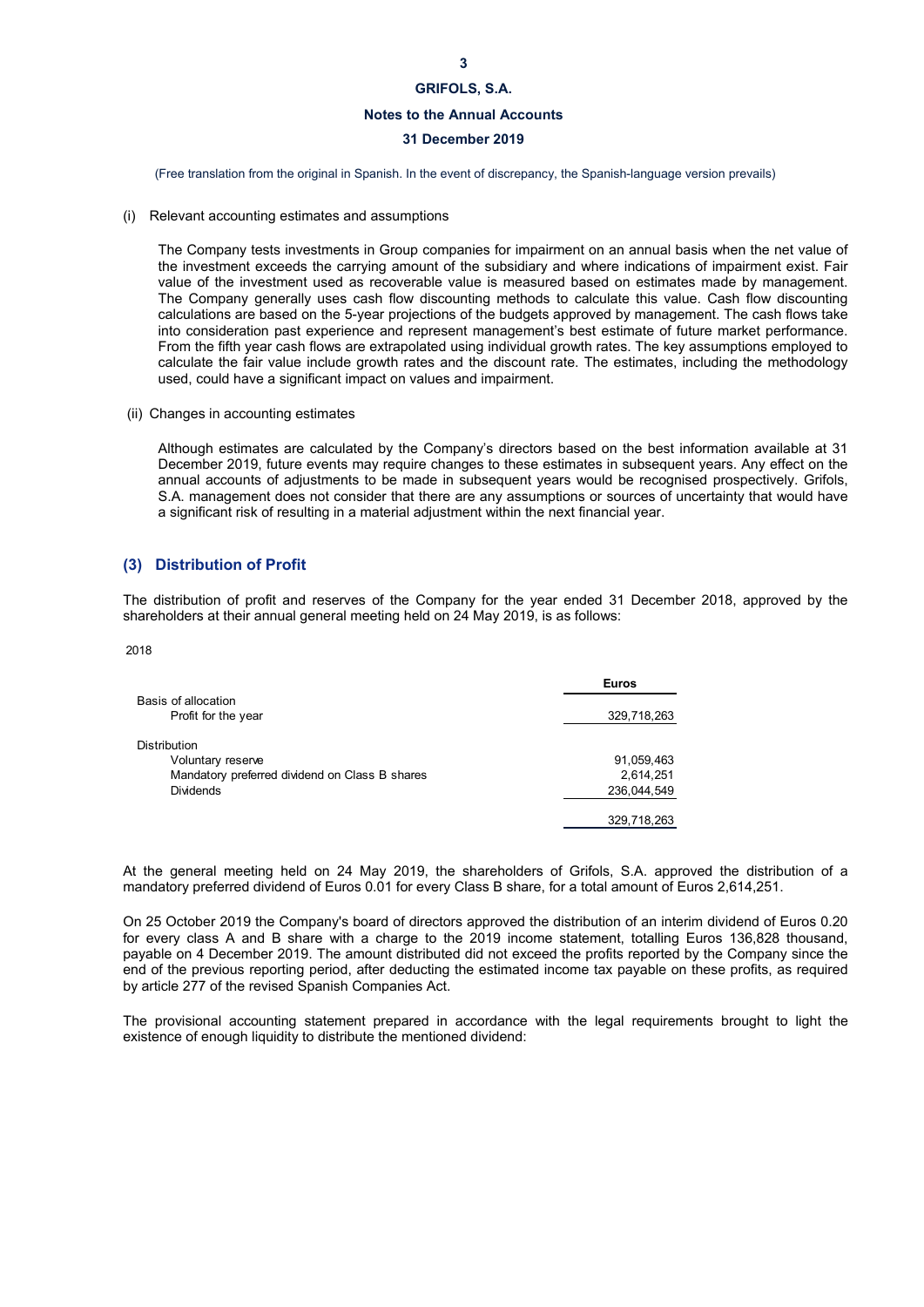(Free translation from the original in Spanish. In the event of discrepancy, the Spanish-language version prevails)

(i) Relevant accounting estimates and assumptions

The Company tests investments in Group companies for impairment on an annual basis when the net value of the investment exceeds the carrying amount of the subsidiary and where indications of impairment exist. Fair value of the investment used as recoverable value is measured based on estimates made by management. The Company generally uses cash flow discounting methods to calculate this value. Cash flow discounting calculations are based on the 5-year projections of the budgets approved by management. The cash flows take into consideration past experience and represent management's best estimate of future market performance. From the fifth year cash flows are extrapolated using individual growth rates. The key assumptions employed to calculate the fair value include growth rates and the discount rate. The estimates, including the methodology used, could have a significant impact on values and impairment.

(ii) Changes in accounting estimates

Although estimates are calculated by the Company's directors based on the best information available at 31 December 2019, future events may require changes to these estimates in subsequent years. Any effect on the annual accounts of adjustments to be made in subsequent years would be recognised prospectively. Grifols, S.A. management does not consider that there are any assumptions or sources of uncertainty that would have a significant risk of resulting in a material adjustment within the next financial year.

## (3) Distribution of Profit

The distribution of profit and reserves of the Company for the year ended 31 December 2018, approved by the shareholders at their annual general meeting held on 24 May 2019, is as follows:

2018

| | Euros |
|---|---|
| Basis of allocation | |
| Profit for the year | 329,718,263 |
| Distribution | |
| Voluntary reserve | 91,059,463 |
| Mandatory preferred dividend on Class B shares | 2,614,251 |
| Dividends | 236,044,549 |
| | 329,718,263 |

At the general meeting held on 24 May 2019, the shareholders of Grifols, S.A. approved the distribution of a mandatory preferred dividend of Euros 0.01 for every Class B share, for a total amount of Euros 2,614,251.

On 25 October 2019 the Company's board of directors approved the distribution of an interim dividend of Euros 0.20 for every class A and B share with a charge to the 2019 income statement, totalling Euros 136,828 thousand, payable on 4 December 2019. The amount distributed did not exceed the profits reported by the Company since the end of the previous reporting period, after deducting the estimated income tax payable on these profits, as required by article 277 of the revised Spanish Companies Act.

The provisional accounting statement prepared in accordance with the legal requirements brought to light the existence of enough liquidity to distribute the mentioned dividend: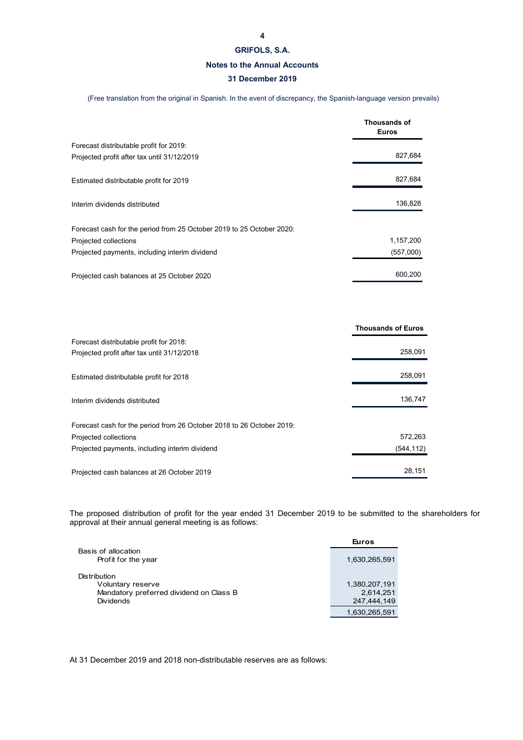| | Thousands of Euros |
|---|---|
| Forecast distributable profit for 2019: | |
| Projected profit after tax until 31/12/2019 | 827,684 |
| Estimated distributable profit for 2019 | 827,684 |
| Interim dividends distributed | 136,828 |
| Forecast cash for the period from 25 October 2019 to 25 October 2020: | |
| Projected collections | 1,157,200 |
| Projected payments, including interim dividend | (557,000) |
| Projected cash balances at 25 October 2020 | 600,200 |

| | Thousands of Euros |
|---|---|
| Forecast distributable profit for 2018: | |
| Projected profit after tax until 31/12/2018 | 258,091 |
| Estimated distributable profit for 2018 | 258,091 |
| Interim dividends distributed | 136,747 |
| Forecast cash for the period from 26 October 2018 to 26 October 2019: | |
| Projected collections | 572,263 |
| Projected payments, including interim dividend | (544,112) |
| Projected cash balances at 26 October 2019 | 28,151 |

The proposed distribution of profit for the year ended 31 December 2019 to be submitted to the shareholders for approval at their annual general meeting is as follows:

| | Euros |
|---|---|
| Basis of allocation | |
| Profit for the year | 1,630,265,591 |
| Distribution | |
| Voluntary reserve | 1,380,207,191 |
| Mandatory preferred dividend on Class B | 2,614,251 |
| Dividends | 247,444,149 |
| | 1,630,265,591 |

At 31 December 2019 and 2018 non-distributable reserves are as follows: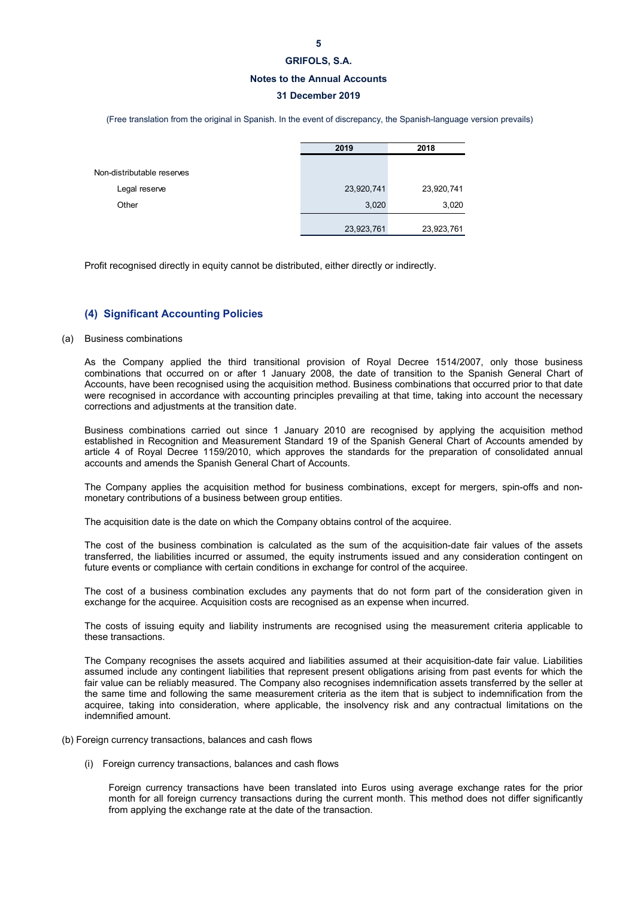(Free translation from the original in Spanish. In the event of discrepancy, the Spanish-language version prevails)

| | 2019 | 2018 |
|---|---|---|
| Non-distributable reserves | | |
| Legal reserve | 23,920,741 | 23,920,741 |
| Other | 3,020 | 3,020 |
| | 23,923,761 | 23,923,761 |

Profit recognised directly in equity cannot be distributed, either directly or indirectly.

## (4) Significant Accounting Policies

(a) Business combinations

As the Company applied the third transitional provision of Royal Decree 1514/2007, only those business combinations that occurred on or after 1 January 2008, the date of transition to the Spanish General Chart of Accounts, have been recognised using the acquisition method. Business combinations that occurred prior to that date were recognised in accordance with accounting principles prevailing at that time, taking into account the necessary corrections and adjustments at the transition date.

Business combinations carried out since 1 January 2010 are recognised by applying the acquisition method established in Recognition and Measurement Standard 19 of the Spanish General Chart of Accounts amended by article 4 of Royal Decree 1159/2010, which approves the standards for the preparation of consolidated annual accounts and amends the Spanish General Chart of Accounts.

The Company applies the acquisition method for business combinations, except for mergers, spin-offs and non-monetary contributions of a business between group entities.

The acquisition date is the date on which the Company obtains control of the acquiree.

The cost of the business combination is calculated as the sum of the acquisition-date fair values of the assets transferred, the liabilities incurred or assumed, the equity instruments issued and any consideration contingent on future events or compliance with certain conditions in exchange for control of the acquiree.

The cost of a business combination excludes any payments that do not form part of the consideration given in exchange for the acquiree. Acquisition costs are recognised as an expense when incurred.

The costs of issuing equity and liability instruments are recognised using the measurement criteria applicable to these transactions.

The Company recognises the assets acquired and liabilities assumed at their acquisition-date fair value. Liabilities assumed include any contingent liabilities that represent present obligations arising from past events for which the fair value can be reliably measured. The Company also recognises indemnification assets transferred by the seller at the same time and following the same measurement criteria as the item that is subject to indemnification from the acquiree, taking into consideration, where applicable, the insolvency risk and any contractual limitations on the indemnified amount.

(b) Foreign currency transactions, balances and cash flows

(i) Foreign currency transactions, balances and cash flows

Foreign currency transactions have been translated into Euros using average exchange rates for the prior month for all foreign currency transactions during the current month. This method does not differ significantly from applying the exchange rate at the date of the transaction.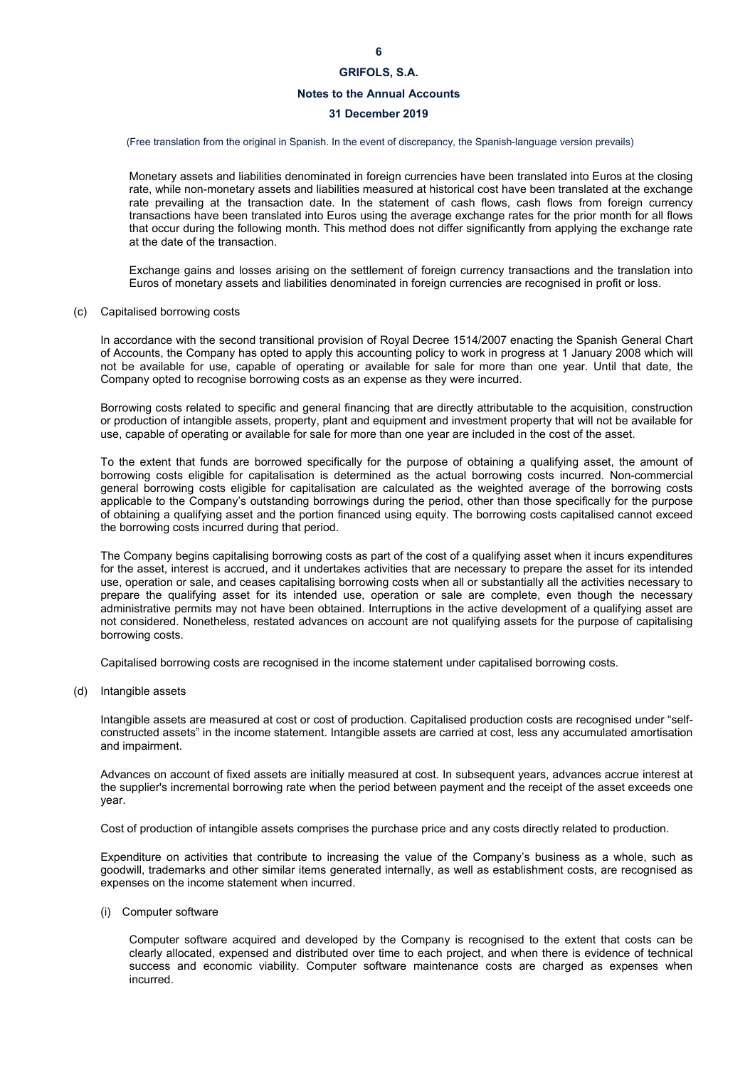(Free translation from the original in Spanish. In the event of discrepancy, the Spanish-language version prevails)

Monetary assets and liabilities denominated in foreign currencies have been translated into Euros at the closing rate, while non-monetary assets and liabilities measured at historical cost have been translated at the exchange rate prevailing at the transaction date. In the statement of cash flows, cash flows from foreign currency transactions have been translated into Euros using the average exchange rates for the prior month for all flows that occur during the following month. This method does not differ significantly from applying the exchange rate at the date of the transaction.

Exchange gains and losses arising on the settlement of foreign currency transactions and the translation into Euros of monetary assets and liabilities denominated in foreign currencies are recognised in profit or loss.

(c) Capitalised borrowing costs

In accordance with the second transitional provision of Royal Decree 1514/2007 enacting the Spanish General Chart of Accounts, the Company has opted to apply this accounting policy to work in progress at 1 January 2008 which will not be available for use, capable of operating or available for sale for more than one year. Until that date, the Company opted to recognise borrowing costs as an expense as they were incurred.

Borrowing costs related to specific and general financing that are directly attributable to the acquisition, construction or production of intangible assets, property, plant and equipment and investment property that will not be available for use, capable of operating or available for sale for more than one year are included in the cost of the asset.

To the extent that funds are borrowed specifically for the purpose of obtaining a qualifying asset, the amount of borrowing costs eligible for capitalisation is determined as the actual borrowing costs incurred. Non-commercial general borrowing costs eligible for capitalisation are calculated as the weighted average of the borrowing costs applicable to the Company's outstanding borrowings during the period, other than those specifically for the purpose of obtaining a qualifying asset and the portion financed using equity. The borrowing costs capitalised cannot exceed the borrowing costs incurred during that period.

The Company begins capitalising borrowing costs as part of the cost of a qualifying asset when it incurs expenditures for the asset, interest is accrued, and it undertakes activities that are necessary to prepare the asset for its intended use, operation or sale, and ceases capitalising borrowing costs when all or substantially all the activities necessary to prepare the qualifying asset for its intended use, operation or sale are complete, even though the necessary administrative permits may not have been obtained. Interruptions in the active development of a qualifying asset are not considered. Nonetheless, restated advances on account are not qualifying assets for the purpose of capitalising borrowing costs.

Capitalised borrowing costs are recognised in the income statement under capitalised borrowing costs.

(d) Intangible assets

Intangible assets are measured at cost or cost of production. Capitalised production costs are recognised under "self-constructed assets" in the income statement. Intangible assets are carried at cost, less any accumulated amortisation and impairment.

Advances on account of fixed assets are initially measured at cost. In subsequent years, advances accrue interest at the supplier's incremental borrowing rate when the period between payment and the receipt of the asset exceeds one year.

Cost of production of intangible assets comprises the purchase price and any costs directly related to production.

Expenditure on activities that contribute to increasing the value of the Company's business as a whole, such as goodwill, trademarks and other similar items generated internally, as well as establishment costs, are recognised as expenses on the income statement when incurred.

(i) Computer software

Computer software acquired and developed by the Company is recognised to the extent that costs can be clearly allocated, expensed and distributed over time to each project, and when there is evidence of technical success and economic viability. Computer software maintenance costs are charged as expenses when incurred.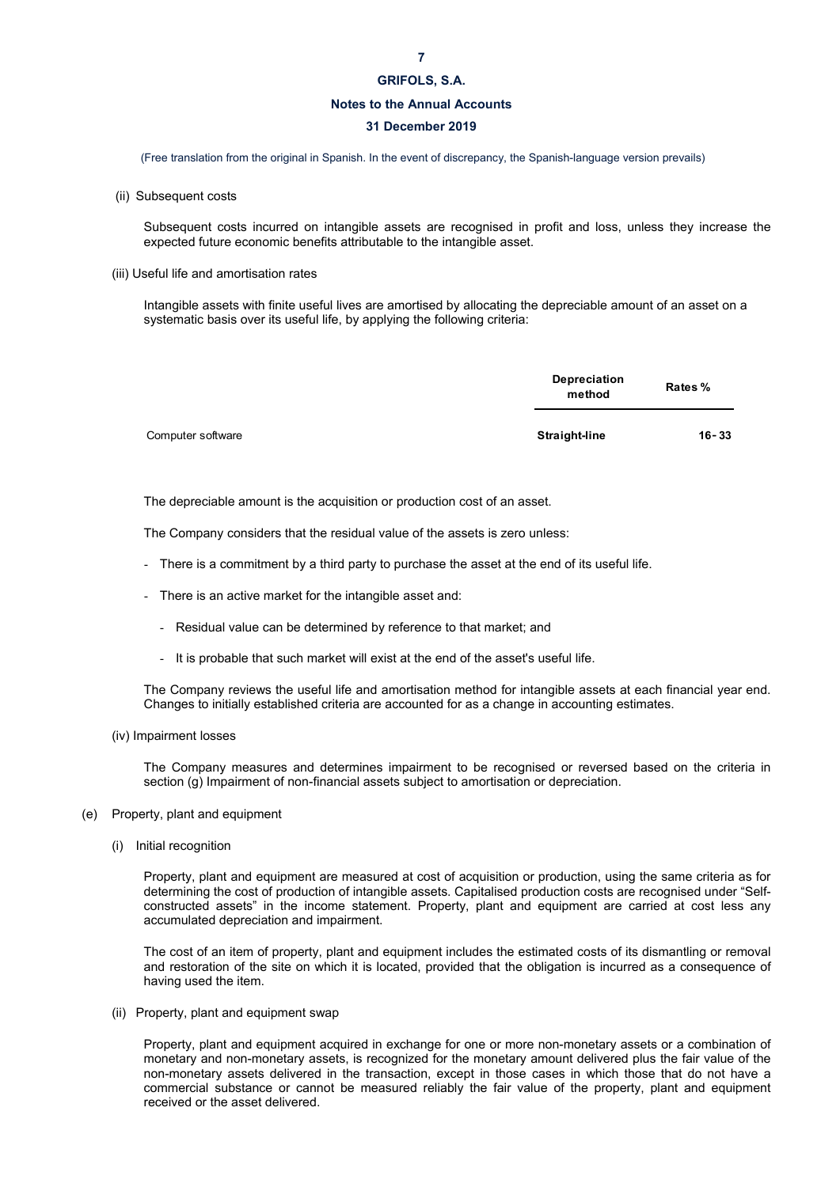(Free translation from the original in Spanish. In the event of discrepancy, the Spanish-language version prevails)

(ii) Subsequent costs

Subsequent costs incurred on intangible assets are recognised in profit and loss, unless they increase the expected future economic benefits attributable to the intangible asset.

(iii) Useful life and amortisation rates

Intangible assets with finite useful lives are amortised by allocating the depreciable amount of an asset on a systematic basis over its useful life, by applying the following criteria:

| | Depreciation method | Rates % |
|---|---|---|
| Computer software | Straight-line | 16 - 33 |

The depreciable amount is the acquisition or production cost of an asset.

The Company considers that the residual value of the assets is zero unless:

- There is a commitment by a third party to purchase the asset at the end of its useful life.
- There is an active market for the intangible asset and:
  - Residual value can be determined by reference to that market; and
  - It is probable that such market will exist at the end of the asset's useful life.

The Company reviews the useful life and amortisation method for intangible assets at each financial year end. Changes to initially established criteria are accounted for as a change in accounting estimates.

(iv) Impairment losses

The Company measures and determines impairment to be recognised or reversed based on the criteria in section (g) Impairment of non-financial assets subject to amortisation or depreciation.

(e) Property, plant and equipment

(i) Initial recognition

Property, plant and equipment are measured at cost of acquisition or production, using the same criteria as for determining the cost of production of intangible assets. Capitalised production costs are recognised under "Self-constructed assets" in the income statement. Property, plant and equipment are carried at cost less any accumulated depreciation and impairment.

The cost of an item of property, plant and equipment includes the estimated costs of its dismantling or removal and restoration of the site on which it is located, provided that the obligation is incurred as a consequence of having used the item.

(ii) Property, plant and equipment swap

Property, plant and equipment acquired in exchange for one or more non-monetary assets or a combination of monetary and non-monetary assets, is recognized for the monetary amount delivered plus the fair value of the non-monetary assets delivered in the transaction, except in those cases in which those that do not have a commercial substance or cannot be measured reliably the fair value of the property, plant and equipment received or the asset delivered.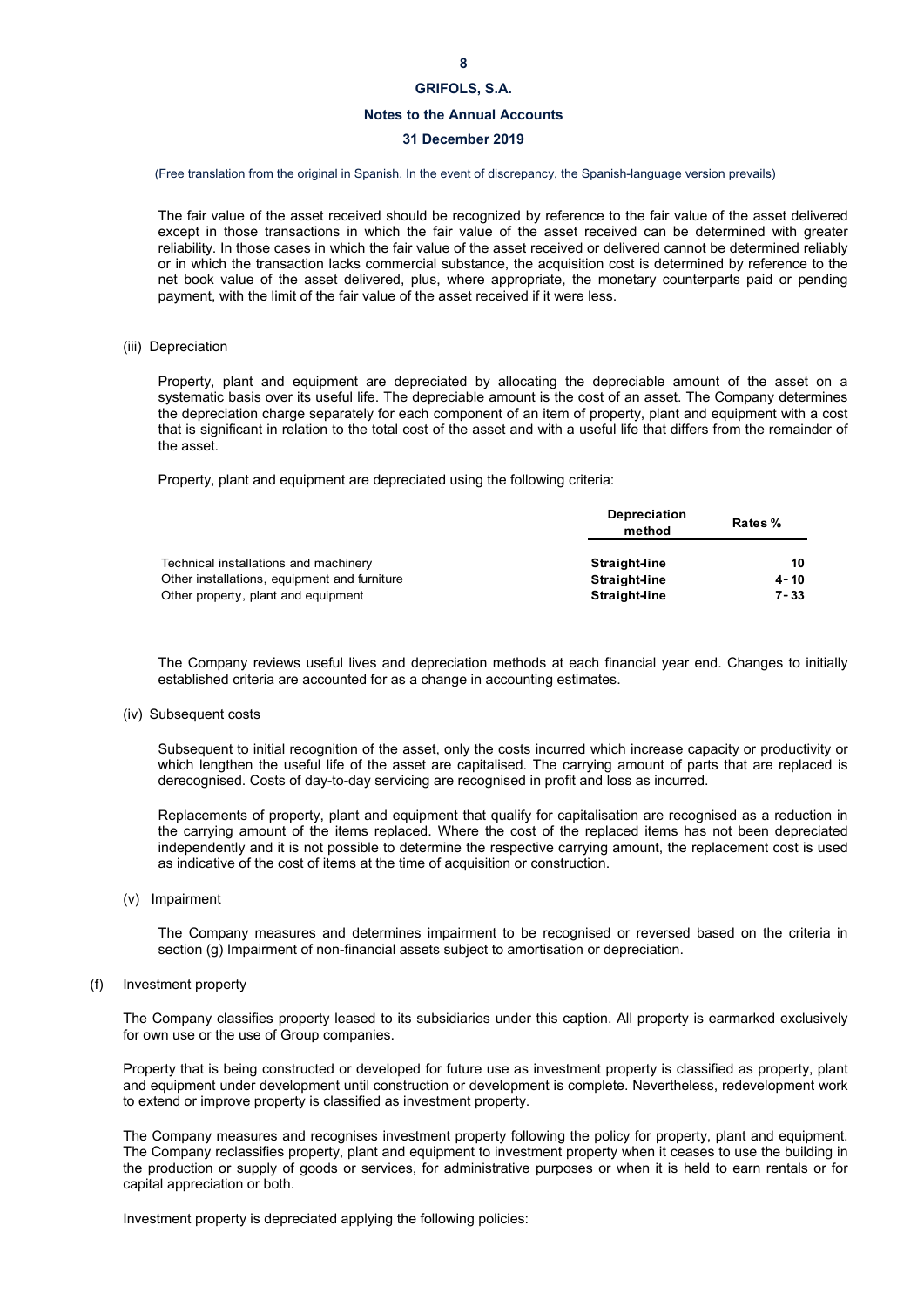(Free translation from the original in Spanish. In the event of discrepancy, the Spanish-language version prevails)

The fair value of the asset received should be recognized by reference to the fair value of the asset delivered except in those transactions in which the fair value of the asset received can be determined with greater reliability. In those cases in which the fair value of the asset received or delivered cannot be determined reliably or in which the transaction lacks commercial substance, the acquisition cost is determined by reference to the net book value of the asset delivered, plus, where appropriate, the monetary counterparts paid or pending payment, with the limit of the fair value of the asset received if it were less.

(iii) Depreciation

Property, plant and equipment are depreciated by allocating the depreciable amount of the asset on a systematic basis over its useful life. The depreciable amount is the cost of an asset. The Company determines the depreciation charge separately for each component of an item of property, plant and equipment with a cost that is significant in relation to the total cost of the asset and with a useful life that differs from the remainder of the asset.

Property, plant and equipment are depreciated using the following criteria:

| | Depreciation method | Rates % |
|---|---|---|
| Technical installations and machinery | **Straight-line** | **10** |
| Other installations, equipment and furniture | **Straight-line** | **4 - 10** |
| Other property, plant and equipment | **Straight-line** | **7 - 33** |

The Company reviews useful lives and depreciation methods at each financial year end. Changes to initially established criteria are accounted for as a change in accounting estimates.

(iv) Subsequent costs

Subsequent to initial recognition of the asset, only the costs incurred which increase capacity or productivity or which lengthen the useful life of the asset are capitalised. The carrying amount of parts that are replaced is derecognised. Costs of day-to-day servicing are recognised in profit and loss as incurred.

Replacements of property, plant and equipment that qualify for capitalisation are recognised as a reduction in the carrying amount of the items replaced. Where the cost of the replaced items has not been depreciated independently and it is not possible to determine the respective carrying amount, the replacement cost is used as indicative of the cost of items at the time of acquisition or construction.

(v) Impairment

The Company measures and determines impairment to be recognised or reversed based on the criteria in section (g) Impairment of non-financial assets subject to amortisation or depreciation.

(f) Investment property

The Company classifies property leased to its subsidiaries under this caption. All property is earmarked exclusively for own use or the use of Group companies.

Property that is being constructed or developed for future use as investment property is classified as property, plant and equipment under development until construction or development is complete. Nevertheless, redevelopment work to extend or improve property is classified as investment property.

The Company measures and recognises investment property following the policy for property, plant and equipment. The Company reclassifies property, plant and equipment to investment property when it ceases to use the building in the production or supply of goods or services, for administrative purposes or when it is held to earn rentals or for capital appreciation or both.

Investment property is depreciated applying the following policies: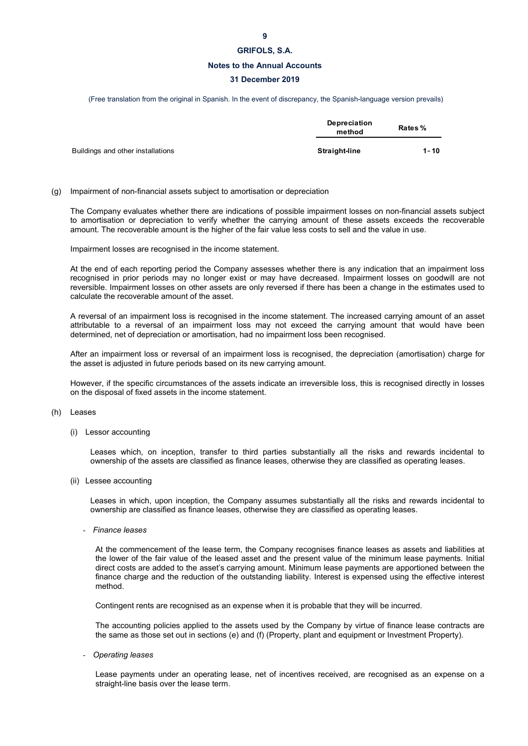(Free translation from the original in Spanish. In the event of discrepancy, the Spanish-language version prevails)

| | Depreciation method | Rates % |
|---|---|---|
| Buildings and other installations | **Straight-line** | **1 - 10** |

(g) Impairment of non-financial assets subject to amortisation or depreciation

The Company evaluates whether there are indications of possible impairment losses on non-financial assets subject to amortisation or depreciation to verify whether the carrying amount of these assets exceeds the recoverable amount. The recoverable amount is the higher of the fair value less costs to sell and the value in use.

Impairment losses are recognised in the income statement.

At the end of each reporting period the Company assesses whether there is any indication that an impairment loss recognised in prior periods may no longer exist or may have decreased. Impairment losses on goodwill are not reversible. Impairment losses on other assets are only reversed if there has been a change in the estimates used to calculate the recoverable amount of the asset.

A reversal of an impairment loss is recognised in the income statement. The increased carrying amount of an asset attributable to a reversal of an impairment loss may not exceed the carrying amount that would have been determined, net of depreciation or amortisation, had no impairment loss been recognised.

After an impairment loss or reversal of an impairment loss is recognised, the depreciation (amortisation) charge for the asset is adjusted in future periods based on its new carrying amount.

However, if the specific circumstances of the assets indicate an irreversible loss, this is recognised directly in losses on the disposal of fixed assets in the income statement.

(h) Leases

(i) Lessor accounting

Leases which, on inception, transfer to third parties substantially all the risks and rewards incidental to ownership of the assets are classified as finance leases, otherwise they are classified as operating leases.

(ii) Lessee accounting

Leases in which, upon inception, the Company assumes substantially all the risks and rewards incidental to ownership are classified as finance leases, otherwise they are classified as operating leases.

- *Finance leases*

At the commencement of the lease term, the Company recognises finance leases as assets and liabilities at the lower of the fair value of the leased asset and the present value of the minimum lease payments. Initial direct costs are added to the asset's carrying amount. Minimum lease payments are apportioned between the finance charge and the reduction of the outstanding liability. Interest is expensed using the effective interest method.

Contingent rents are recognised as an expense when it is probable that they will be incurred.

The accounting policies applied to the assets used by the Company by virtue of finance lease contracts are the same as those set out in sections (e) and (f) (Property, plant and equipment or Investment Property).

- *Operating leases*

Lease payments under an operating lease, net of incentives received, are recognised as an expense on a straight-line basis over the lease term.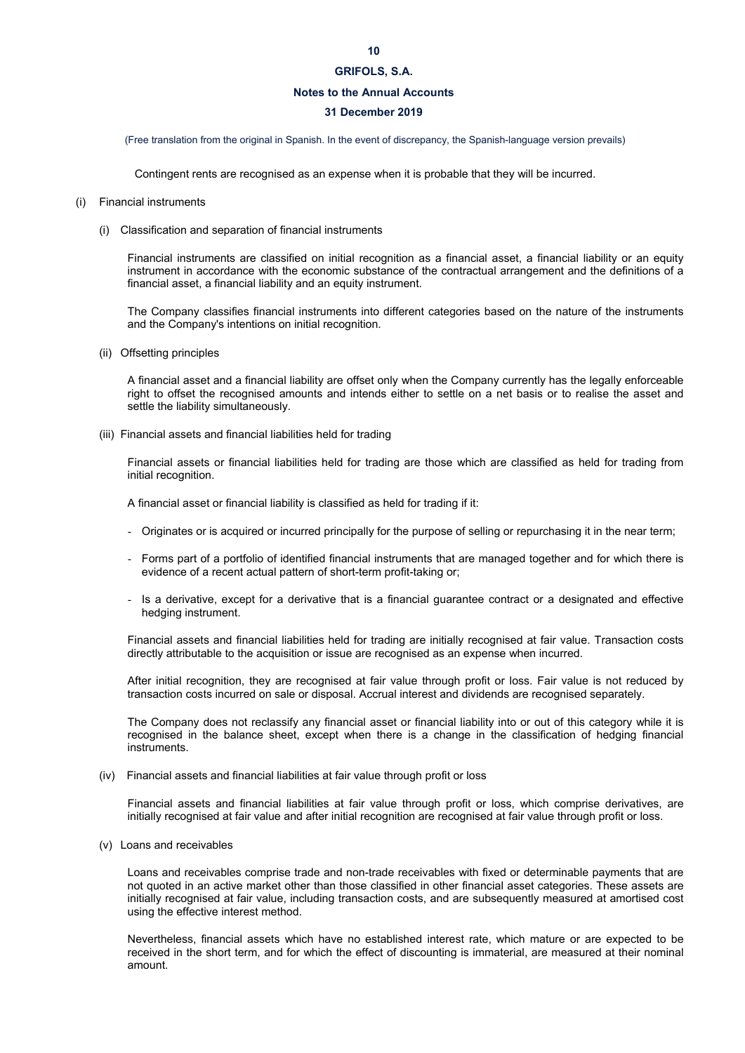(Free translation from the original in Spanish. In the event of discrepancy, the Spanish-language version prevails)

Contingent rents are recognised as an expense when it is probable that they will be incurred.

(i) Financial instruments

(i) Classification and separation of financial instruments

Financial instruments are classified on initial recognition as a financial asset, a financial liability or an equity instrument in accordance with the economic substance of the contractual arrangement and the definitions of a financial asset, a financial liability and an equity instrument.

The Company classifies financial instruments into different categories based on the nature of the instruments and the Company's intentions on initial recognition.

(ii) Offsetting principles

A financial asset and a financial liability are offset only when the Company currently has the legally enforceable right to offset the recognised amounts and intends either to settle on a net basis or to realise the asset and settle the liability simultaneously.

(iii) Financial assets and financial liabilities held for trading

Financial assets or financial liabilities held for trading are those which are classified as held for trading from initial recognition.

A financial asset or financial liability is classified as held for trading if it:

- Originates or is acquired or incurred principally for the purpose of selling or repurchasing it in the near term;
- Forms part of a portfolio of identified financial instruments that are managed together and for which there is evidence of a recent actual pattern of short-term profit-taking or;
- Is a derivative, except for a derivative that is a financial guarantee contract or a designated and effective hedging instrument.

Financial assets and financial liabilities held for trading are initially recognised at fair value. Transaction costs directly attributable to the acquisition or issue are recognised as an expense when incurred.

After initial recognition, they are recognised at fair value through profit or loss. Fair value is not reduced by transaction costs incurred on sale or disposal. Accrual interest and dividends are recognised separately.

The Company does not reclassify any financial asset or financial liability into or out of this category while it is recognised in the balance sheet, except when there is a change in the classification of hedging financial instruments.

(iv) Financial assets and financial liabilities at fair value through profit or loss

Financial assets and financial liabilities at fair value through profit or loss, which comprise derivatives, are initially recognised at fair value and after initial recognition are recognised at fair value through profit or loss.

(v) Loans and receivables

Loans and receivables comprise trade and non-trade receivables with fixed or determinable payments that are not quoted in an active market other than those classified in other financial asset categories. These assets are initially recognised at fair value, including transaction costs, and are subsequently measured at amortised cost using the effective interest method.

Nevertheless, financial assets which have no established interest rate, which mature or are expected to be received in the short term, and for which the effect of discounting is immaterial, are measured at their nominal amount.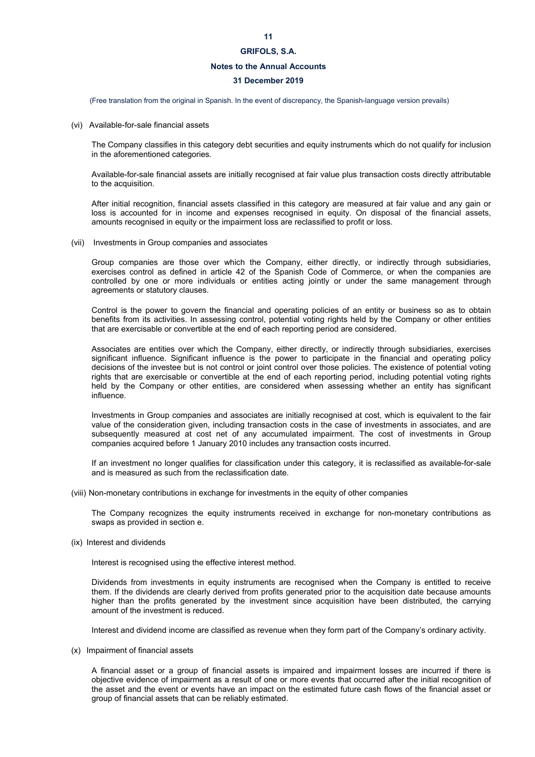(Free translation from the original in Spanish. In the event of discrepancy, the Spanish-language version prevails)

(vi) Available-for-sale financial assets

The Company classifies in this category debt securities and equity instruments which do not qualify for inclusion in the aforementioned categories.

Available-for-sale financial assets are initially recognised at fair value plus transaction costs directly attributable to the acquisition.

After initial recognition, financial assets classified in this category are measured at fair value and any gain or loss is accounted for in income and expenses recognised in equity. On disposal of the financial assets, amounts recognised in equity or the impairment loss are reclassified to profit or loss.

(vii) Investments in Group companies and associates

Group companies are those over which the Company, either directly, or indirectly through subsidiaries, exercises control as defined in article 42 of the Spanish Code of Commerce, or when the companies are controlled by one or more individuals or entities acting jointly or under the same management through agreements or statutory clauses.

Control is the power to govern the financial and operating policies of an entity or business so as to obtain benefits from its activities. In assessing control, potential voting rights held by the Company or other entities that are exercisable or convertible at the end of each reporting period are considered.

Associates are entities over which the Company, either directly, or indirectly through subsidiaries, exercises significant influence. Significant influence is the power to participate in the financial and operating policy decisions of the investee but is not control or joint control over those policies. The existence of potential voting rights that are exercisable or convertible at the end of each reporting period, including potential voting rights held by the Company or other entities, are considered when assessing whether an entity has significant influence.

Investments in Group companies and associates are initially recognised at cost, which is equivalent to the fair value of the consideration given, including transaction costs in the case of investments in associates, and are subsequently measured at cost net of any accumulated impairment. The cost of investments in Group companies acquired before 1 January 2010 includes any transaction costs incurred.

If an investment no longer qualifies for classification under this category, it is reclassified as available-for-sale and is measured as such from the reclassification date.

(viii) Non-monetary contributions in exchange for investments in the equity of other companies

The Company recognizes the equity instruments received in exchange for non-monetary contributions as swaps as provided in section e.

(ix) Interest and dividends

Interest is recognised using the effective interest method.

Dividends from investments in equity instruments are recognised when the Company is entitled to receive them. If the dividends are clearly derived from profits generated prior to the acquisition date because amounts higher than the profits generated by the investment since acquisition have been distributed, the carrying amount of the investment is reduced.

Interest and dividend income are classified as revenue when they form part of the Company's ordinary activity.

(x) Impairment of financial assets

A financial asset or a group of financial assets is impaired and impairment losses are incurred if there is objective evidence of impairment as a result of one or more events that occurred after the initial recognition of the asset and the event or events have an impact on the estimated future cash flows of the financial asset or group of financial assets that can be reliably estimated.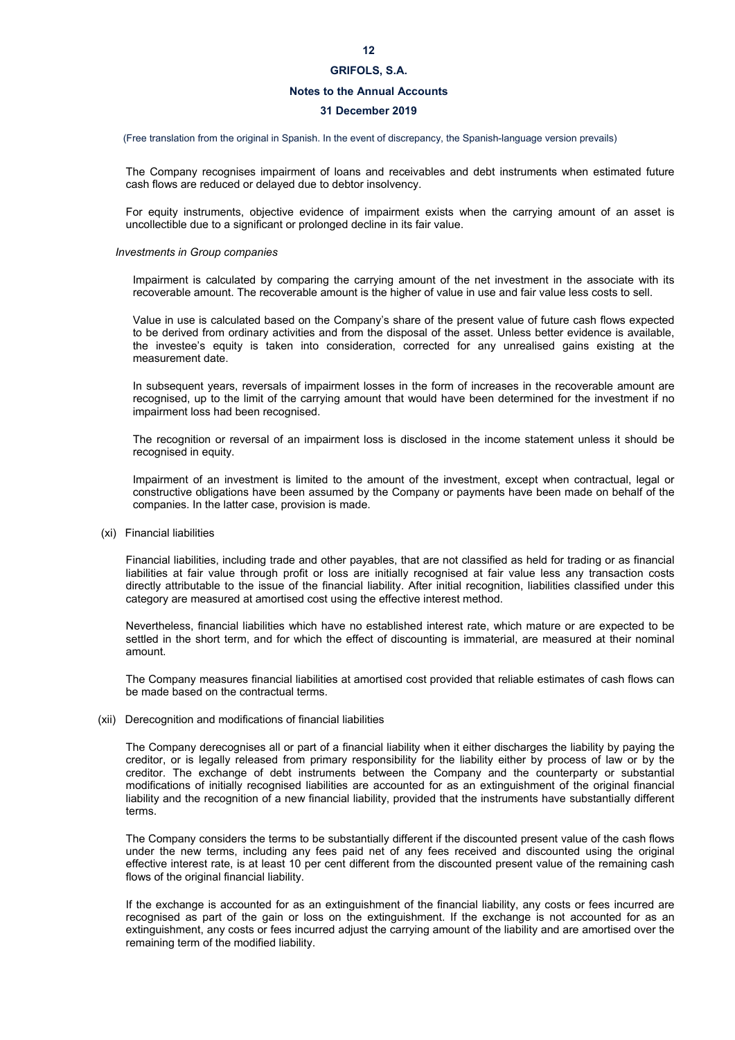The Company recognises impairment of loans and receivables and debt instruments when estimated future cash flows are reduced or delayed due to debtor insolvency.

For equity instruments, objective evidence of impairment exists when the carrying amount of an asset is uncollectible due to a significant or prolonged decline in its fair value.

*Investments in Group companies*

Impairment is calculated by comparing the carrying amount of the net investment in the associate with its recoverable amount. The recoverable amount is the higher of value in use and fair value less costs to sell.

Value in use is calculated based on the Company's share of the present value of future cash flows expected to be derived from ordinary activities and from the disposal of the asset. Unless better evidence is available, the investee's equity is taken into consideration, corrected for any unrealised gains existing at the measurement date.

In subsequent years, reversals of impairment losses in the form of increases in the recoverable amount are recognised, up to the limit of the carrying amount that would have been determined for the investment if no impairment loss had been recognised.

The recognition or reversal of an impairment loss is disclosed in the income statement unless it should be recognised in equity.

Impairment of an investment is limited to the amount of the investment, except when contractual, legal or constructive obligations have been assumed by the Company or payments have been made on behalf of the companies. In the latter case, provision is made.

(xi) Financial liabilities

Financial liabilities, including trade and other payables, that are not classified as held for trading or as financial liabilities at fair value through profit or loss are initially recognised at fair value less any transaction costs directly attributable to the issue of the financial liability. After initial recognition, liabilities classified under this category are measured at amortised cost using the effective interest method.

Nevertheless, financial liabilities which have no established interest rate, which mature or are expected to be settled in the short term, and for which the effect of discounting is immaterial, are measured at their nominal amount.

The Company measures financial liabilities at amortised cost provided that reliable estimates of cash flows can be made based on the contractual terms.

(xii) Derecognition and modifications of financial liabilities

The Company derecognises all or part of a financial liability when it either discharges the liability by paying the creditor, or is legally released from primary responsibility for the liability either by process of law or by the creditor. The exchange of debt instruments between the Company and the counterparty or substantial modifications of initially recognised liabilities are accounted for as an extinguishment of the original financial liability and the recognition of a new financial liability, provided that the instruments have substantially different terms.

The Company considers the terms to be substantially different if the discounted present value of the cash flows under the new terms, including any fees paid net of any fees received and discounted using the original effective interest rate, is at least 10 per cent different from the discounted present value of the remaining cash flows of the original financial liability.

If the exchange is accounted for as an extinguishment of the financial liability, any costs or fees incurred are recognised as part of the gain or loss on the extinguishment. If the exchange is not accounted for as an extinguishment, any costs or fees incurred adjust the carrying amount of the liability and are amortised over the remaining term of the modified liability.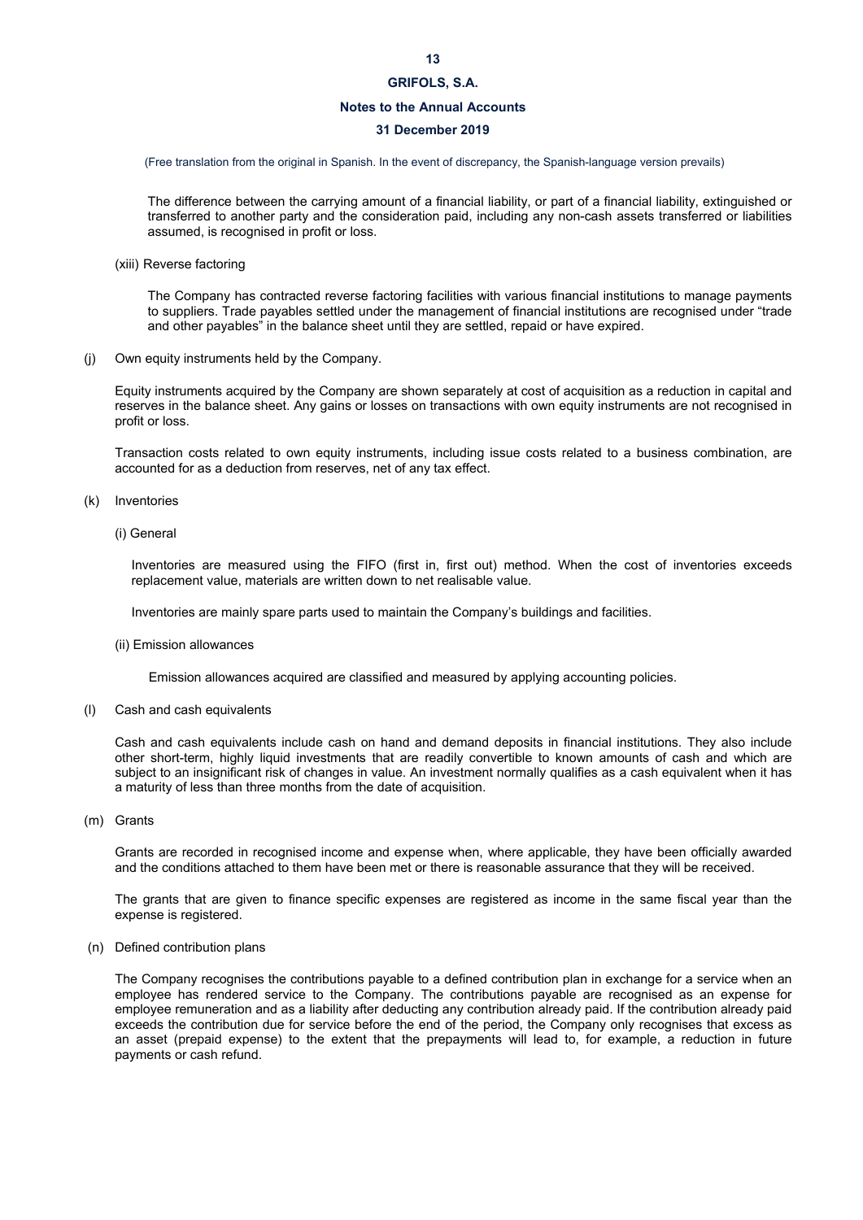The difference between the carrying amount of a financial liability, or part of a financial liability, extinguished or transferred to another party and the consideration paid, including any non-cash assets transferred or liabilities assumed, is recognised in profit or loss.

(xiii) Reverse factoring

The Company has contracted reverse factoring facilities with various financial institutions to manage payments to suppliers. Trade payables settled under the management of financial institutions are recognised under "trade and other payables" in the balance sheet until they are settled, repaid or have expired.

(j) Own equity instruments held by the Company.

Equity instruments acquired by the Company are shown separately at cost of acquisition as a reduction in capital and reserves in the balance sheet. Any gains or losses on transactions with own equity instruments are not recognised in profit or loss.

Transaction costs related to own equity instruments, including issue costs related to a business combination, are accounted for as a deduction from reserves, net of any tax effect.

(k) Inventories

(i) General

Inventories are measured using the FIFO (first in, first out) method. When the cost of inventories exceeds replacement value, materials are written down to net realisable value.

Inventories are mainly spare parts used to maintain the Company's buildings and facilities.

(ii) Emission allowances

Emission allowances acquired are classified and measured by applying accounting policies.

(l) Cash and cash equivalents

Cash and cash equivalents include cash on hand and demand deposits in financial institutions. They also include other short-term, highly liquid investments that are readily convertible to known amounts of cash and which are subject to an insignificant risk of changes in value. An investment normally qualifies as a cash equivalent when it has a maturity of less than three months from the date of acquisition.

(m) Grants

Grants are recorded in recognised income and expense when, where applicable, they have been officially awarded and the conditions attached to them have been met or there is reasonable assurance that they will be received.

The grants that are given to finance specific expenses are registered as income in the same fiscal year than the expense is registered.

(n) Defined contribution plans

The Company recognises the contributions payable to a defined contribution plan in exchange for a service when an employee has rendered service to the Company. The contributions payable are recognised as an expense for employee remuneration and as a liability after deducting any contribution already paid. If the contribution already paid exceeds the contribution due for service before the end of the period, the Company only recognises that excess as an asset (prepaid expense) to the extent that the prepayments will lead to, for example, a reduction in future payments or cash refund.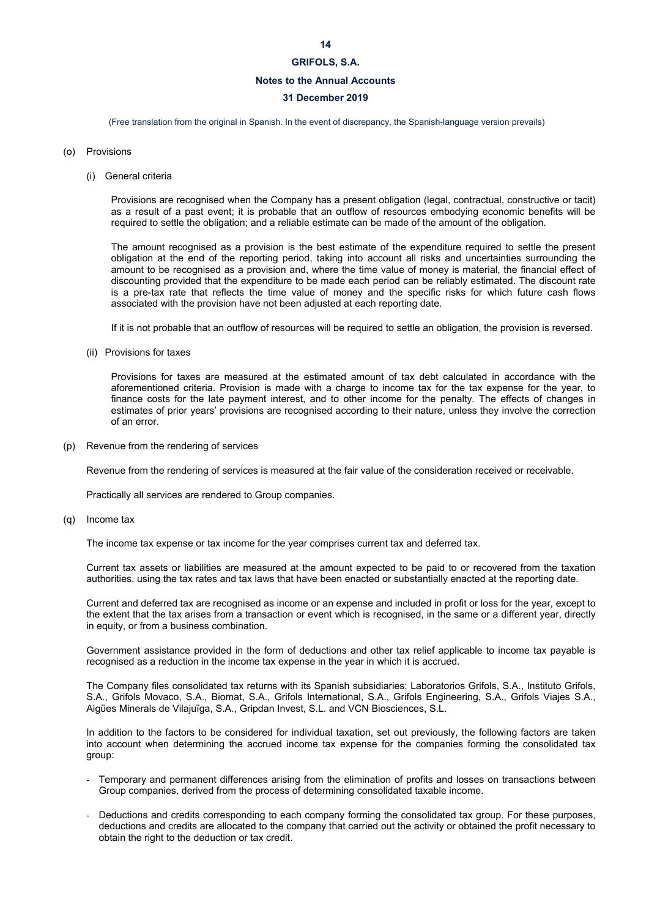(o) Provisions

(i) General criteria

Provisions are recognised when the Company has a present obligation (legal, contractual, constructive or tacit) as a result of a past event; it is probable that an outflow of resources embodying economic benefits will be required to settle the obligation; and a reliable estimate can be made of the amount of the obligation.

The amount recognised as a provision is the best estimate of the expenditure required to settle the present obligation at the end of the reporting period, taking into account all risks and uncertainties surrounding the amount to be recognised as a provision and, where the time value of money is material, the financial effect of discounting provided that the expenditure to be made each period can be reliably estimated. The discount rate is a pre-tax rate that reflects the time value of money and the specific risks for which future cash flows associated with the provision have not been adjusted at each reporting date.

If it is not probable that an outflow of resources will be required to settle an obligation, the provision is reversed.

(ii) Provisions for taxes

Provisions for taxes are measured at the estimated amount of tax debt calculated in accordance with the aforementioned criteria. Provision is made with a charge to income tax for the tax expense for the year, to finance costs for the late payment interest, and to other income for the penalty. The effects of changes in estimates of prior years' provisions are recognised according to their nature, unless they involve the correction of an error.

(p) Revenue from the rendering of services

Revenue from the rendering of services is measured at the fair value of the consideration received or receivable.

Practically all services are rendered to Group companies.

(q) Income tax

The income tax expense or tax income for the year comprises current tax and deferred tax.

Current tax assets or liabilities are measured at the amount expected to be paid to or recovered from the taxation authorities, using the tax rates and tax laws that have been enacted or substantially enacted at the reporting date.

Current and deferred tax are recognised as income or an expense and included in profit or loss for the year, except to the extent that the tax arises from a transaction or event which is recognised, in the same or a different year, directly in equity, or from a business combination.

Government assistance provided in the form of deductions and other tax relief applicable to income tax payable is recognised as a reduction in the income tax expense in the year in which it is accrued.

The Company files consolidated tax returns with its Spanish subsidiaries: Laboratorios Grifols, S.A., Instituto Grifols, S.A., Grifols Movaco, S.A., Biomat, S.A., Grifols International, S.A., Grifols Engineering, S.A., Grifols Viajes S.A., Aigües Minerals de Vilajuïga, S.A., Gripdan Invest, S.L. and VCN Biosciences, S.L.

In addition to the factors to be considered for individual taxation, set out previously, the following factors are taken into account when determining the accrued income tax expense for the companies forming the consolidated tax group:

- Temporary and permanent differences arising from the elimination of profits and losses on transactions between Group companies, derived from the process of determining consolidated taxable income.
- Deductions and credits corresponding to each company forming the consolidated tax group. For these purposes, deductions and credits are allocated to the company that carried out the activity or obtained the profit necessary to obtain the right to the deduction or tax credit.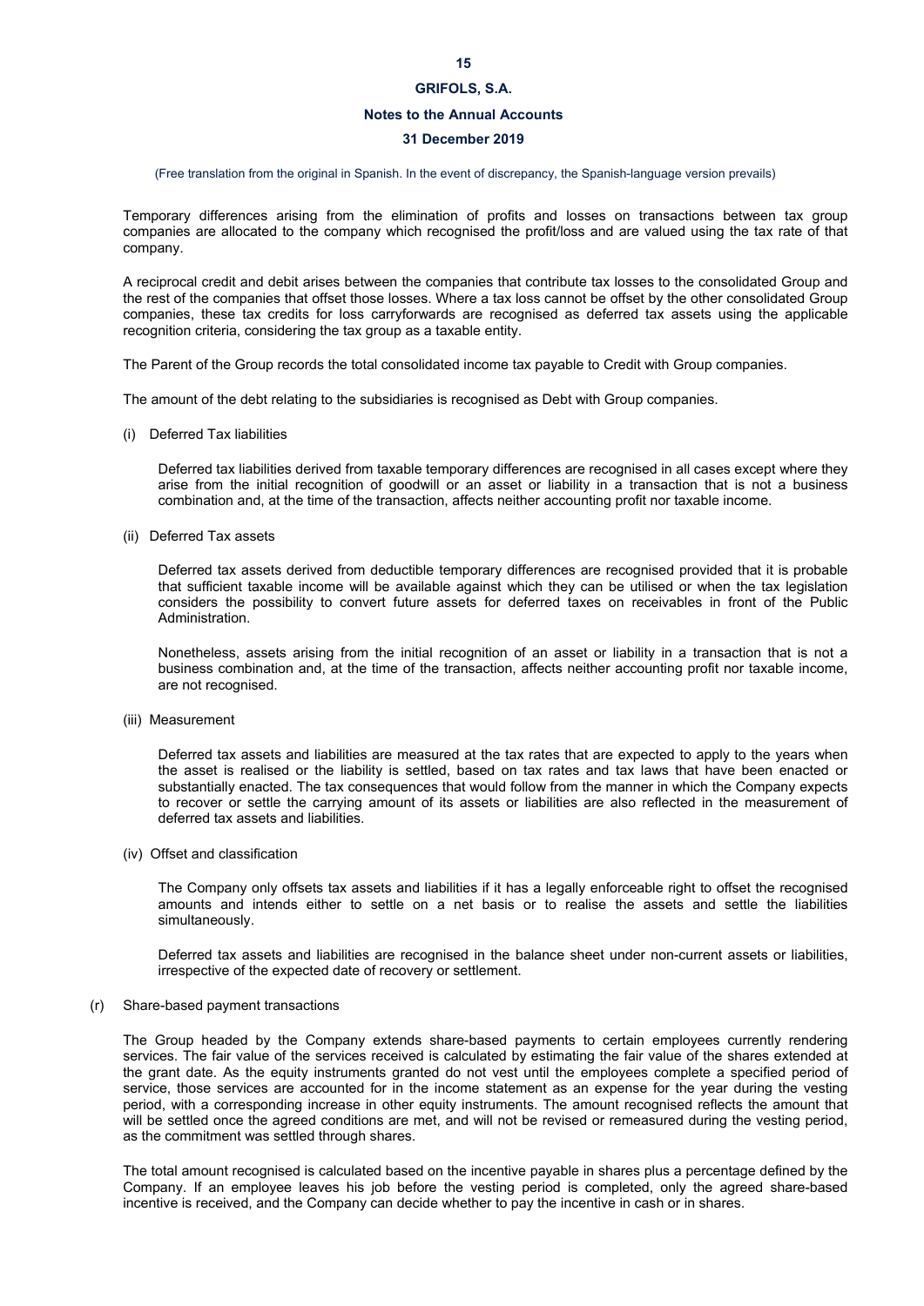Temporary differences arising from the elimination of profits and losses on transactions between tax group companies are allocated to the company which recognised the profit/loss and are valued using the tax rate of that company.

A reciprocal credit and debit arises between the companies that contribute tax losses to the consolidated Group and the rest of the companies that offset those losses. Where a tax loss cannot be offset by the other consolidated Group companies, these tax credits for loss carryforwards are recognised as deferred tax assets using the applicable recognition criteria, considering the tax group as a taxable entity.

The Parent of the Group records the total consolidated income tax payable to Credit with Group companies.

The amount of the debt relating to the subsidiaries is recognised as Debt with Group companies.

(i) Deferred Tax liabilities

Deferred tax liabilities derived from taxable temporary differences are recognised in all cases except where they arise from the initial recognition of goodwill or an asset or liability in a transaction that is not a business combination and, at the time of the transaction, affects neither accounting profit nor taxable income.

(ii) Deferred Tax assets

Deferred tax assets derived from deductible temporary differences are recognised provided that it is probable that sufficient taxable income will be available against which they can be utilised or when the tax legislation considers the possibility to convert future assets for deferred taxes on receivables in front of the Public Administration.

Nonetheless, assets arising from the initial recognition of an asset or liability in a transaction that is not a business combination and, at the time of the transaction, affects neither accounting profit nor taxable income, are not recognised.

(iii) Measurement

Deferred tax assets and liabilities are measured at the tax rates that are expected to apply to the years when the asset is realised or the liability is settled, based on tax rates and tax laws that have been enacted or substantially enacted. The tax consequences that would follow from the manner in which the Company expects to recover or settle the carrying amount of its assets or liabilities are also reflected in the measurement of deferred tax assets and liabilities.

(iv) Offset and classification

The Company only offsets tax assets and liabilities if it has a legally enforceable right to offset the recognised amounts and intends either to settle on a net basis or to realise the assets and settle the liabilities simultaneously.

Deferred tax assets and liabilities are recognised in the balance sheet under non-current assets or liabilities, irrespective of the expected date of recovery or settlement.

(r) Share-based payment transactions

The Group headed by the Company extends share-based payments to certain employees currently rendering services. The fair value of the services received is calculated by estimating the fair value of the shares extended at the grant date. As the equity instruments granted do not vest until the employees complete a specified period of service, those services are accounted for in the income statement as an expense for the year during the vesting period, with a corresponding increase in other equity instruments. The amount recognised reflects the amount that will be settled once the agreed conditions are met, and will not be revised or remeasured during the vesting period, as the commitment was settled through shares.

The total amount recognised is calculated based on the incentive payable in shares plus a percentage defined by the Company. If an employee leaves his job before the vesting period is completed, only the agreed share-based incentive is received, and the Company can decide whether to pay the incentive in cash or in shares.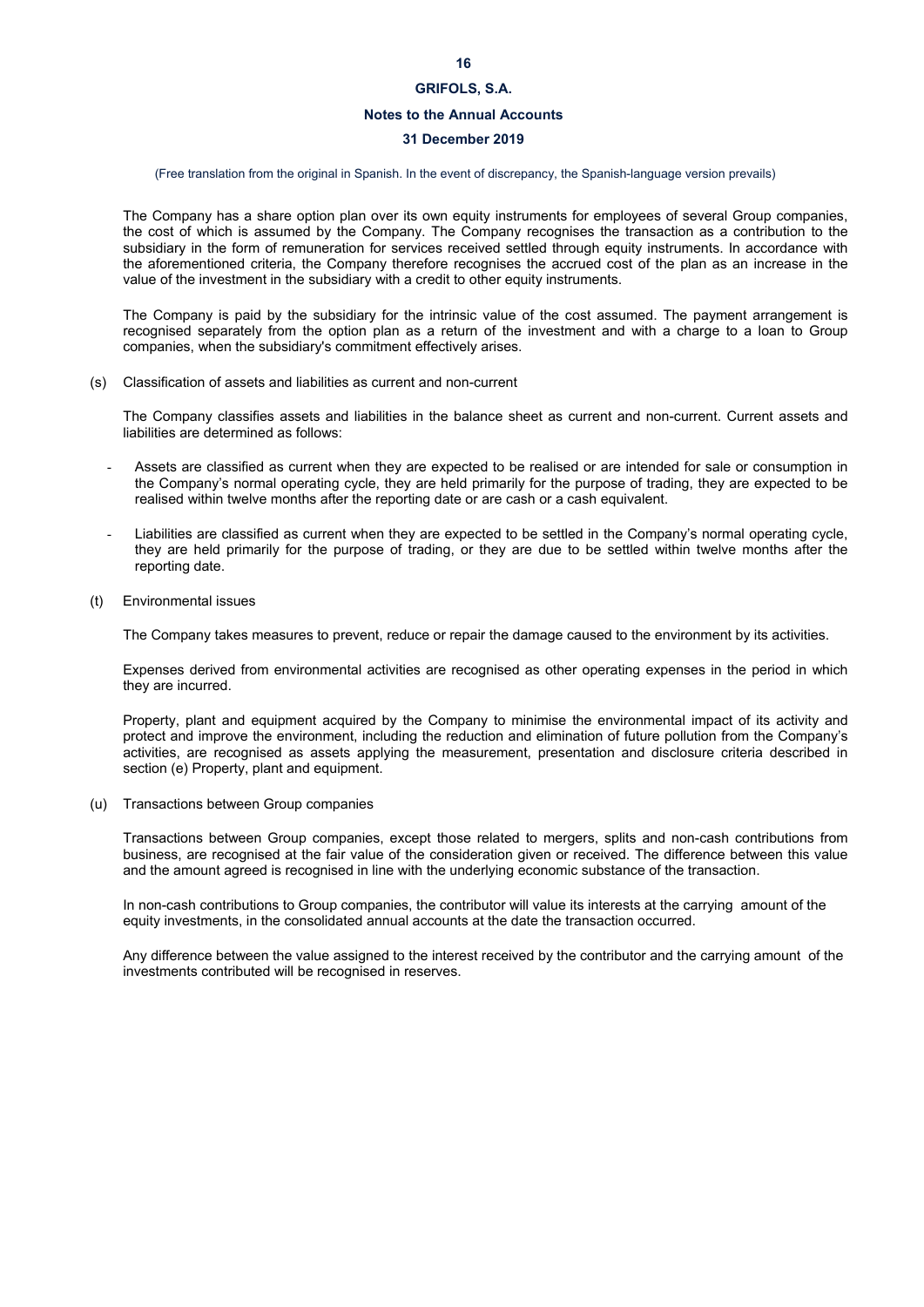The Company has a share option plan over its own equity instruments for employees of several Group companies, the cost of which is assumed by the Company. The Company recognises the transaction as a contribution to the subsidiary in the form of remuneration for services received settled through equity instruments. In accordance with the aforementioned criteria, the Company therefore recognises the accrued cost of the plan as an increase in the value of the investment in the subsidiary with a credit to other equity instruments.

The Company is paid by the subsidiary for the intrinsic value of the cost assumed. The payment arrangement is recognised separately from the option plan as a return of the investment and with a charge to a loan to Group companies, when the subsidiary's commitment effectively arises.

(s) Classification of assets and liabilities as current and non-current

The Company classifies assets and liabilities in the balance sheet as current and non-current. Current assets and liabilities are determined as follows:

- Assets are classified as current when they are expected to be realised or are intended for sale or consumption in the Company's normal operating cycle, they are held primarily for the purpose of trading, they are expected to be realised within twelve months after the reporting date or are cash or a cash equivalent.

- Liabilities are classified as current when they are expected to be settled in the Company's normal operating cycle, they are held primarily for the purpose of trading, or they are due to be settled within twelve months after the reporting date.

(t) Environmental issues

The Company takes measures to prevent, reduce or repair the damage caused to the environment by its activities.

Expenses derived from environmental activities are recognised as other operating expenses in the period in which they are incurred.

Property, plant and equipment acquired by the Company to minimise the environmental impact of its activity and protect and improve the environment, including the reduction and elimination of future pollution from the Company's activities, are recognised as assets applying the measurement, presentation and disclosure criteria described in section (e) Property, plant and equipment.

(u) Transactions between Group companies

Transactions between Group companies, except those related to mergers, splits and non-cash contributions from business, are recognised at the fair value of the consideration given or received. The difference between this value and the amount agreed is recognised in line with the underlying economic substance of the transaction.

In non-cash contributions to Group companies, the contributor will value its interests at the carrying amount of the equity investments, in the consolidated annual accounts at the date the transaction occurred.

Any difference between the value assigned to the interest received by the contributor and the carrying amount of the investments contributed will be recognised in reserves.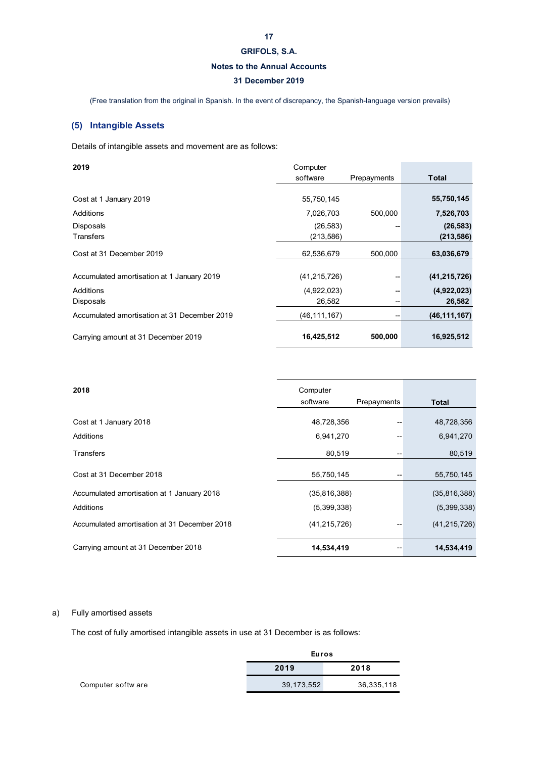GRIFOLS, S.A.

Notes to the Annual Accounts

31 December 2019

(Free translation from the original in Spanish. In the event of discrepancy, the Spanish-language version prevails)

## (5) Intangible Assets

Details of intangible assets and movement are as follows:

| 2019 | Computer software | Prepayments | Total |
|---|---|---|---|
| Cost at 1 January 2019 | 55,750,145 | | **55,750,145** |
| Additions | 7,026,703 | 500,000 | **7,526,703** |
| Disposals | (26,583) | -- | **(26,583)** |
| Transfers | (213,586) | | **(213,586)** |
| Cost at 31 December 2019 | 62,536,679 | 500,000 | **63,036,679** |
| Accumulated amortisation at 1 January 2019 | (41,215,726) | -- | **(41,215,726)** |
| Additions | (4,922,023) | -- | **(4,922,023)** |
| Disposals | 26,582 | -- | **26,582** |
| Accumulated amortisation at 31 December 2019 | (46,111,167) | -- | **(46,111,167)** |
| Carrying amount at 31 December 2019 | **16,425,512** | **500,000** | **16,925,512** |

| 2018 | Computer software | Prepayments | Total |
|---|---|---|---|
| Cost at 1 January 2018 | 48,728,356 | -- | 48,728,356 |
| Additions | 6,941,270 | -- | 6,941,270 |
| Transfers | 80,519 | -- | 80,519 |
| Cost at 31 December 2018 | 55,750,145 | -- | 55,750,145 |
| Accumulated amortisation at 1 January 2018 | (35,816,388) | | (35,816,388) |
| Additions | (5,399,338) | | (5,399,338) |
| Accumulated amortisation at 31 December 2018 | (41,215,726) | -- | (41,215,726) |
| Carrying amount at 31 December 2018 | **14,534,419** | -- | **14,534,419** |

a) Fully amortised assets

The cost of fully amortised intangible assets in use at 31 December is as follows:

| | Euros | |
|---|---|---|
| | **2019** | **2018** |
| Computer software | 39,173,552 | 36,335,118 |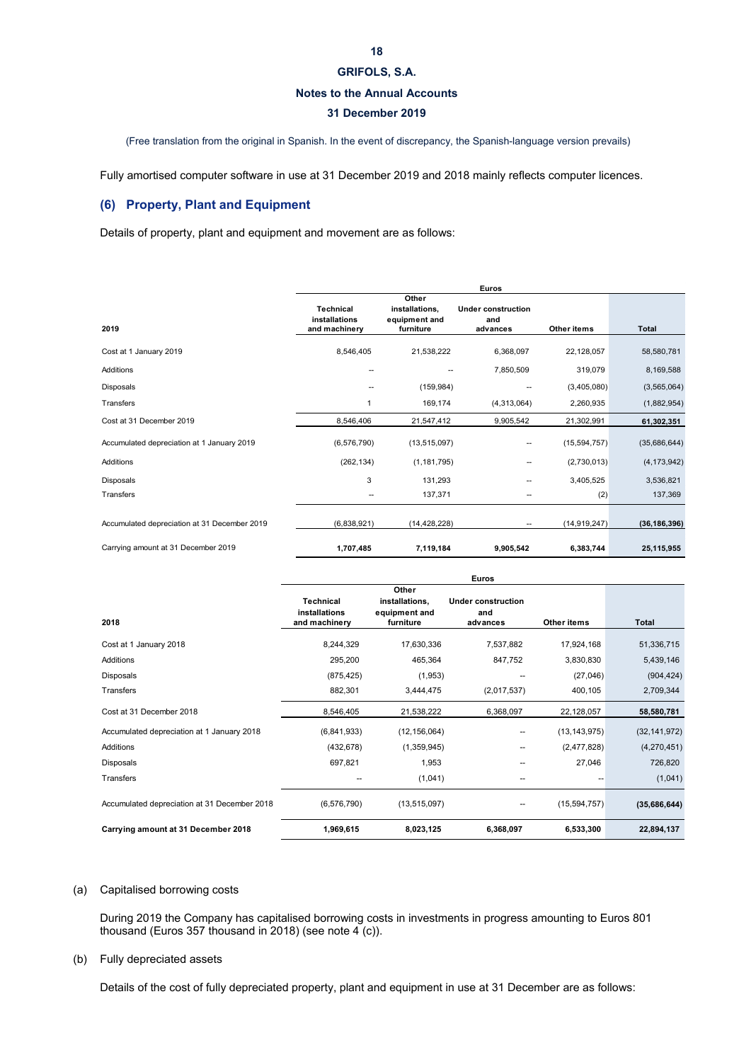(Free translation from the original in Spanish. In the event of discrepancy, the Spanish-language version prevails)

Fully amortised computer software in use at 31 December 2019 and 2018 mainly reflects computer licences.

## (6) Property, Plant and Equipment

Details of property, plant and equipment and movement are as follows:

| | Euros | | | | |
|---|---|---|---|---|---|
| **2019** | **Technical installations and machinery** | **Other installations, equipment and furniture** | **Under construction and advances** | **Other items** | **Total** |
| Cost at 1 January 2019 | 8,546,405 | 21,538,222 | 6,368,097 | 22,128,057 | 58,580,781 |
| Additions | -- | -- | 7,850,509 | 319,079 | 8,169,588 |
| Disposals | -- | (159,984) | -- | (3,405,080) | (3,565,064) |
| Transfers | 1 | 169,174 | (4,313,064) | 2,260,935 | (1,882,954) |
| Cost at 31 December 2019 | 8,546,406 | 21,547,412 | 9,905,542 | 21,302,991 | **61,302,351** |
| Accumulated depreciation at 1 January 2019 | (6,576,790) | (13,515,097) | -- | (15,594,757) | (35,686,644) |
| Additions | (262,134) | (1,181,795) | -- | (2,730,013) | (4,173,942) |
| Disposals | 3 | 131,293 | -- | 3,405,525 | 3,536,821 |
| Transfers | -- | 137,371 | -- | (2) | 137,369 |
| Accumulated depreciation at 31 December 2019 | (6,838,921) | (14,428,228) | -- | (14,919,247) | **(36,186,396)** |
| Carrying amount at 31 December 2019 | **1,707,485** | **7,119,184** | **9,905,542** | **6,383,744** | **25,115,955** |

| | Euros | | | | |
|---|---|---|---|---|---|
| **2018** | **Technical installations and machinery** | **Other installations, equipment and furniture** | **Under construction and advances** | **Other items** | **Total** |
| Cost at 1 January 2018 | 8,244,329 | 17,630,336 | 7,537,882 | 17,924,168 | 51,336,715 |
| Additions | 295,200 | 465,364 | 847,752 | 3,830,830 | 5,439,146 |
| Disposals | (875,425) | (1,953) | -- | (27,046) | (904,424) |
| Transfers | 882,301 | 3,444,475 | (2,017,537) | 400,105 | 2,709,344 |
| Cost at 31 December 2018 | 8,546,405 | 21,538,222 | 6,368,097 | 22,128,057 | **58,580,781** |
| Accumulated depreciation at 1 January 2018 | (6,841,933) | (12,156,064) | -- | (13,143,975) | (32,141,972) |
| Additions | (432,678) | (1,359,945) | -- | (2,477,828) | (4,270,451) |
| Disposals | 697,821 | 1,953 | -- | 27,046 | 726,820 |
| Transfers | -- | (1,041) | -- | -- | (1,041) |
| Accumulated depreciation at 31 December 2018 | (6,576,790) | (13,515,097) | -- | (15,594,757) | **(35,686,644)** |
| **Carrying amount at 31 December 2018** | **1,969,615** | **8,023,125** | **6,368,097** | **6,533,300** | **22,894,137** |

(a) Capitalised borrowing costs

During 2019 the Company has capitalised borrowing costs in investments in progress amounting to Euros 801 thousand (Euros 357 thousand in 2018) (see note 4 (c)).

(b) Fully depreciated assets

Details of the cost of fully depreciated property, plant and equipment in use at 31 December are as follows: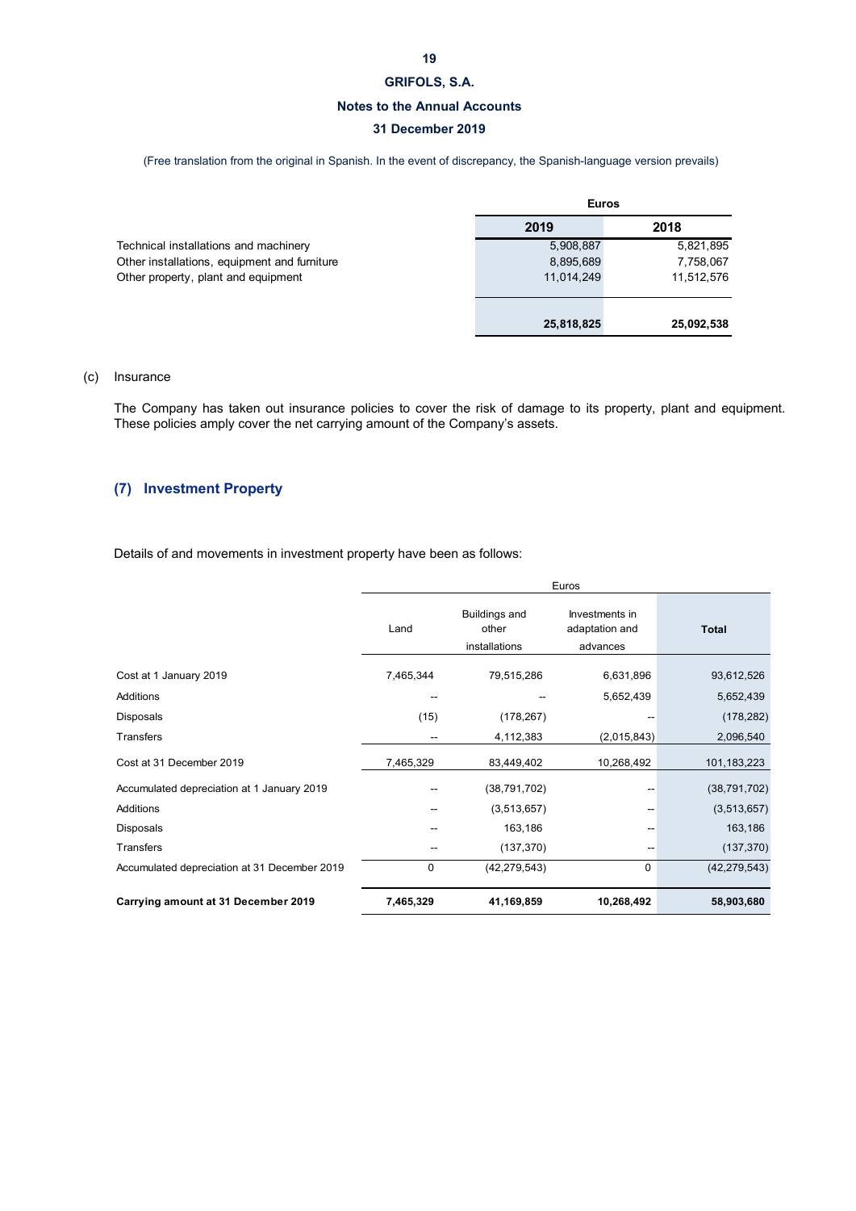| | Euros | |
|---|---|---|
| | 2019 | 2018 |
| Technical installations and machinery | 5,908,887 | 5,821,895 |
| Other installations, equipment and furniture | 8,895,689 | 7,758,067 |
| Other property, plant and equipment | 11,014,249 | 11,512,576 |
| | **25,818,825** | **25,092,538** |

(c) Insurance

The Company has taken out insurance policies to cover the risk of damage to its property, plant and equipment. These policies amply cover the net carrying amount of the Company's assets.

## (7) Investment Property

Details of and movements in investment property have been as follows:

| | Euros | | | |
|---|---|---|---|---|
| | Land | Buildings and other installations | Investments in adaptation and advances | **Total** |
| Cost at 1 January 2019 | 7,465,344 | 79,515,286 | 6,631,896 | 93,612,526 |
| Additions | -- | -- | 5,652,439 | 5,652,439 |
| Disposals | (15) | (178,267) | -- | (178,282) |
| Transfers | -- | 4,112,383 | (2,015,843) | 2,096,540 |
| Cost at 31 December 2019 | 7,465,329 | 83,449,402 | 10,268,492 | 101,183,223 |
| Accumulated depreciation at 1 January 2019 | -- | (38,791,702) | -- | (38,791,702) |
| Additions | -- | (3,513,657) | -- | (3,513,657) |
| Disposals | -- | 163,186 | -- | 163,186 |
| Transfers | -- | (137,370) | -- | (137,370) |
| Accumulated depreciation at 31 December 2019 | 0 | (42,279,543) | 0 | (42,279,543) |
| **Carrying amount at 31 December 2019** | **7,465,329** | **41,169,859** | **10,268,492** | **58,903,680** |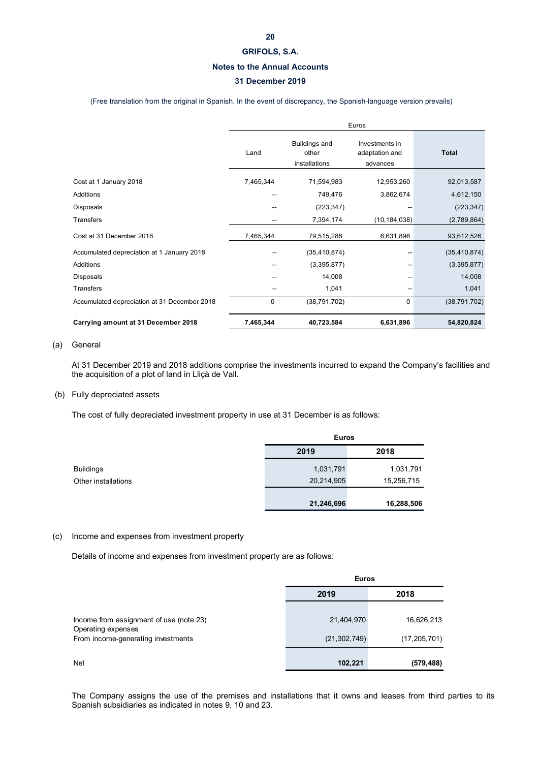(Free translation from the original in Spanish. In the event of discrepancy, the Spanish-language version prevails)

| | Euros | | | |
|---|---|---|---|---|
| | Land | Buildings and other installations | Investments in adaptation and advances | **Total** |
| Cost at 1 January 2018 | 7,465,344 | 71,594,983 | 12,953,260 | 92,013,587 |
| Additions | -- | 749,476 | 3,862,674 | 4,612,150 |
| Disposals | -- | (223,347) | -- | (223,347) |
| Transfers | -- | 7,394,174 | (10,184,038) | (2,789,864) |
| Cost at 31 December 2018 | 7,465,344 | 79,515,286 | 6,631,896 | 93,612,526 |
| Accumulated depreciation at 1 January 2018 | -- | (35,410,874) | -- | (35,410,874) |
| Additions | -- | (3,395,877) | -- | (3,395,877) |
| Disposals | -- | 14,008 | -- | 14,008 |
| Transfers | -- | 1,041 | -- | 1,041 |
| Accumulated depreciation at 31 December 2018 | 0 | (38,791,702) | 0 | (38,791,702) |
| **Carrying amount at 31 December 2018** | **7,465,344** | **40,723,584** | **6,631,896** | **54,820,824** |

(a) General

At 31 December 2019 and 2018 additions comprise the investments incurred to expand the Company's facilities and the acquisition of a plot of land in Lliçà de Vall.

(b) Fully depreciated assets

The cost of fully depreciated investment property in use at 31 December is as follows:

| | Euros | |
|---|---|---|
| | **2019** | **2018** |
| Buildings | 1,031,791 | 1,031,791 |
| Other installations | 20,214,905 | 15,256,715 |
| | **21,246,696** | **16,288,506** |

(c) Income and expenses from investment property

Details of income and expenses from investment property are as follows:

| | Euros | |
|---|---|---|
| | **2019** | **2018** |
| Income from assignment of use (note 23) | 21,404,970 | 16,626,213 |
| Operating expenses | | |
| From income-generating investments | (21,302,749) | (17,205,701) |
| Net | **102,221** | **(579,488)** |

The Company assigns the use of the premises and installations that it owns and leases from third parties to its Spanish subsidiaries as indicated in notes 9, 10 and 23.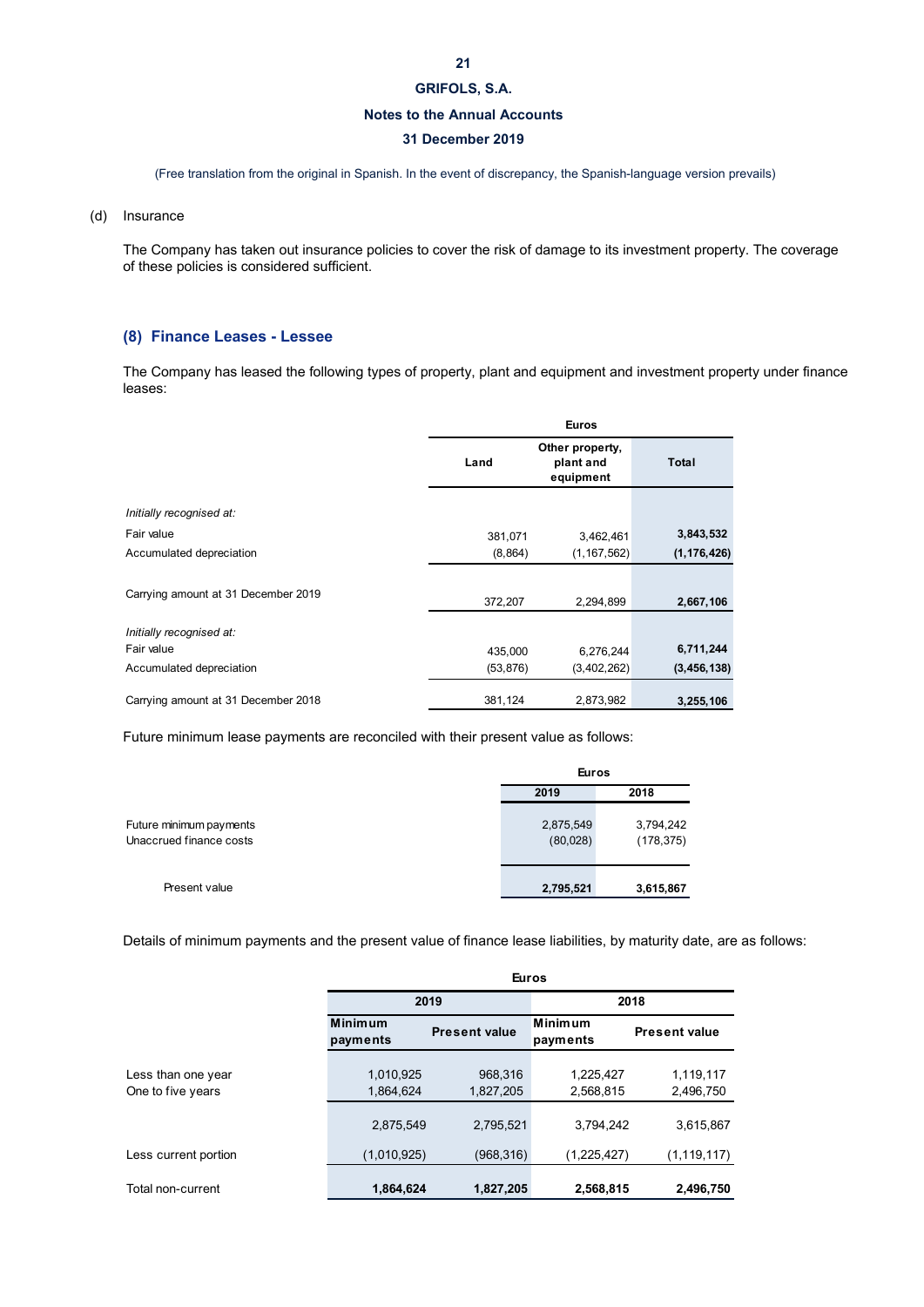(Free translation from the original in Spanish. In the event of discrepancy, the Spanish-language version prevails)

(d) Insurance

The Company has taken out insurance policies to cover the risk of damage to its investment property. The coverage of these policies is considered sufficient.

## (8) Finance Leases - Lessee

The Company has leased the following types of property, plant and equipment and investment property under finance leases:

| | Euros | | |
|---|---|---|---|
| | Land | Other property, plant and equipment | Total |
| *Initially recognised at:* | | | |
| Fair value | 381,071 | 3,462,461 | **3,843,532** |
| Accumulated depreciation | (8,864) | (1,167,562) | **(1,176,426)** |
| Carrying amount at 31 December 2019 | 372,207 | 2,294,899 | **2,667,106** |
| *Initially recognised at:* | | | |
| Fair value | 435,000 | 6,276,244 | **6,711,244** |
| Accumulated depreciation | (53,876) | (3,402,262) | **(3,456,138)** |
| Carrying amount at 31 December 2018 | 381,124 | 2,873,982 | **3,255,106** |

Future minimum lease payments are reconciled with their present value as follows:

| | Euros | |
|---|---|---|
| | 2019 | 2018 |
| Future minimum payments | 2,875,549 | 3,794,242 |
| Unaccrued finance costs | (80,028) | (178,375) |
| Present value | **2,795,521** | **3,615,867** |

Details of minimum payments and the present value of finance lease liabilities, by maturity date, are as follows:

| | Euros | | | |
|---|---|---|---|---|
| | 2019 | | 2018 | |
| | Minimum payments | Present value | Minimum payments | Present value |
| Less than one year | 1,010,925 | 968,316 | 1,225,427 | 1,119,117 |
| One to five years | 1,864,624 | 1,827,205 | 2,568,815 | 2,496,750 |
| | 2,875,549 | 2,795,521 | 3,794,242 | 3,615,867 |
| Less current portion | (1,010,925) | (968,316) | (1,225,427) | (1,119,117) |
| Total non-current | **1,864,624** | **1,827,205** | **2,568,815** | **2,496,750** |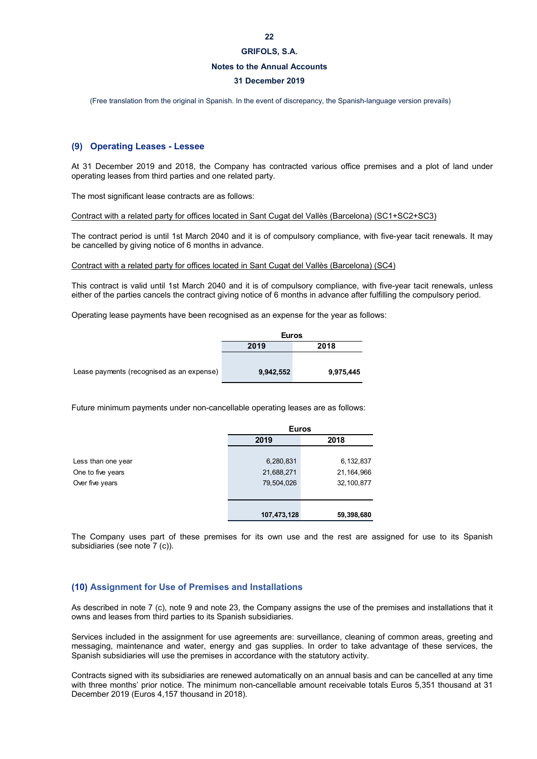(Free translation from the original in Spanish. In the event of discrepancy, the Spanish-language version prevails)

## (9) Operating Leases - Lessee

At 31 December 2019 and 2018, the Company has contracted various office premises and a plot of land under operating leases from third parties and one related party.

The most significant lease contracts are as follows:

Contract with a related party for offices located in Sant Cugat del Vallès (Barcelona) (SC1+SC2+SC3)

The contract period is until 1st March 2040 and it is of compulsory compliance, with five-year tacit renewals. It may be cancelled by giving notice of 6 months in advance.

Contract with a related party for offices located in Sant Cugat del Vallès (Barcelona) (SC4)

This contract is valid until 1st March 2040 and it is of compulsory compliance, with five-year tacit renewals, unless either of the parties cancels the contract giving notice of 6 months in advance after fulfilling the compulsory period.

Operating lease payments have been recognised as an expense for the year as follows:

| | Euros | |
|---|---|---|
| | **2019** | **2018** |
| Lease payments (recognised as an expense) | **9,942,552** | **9,975,445** |

Future minimum payments under non-cancellable operating leases are as follows:

| | Euros | |
|---|---|---|
| | **2019** | **2018** |
| Less than one year | 6,280,831 | 6,132,837 |
| One to five years | 21,688,271 | 21,164,966 |
| Over five years | 79,504,026 | 32,100,877 |
| | **107,473,128** | **59,398,680** |

The Company uses part of these premises for its own use and the rest are assigned for use to its Spanish subsidiaries (see note 7 (c)).

## (10) Assignment for Use of Premises and Installations

As described in note 7 (c), note 9 and note 23, the Company assigns the use of the premises and installations that it owns and leases from third parties to its Spanish subsidiaries.

Services included in the assignment for use agreements are: surveillance, cleaning of common areas, greeting and messaging, maintenance and water, energy and gas supplies. In order to take advantage of these services, the Spanish subsidiaries will use the premises in accordance with the statutory activity.

Contracts signed with its subsidiaries are renewed automatically on an annual basis and can be cancelled at any time with three months' prior notice. The minimum non-cancellable amount receivable totals Euros 5,351 thousand at 31 December 2019 (Euros 4,157 thousand in 2018).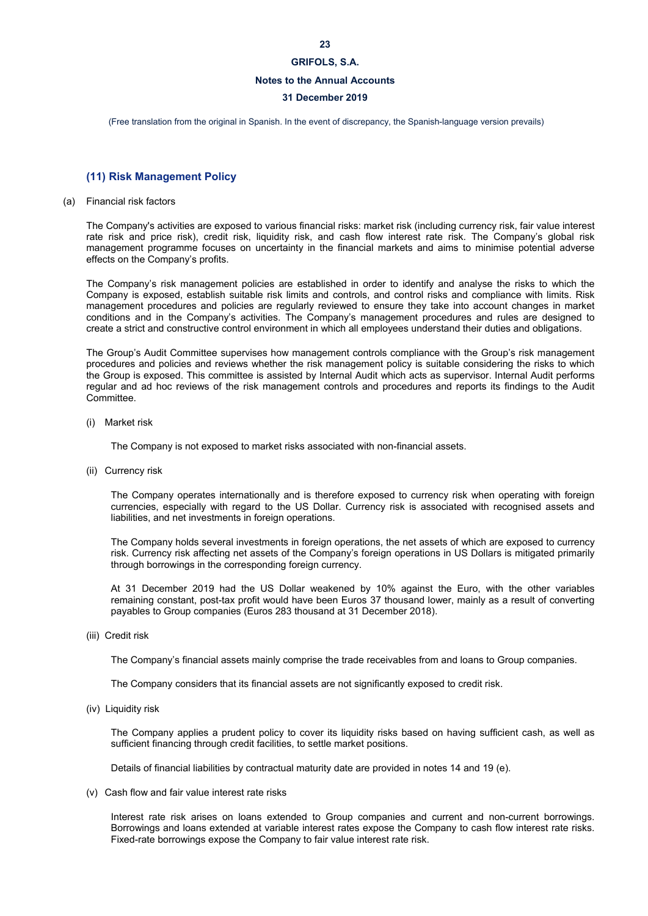## (11) Risk Management Policy

(a) Financial risk factors

The Company's activities are exposed to various financial risks: market risk (including currency risk, fair value interest rate risk and price risk), credit risk, liquidity risk, and cash flow interest rate risk. The Company's global risk management programme focuses on uncertainty in the financial markets and aims to minimise potential adverse effects on the Company's profits.

The Company's risk management policies are established in order to identify and analyse the risks to which the Company is exposed, establish suitable risk limits and controls, and control risks and compliance with limits. Risk management procedures and policies are regularly reviewed to ensure they take into account changes in market conditions and in the Company's activities. The Company's management procedures and rules are designed to create a strict and constructive control environment in which all employees understand their duties and obligations.

The Group's Audit Committee supervises how management controls compliance with the Group's risk management procedures and policies and reviews whether the risk management policy is suitable considering the risks to which the Group is exposed. This committee is assisted by Internal Audit which acts as supervisor. Internal Audit performs regular and ad hoc reviews of the risk management controls and procedures and reports its findings to the Audit Committee.

(i) Market risk

The Company is not exposed to market risks associated with non-financial assets.

(ii) Currency risk

The Company operates internationally and is therefore exposed to currency risk when operating with foreign currencies, especially with regard to the US Dollar. Currency risk is associated with recognised assets and liabilities, and net investments in foreign operations.

The Company holds several investments in foreign operations, the net assets of which are exposed to currency risk. Currency risk affecting net assets of the Company's foreign operations in US Dollars is mitigated primarily through borrowings in the corresponding foreign currency.

At 31 December 2019 had the US Dollar weakened by 10% against the Euro, with the other variables remaining constant, post-tax profit would have been Euros 37 thousand lower, mainly as a result of converting payables to Group companies (Euros 283 thousand at 31 December 2018).

(iii) Credit risk

The Company's financial assets mainly comprise the trade receivables from and loans to Group companies.

The Company considers that its financial assets are not significantly exposed to credit risk.

(iv) Liquidity risk

The Company applies a prudent policy to cover its liquidity risks based on having sufficient cash, as well as sufficient financing through credit facilities, to settle market positions.

Details of financial liabilities by contractual maturity date are provided in notes 14 and 19 (e).

(v) Cash flow and fair value interest rate risks

Interest rate risk arises on loans extended to Group companies and current and non-current borrowings. Borrowings and loans extended at variable interest rates expose the Company to cash flow interest rate risks. Fixed-rate borrowings expose the Company to fair value interest rate risk.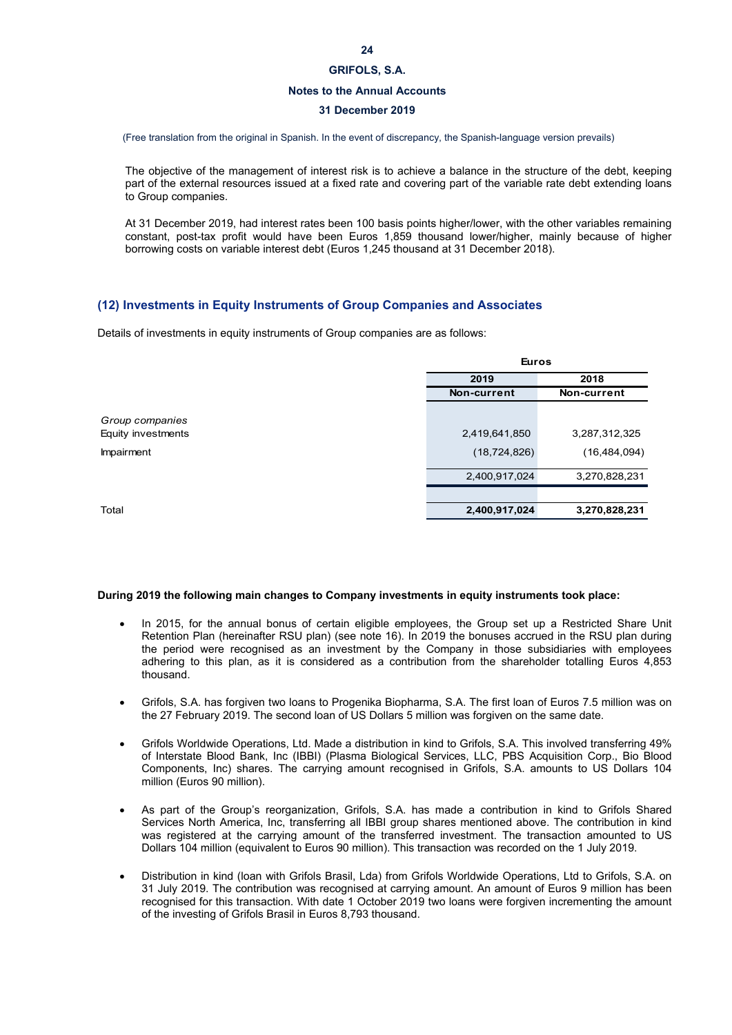(Free translation from the original in Spanish. In the event of discrepancy, the Spanish-language version prevails)

The objective of the management of interest risk is to achieve a balance in the structure of the debt, keeping part of the external resources issued at a fixed rate and covering part of the variable rate debt extending loans to Group companies.

At 31 December 2019, had interest rates been 100 basis points higher/lower, with the other variables remaining constant, post-tax profit would have been Euros 1,859 thousand lower/higher, mainly because of higher borrowing costs on variable interest debt (Euros 1,245 thousand at 31 December 2018).

## (12) Investments in Equity Instruments of Group Companies and Associates

Details of investments in equity instruments of Group companies are as follows:

| | Euros | |
|---|---|---|
| | 2019 | 2018 |
| | Non-current | Non-current |
| *Group companies* | | |
| Equity investments | 2,419,641,850 | 3,287,312,325 |
| Impairment | (18,724,826) | (16,484,094) |
| | 2,400,917,024 | 3,270,828,231 |
| Total | **2,400,917,024** | **3,270,828,231** |

**During 2019 the following main changes to Company investments in equity instruments took place:**

- In 2015, for the annual bonus of certain eligible employees, the Group set up a Restricted Share Unit Retention Plan (hereinafter RSU plan) (see note 16). In 2019 the bonuses accrued in the RSU plan during the period were recognised as an investment by the Company in those subsidiaries with employees adhering to this plan, as it is considered as a contribution from the shareholder totalling Euros 4,853 thousand.

- Grifols, S.A. has forgiven two loans to Progenika Biopharma, S.A. The first loan of Euros 7.5 million was on the 27 February 2019. The second loan of US Dollars 5 million was forgiven on the same date.

- Grifols Worldwide Operations, Ltd. Made a distribution in kind to Grifols, S.A. This involved transferring 49% of Interstate Blood Bank, Inc (IBBI) (Plasma Biological Services, LLC, PBS Acquisition Corp., Bio Blood Components, Inc) shares. The carrying amount recognised in Grifols, S.A. amounts to US Dollars 104 million (Euros 90 million).

- As part of the Group's reorganization, Grifols, S.A. has made a contribution in kind to Grifols Shared Services North America, Inc, transferring all IBBI group shares mentioned above. The contribution in kind was registered at the carrying amount of the transferred investment. The transaction amounted to US Dollars 104 million (equivalent to Euros 90 million). This transaction was recorded on the 1 July 2019.

- Distribution in kind (loan with Grifols Brasil, Lda) from Grifols Worldwide Operations, Ltd to Grifols, S.A. on 31 July 2019. The contribution was recognised at carrying amount. An amount of Euros 9 million has been recognised for this transaction. With date 1 October 2019 two loans were forgiven incrementing the amount of the investing of Grifols Brasil in Euros 8,793 thousand.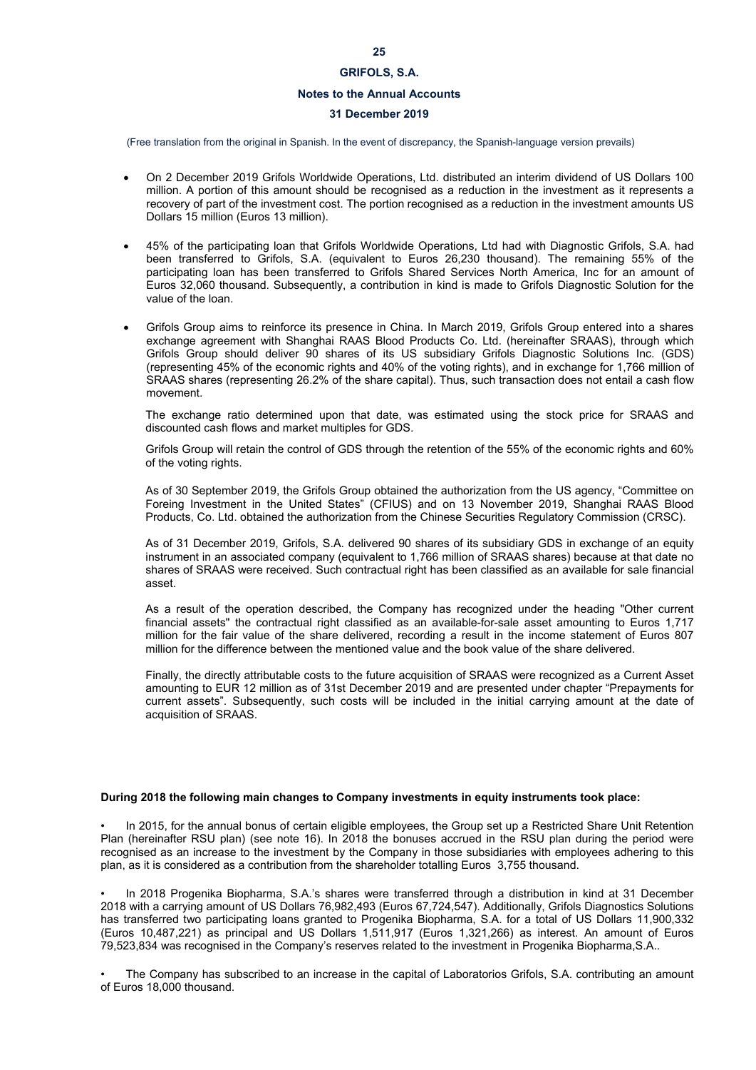(Free translation from the original in Spanish. In the event of discrepancy, the Spanish-language version prevails)

- On 2 December 2019 Grifols Worldwide Operations, Ltd. distributed an interim dividend of US Dollars 100 million. A portion of this amount should be recognised as a reduction in the investment as it represents a recovery of part of the investment cost. The portion recognised as a reduction in the investment amounts US Dollars 15 million (Euros 13 million).

- 45% of the participating loan that Grifols Worldwide Operations, Ltd had with Diagnostic Grifols, S.A. had been transferred to Grifols, S.A. (equivalent to Euros 26,230 thousand). The remaining 55% of the participating loan has been transferred to Grifols Shared Services North America, Inc for an amount of Euros 32,060 thousand. Subsequently, a contribution in kind is made to Grifols Diagnostic Solution for the value of the loan.

- Grifols Group aims to reinforce its presence in China. In March 2019, Grifols Group entered into a shares exchange agreement with Shanghai RAAS Blood Products Co. Ltd. (hereinafter SRAAS), through which Grifols Group should deliver 90 shares of its US subsidiary Grifols Diagnostic Solutions Inc. (GDS) (representing 45% of the economic rights and 40% of the voting rights), and in exchange for 1,766 million of SRAAS shares (representing 26.2% of the share capital). Thus, such transaction does not entail a cash flow movement.

  The exchange ratio determined upon that date, was estimated using the stock price for SRAAS and discounted cash flows and market multiples for GDS.

  Grifols Group will retain the control of GDS through the retention of the 55% of the economic rights and 60% of the voting rights.

  As of 30 September 2019, the Grifols Group obtained the authorization from the US agency, "Committee on Foreing Investment in the United States" (CFIUS) and on 13 November 2019, Shanghai RAAS Blood Products, Co. Ltd. obtained the authorization from the Chinese Securities Regulatory Commission (CRSC).

  As of 31 December 2019, Grifols, S.A. delivered 90 shares of its subsidiary GDS in exchange of an equity instrument in an associated company (equivalent to 1,766 million of SRAAS shares) because at that date no shares of SRAAS were received. Such contractual right has been classified as an available for sale financial asset.

  As a result of the operation described, the Company has recognized under the heading "Other current financial assets" the contractual right classified as an available-for-sale asset amounting to Euros 1,717 million for the fair value of the share delivered, recording a result in the income statement of Euros 807 million for the difference between the mentioned value and the book value of the share delivered.

  Finally, the directly attributable costs to the future acquisition of SRAAS were recognized as a Current Asset amounting to EUR 12 million as of 31st December 2019 and are presented under chapter "Prepayments for current assets". Subsequently, such costs will be included in the initial carrying amount at the date of acquisition of SRAAS.

**During 2018 the following main changes to Company investments in equity instruments took place:**

- In 2015, for the annual bonus of certain eligible employees, the Group set up a Restricted Share Unit Retention Plan (hereinafter RSU plan) (see note 16). In 2018 the bonuses accrued in the RSU plan during the period were recognised as an increase to the investment by the Company in those subsidiaries with employees adhering to this plan, as it is considered as a contribution from the shareholder totalling Euros 3,755 thousand.

- In 2018 Progenika Biopharma, S.A.'s shares were transferred through a distribution in kind at 31 December 2018 with a carrying amount of US Dollars 76,982,493 (Euros 67,724,547). Additionally, Grifols Diagnostics Solutions has transferred two participating loans granted to Progenika Biopharma, S.A. for a total of US Dollars 11,900,332 (Euros 10,487,221) as principal and US Dollars 1,511,917 (Euros 1,321,266) as interest. An amount of Euros 79,523,834 was recognised in the Company's reserves related to the investment in Progenika Biopharma,S.A..

- The Company has subscribed to an increase in the capital of Laboratorios Grifols, S.A. contributing an amount of Euros 18,000 thousand.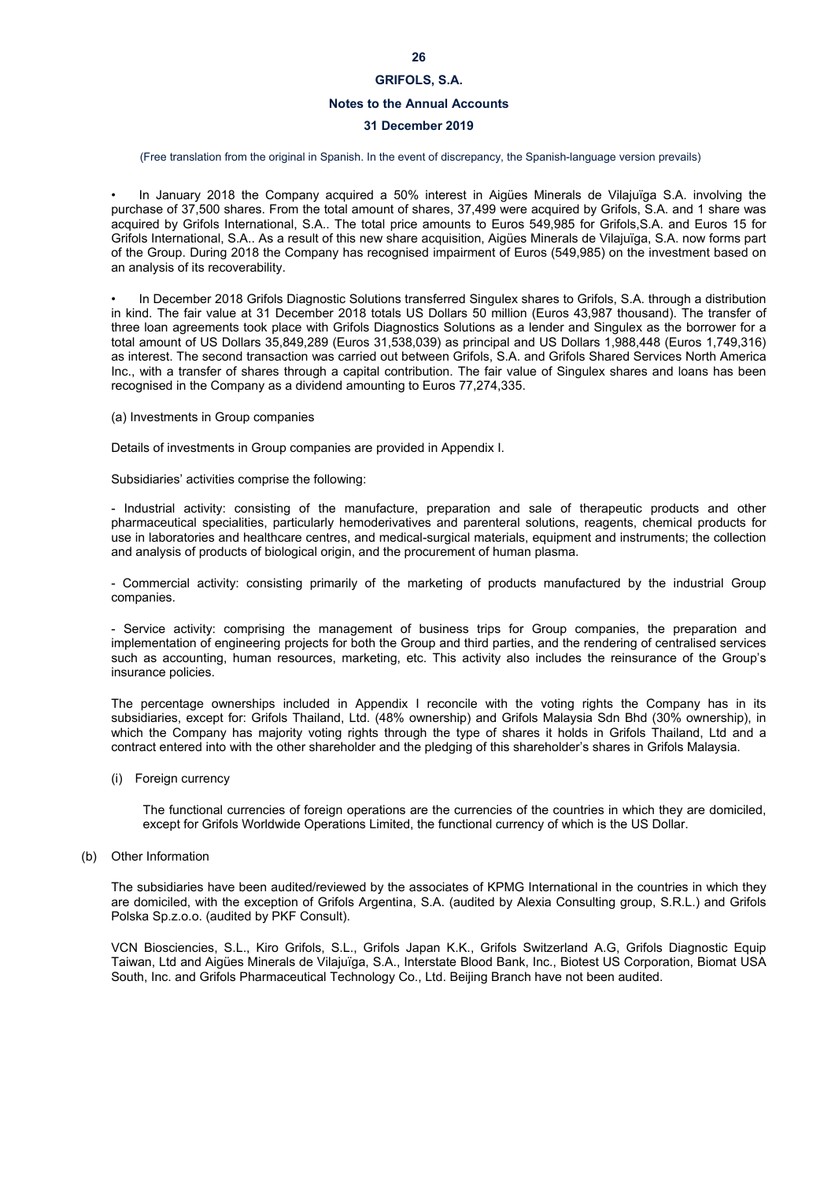- In January 2018 the Company acquired a 50% interest in Aigües Minerals de Vilajuïga S.A. involving the purchase of 37,500 shares. From the total amount of shares, 37,499 were acquired by Grifols, S.A. and 1 share was acquired by Grifols International, S.A.. The total price amounts to Euros 549,985 for Grifols,S.A. and Euros 15 for Grifols International, S.A.. As a result of this new share acquisition, Aigües Minerals de Vilajuïga, S.A. now forms part of the Group. During 2018 the Company has recognised impairment of Euros (549,985) on the investment based on an analysis of its recoverability.

- In December 2018 Grifols Diagnostic Solutions transferred Singulex shares to Grifols, S.A. through a distribution in kind. The fair value at 31 December 2018 totals US Dollars 50 million (Euros 43,987 thousand). The transfer of three loan agreements took place with Grifols Diagnostics Solutions as a lender and Singulex as the borrower for a total amount of US Dollars 35,849,289 (Euros 31,538,039) as principal and US Dollars 1,988,448 (Euros 1,749,316) as interest. The second transaction was carried out between Grifols, S.A. and Grifols Shared Services North America Inc., with a transfer of shares through a capital contribution. The fair value of Singulex shares and loans has been recognised in the Company as a dividend amounting to Euros 77,274,335.

(a) Investments in Group companies

Details of investments in Group companies are provided in Appendix I.

Subsidiaries' activities comprise the following:

- Industrial activity: consisting of the manufacture, preparation and sale of therapeutic products and other pharmaceutical specialities, particularly hemoderivatives and parenteral solutions, reagents, chemical products for use in laboratories and healthcare centres, and medical-surgical materials, equipment and instruments; the collection and analysis of products of biological origin, and the procurement of human plasma.

- Commercial activity: consisting primarily of the marketing of products manufactured by the industrial Group companies.

- Service activity: comprising the management of business trips for Group companies, the preparation and implementation of engineering projects for both the Group and third parties, and the rendering of centralised services such as accounting, human resources, marketing, etc. This activity also includes the reinsurance of the Group's insurance policies.

The percentage ownerships included in Appendix I reconcile with the voting rights the Company has in its subsidiaries, except for: Grifols Thailand, Ltd. (48% ownership) and Grifols Malaysia Sdn Bhd (30% ownership), in which the Company has majority voting rights through the type of shares it holds in Grifols Thailand, Ltd and a contract entered into with the other shareholder and the pledging of this shareholder's shares in Grifols Malaysia.

(i) Foreign currency

The functional currencies of foreign operations are the currencies of the countries in which they are domiciled, except for Grifols Worldwide Operations Limited, the functional currency of which is the US Dollar.

(b) Other Information

The subsidiaries have been audited/reviewed by the associates of KPMG International in the countries in which they are domiciled, with the exception of Grifols Argentina, S.A. (audited by Alexia Consulting group, S.R.L.) and Grifols Polska Sp.z.o.o. (audited by PKF Consult).

VCN Biosciencies, S.L., Kiro Grifols, S.L., Grifols Japan K.K., Grifols Switzerland A.G, Grifols Diagnostic Equip Taiwan, Ltd and Aigües Minerals de Vilajuïga, S.A., Interstate Blood Bank, Inc., Biotest US Corporation, Biomat USA South, Inc. and Grifols Pharmaceutical Technology Co., Ltd. Beijing Branch have not been audited.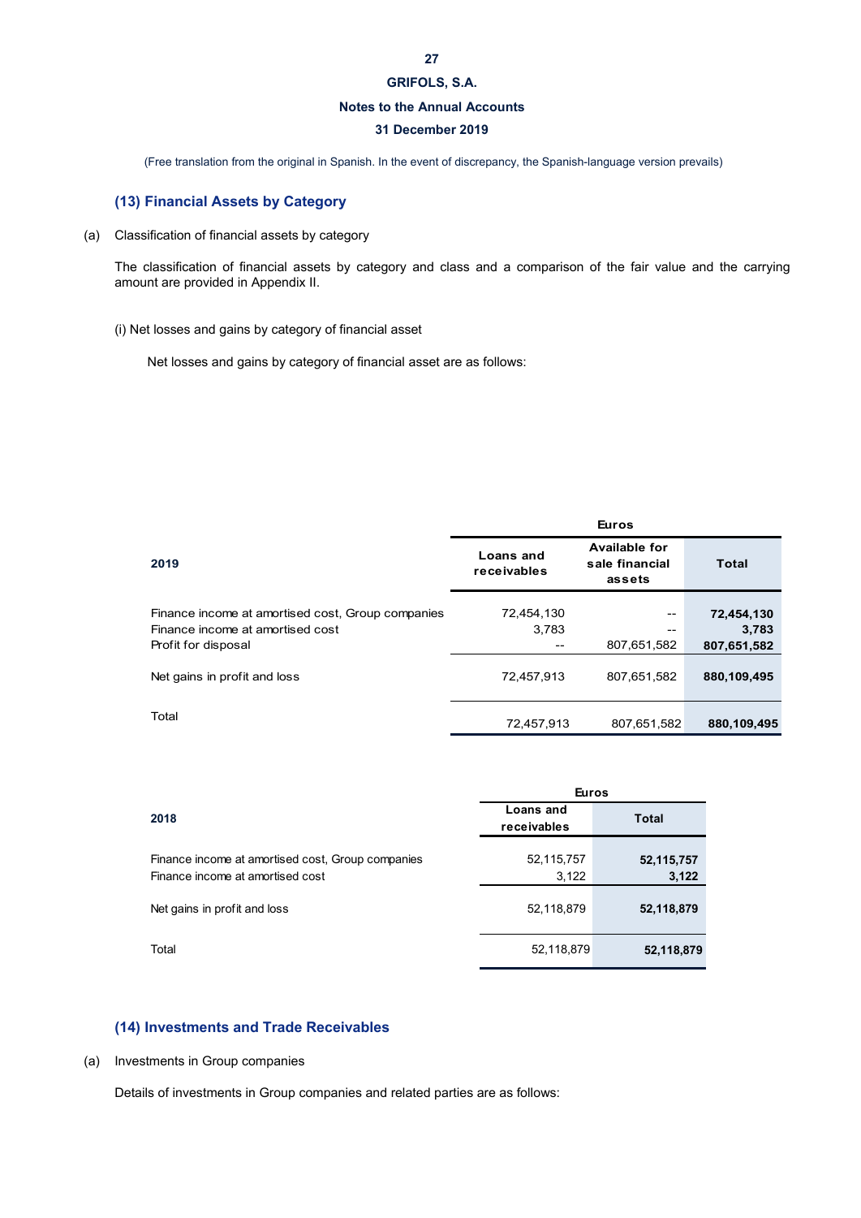## (13) Financial Assets by Category

(a) Classification of financial assets by category

The classification of financial assets by category and class and a comparison of the fair value and the carrying amount are provided in Appendix II.

(i) Net losses and gains by category of financial asset

Net losses and gains by category of financial asset are as follows:

| 2019 | Euros | | |
|---|---|---|---|
| | Loans and receivables | Available for sale financial assets | Total |
| Finance income at amortised cost, Group companies | 72,454,130 | -- | **72,454,130** |
| Finance income at amortised cost | 3,783 | -- | **3,783** |
| Profit for disposal | -- | 807,651,582 | **807,651,582** |
| Net gains in profit and loss | 72,457,913 | 807,651,582 | **880,109,495** |
| Total | 72,457,913 | 807,651,582 | **880,109,495** |

| 2018 | Euros | |
|---|---|---|
| | Loans and receivables | Total |
| Finance income at amortised cost, Group companies | 52,115,757 | **52,115,757** |
| Finance income at amortised cost | 3,122 | **3,122** |
| Net gains in profit and loss | 52,118,879 | **52,118,879** |
| Total | 52,118,879 | **52,118,879** |

## (14) Investments and Trade Receivables

(a) Investments in Group companies

Details of investments in Group companies and related parties are as follows: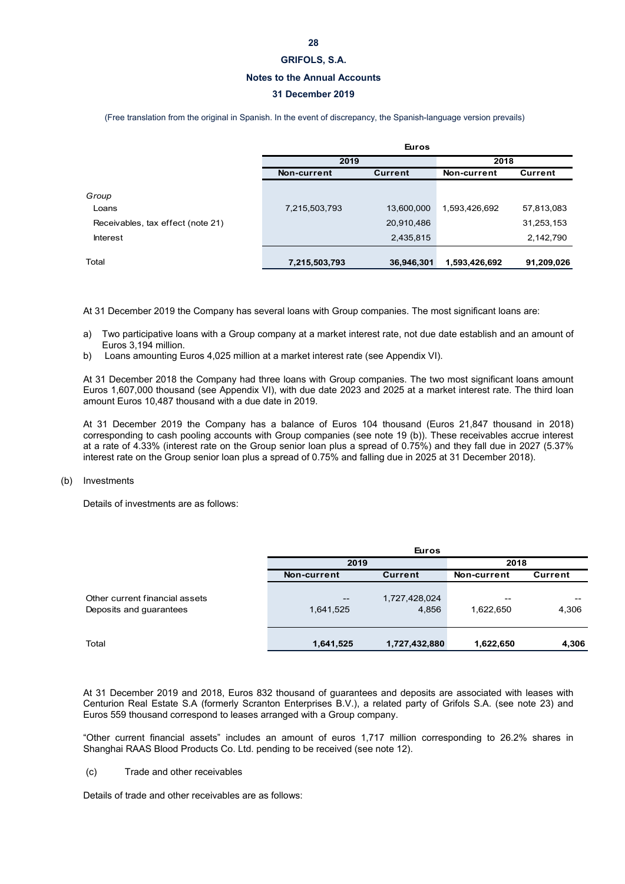| | Euros | | | |
|---|---|---|---|---|
| | 2019 | | 2018 | |
| | Non-current | Current | Non-current | Current |
| *Group* | | | | |
| Loans | 7,215,503,793 | 13,600,000 | 1,593,426,692 | 57,813,083 |
| Receivables, tax effect (note 21) | | 20,910,486 | | 31,253,153 |
| Interest | | 2,435,815 | | 2,142,790 |
| Total | **7,215,503,793** | **36,946,301** | **1,593,426,692** | **91,209,026** |

At 31 December 2019 the Company has several loans with Group companies. The most significant loans are:

a) Two participative loans with a Group company at a market interest rate, not due date establish and an amount of Euros 3,194 million.
b) Loans amounting Euros 4,025 million at a market interest rate (see Appendix VI).

At 31 December 2018 the Company had three loans with Group companies. The two most significant loans amount Euros 1,607,000 thousand (see Appendix VI), with due date 2023 and 2025 at a market interest rate. The third loan amount Euros 10,487 thousand with a due date in 2019.

At 31 December 2019 the Company has a balance of Euros 104 thousand (Euros 21,847 thousand in 2018) corresponding to cash pooling accounts with Group companies (see note 19 (b)). These receivables accrue interest at a rate of 4.33% (interest rate on the Group senior loan plus a spread of 0.75%) and they fall due in 2027 (5.37% interest rate on the Group senior loan plus a spread of 0.75% and falling due in 2025 at 31 December 2018).

(b) Investments

Details of investments are as follows:

| | Euros | | | |
|---|---|---|---|---|
| | 2019 | | 2018 | |
| | Non-current | Current | Non-current | Current |
| Other current financial assets | -- | 1,727,428,024 | -- | -- |
| Deposits and guarantees | 1,641,525 | 4,856 | 1,622,650 | 4,306 |
| Total | **1,641,525** | **1,727,432,880** | **1,622,650** | **4,306** |

At 31 December 2019 and 2018, Euros 832 thousand of guarantees and deposits are associated with leases with Centurion Real Estate S.A (formerly Scranton Enterprises B.V.), a related party of Grifols S.A. (see note 23) and Euros 559 thousand correspond to leases arranged with a Group company.

"Other current financial assets" includes an amount of euros 1,717 million corresponding to 26.2% shares in Shanghai RAAS Blood Products Co. Ltd. pending to be received (see note 12).

(c) Trade and other receivables

Details of trade and other receivables are as follows: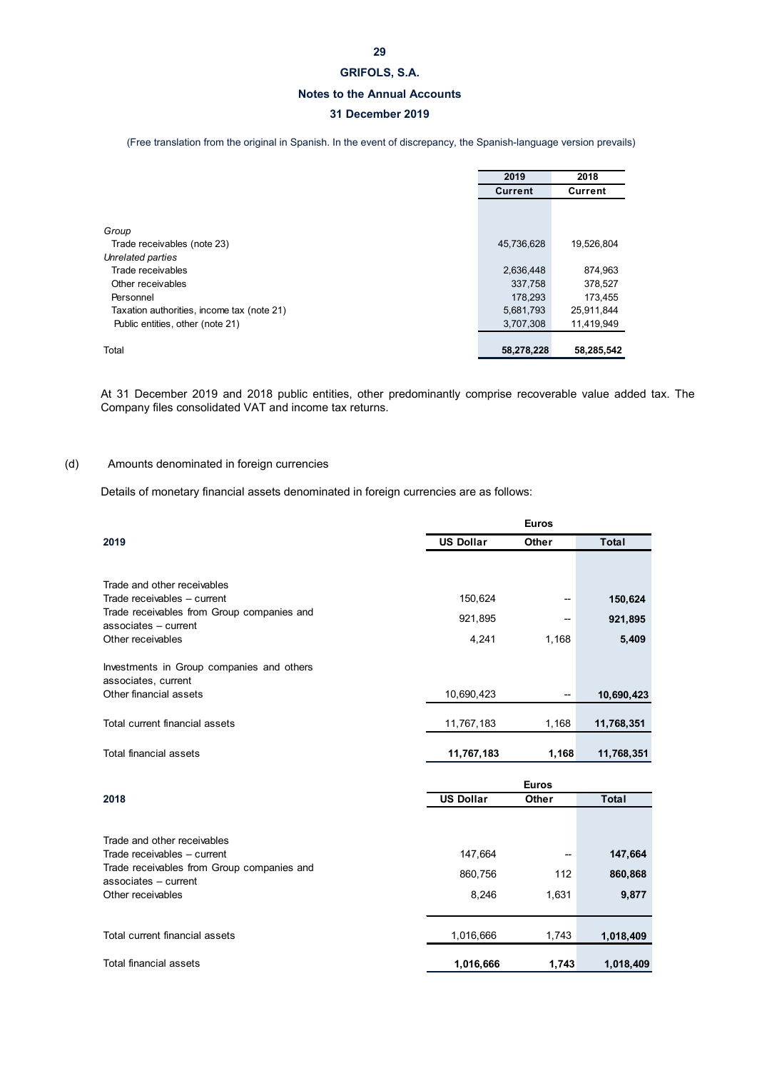|  | 2019 | 2018 |
|---|---|---|
|  | Current | Current |
| *Group* |  |  |
| Trade receivables (note 23) | 45,736,628 | 19,526,804 |
| *Unrelated parties* |  |  |
| Trade receivables | 2,636,448 | 874,963 |
| Other receivables | 337,758 | 378,527 |
| Personnel | 178,293 | 173,455 |
| Taxation authorities, income tax (note 21) | 5,681,793 | 25,911,844 |
| Public entities, other (note 21) | 3,707,308 | 11,419,949 |
| Total | **58,278,228** | **58,285,542** |

At 31 December 2019 and 2018 public entities, other predominantly comprise recoverable value added tax. The Company files consolidated VAT and income tax returns.

(d) Amounts denominated in foreign currencies

Details of monetary financial assets denominated in foreign currencies are as follows:

|  | Euros | | |
|---|---|---|---|
| **2019** | **US Dollar** | **Other** | **Total** |
| Trade and other receivables |  |  |  |
| Trade receivables – current | 150,624 | -- | **150,624** |
| Trade receivables from Group companies and associates – current | 921,895 | -- | **921,895** |
| Other receivables | 4,241 | 1,168 | **5,409** |
| Investments in Group companies and others associates, current |  |  |  |
| Other financial assets | 10,690,423 | -- | **10,690,423** |
| Total current financial assets | 11,767,183 | 1,168 | **11,768,351** |
| Total financial assets | **11,767,183** | **1,168** | **11,768,351** |

|  | Euros | | |
|---|---|---|---|
| **2018** | **US Dollar** | **Other** | **Total** |
| Trade and other receivables |  |  |  |
| Trade receivables – current | 147,664 | -- | **147,664** |
| Trade receivables from Group companies and associates – current | 860,756 | 112 | **860,868** |
| Other receivables | 8,246 | 1,631 | **9,877** |
| Total current financial assets | 1,016,666 | 1,743 | **1,018,409** |
| Total financial assets | **1,016,666** | **1,743** | **1,018,409** |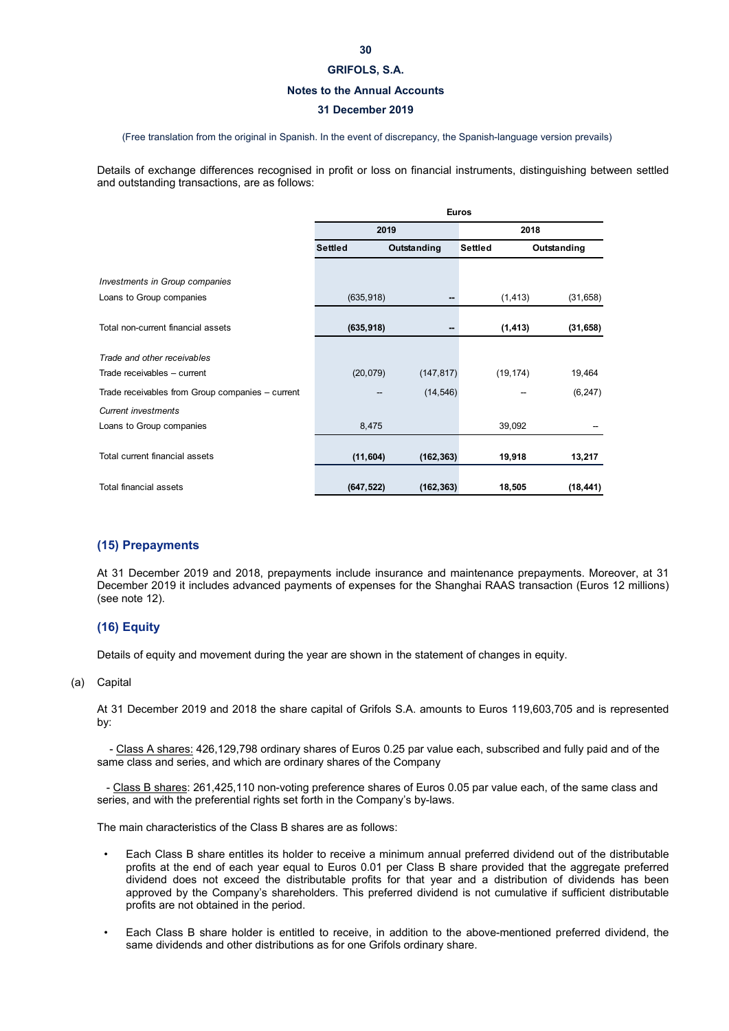(Free translation from the original in Spanish. In the event of discrepancy, the Spanish-language version prevails)

Details of exchange differences recognised in profit or loss on financial instruments, distinguishing between settled and outstanding transactions, are as follows:

| | Euros | | | |
|---|---|---|---|---|
| | 2019 | | 2018 | |
| | Settled | Outstanding | Settled | Outstanding |
| *Investments in Group companies* | | | | |
| Loans to Group companies | (635,918) | -- | (1,413) | (31,658) |
| Total non-current financial assets | **(635,918)** | **--** | **(1,413)** | **(31,658)** |
| *Trade and other receivables* | | | | |
| Trade receivables – current | (20,079) | (147,817) | (19,174) | 19,464 |
| Trade receivables from Group companies – current | -- | (14,546) | -- | (6,247) |
| *Current investments* | | | | |
| Loans to Group companies | 8,475 | | 39,092 | -- |
| Total current financial assets | **(11,604)** | **(162,363)** | **19,918** | **13,217** |
| Total financial assets | **(647,522)** | **(162,363)** | **18,505** | **(18,441)** |

## (15) Prepayments

At 31 December 2019 and 2018, prepayments include insurance and maintenance prepayments. Moreover, at 31 December 2019 it includes advanced payments of expenses for the Shanghai RAAS transaction (Euros 12 millions) (see note 12).

## (16) Equity

Details of equity and movement during the year are shown in the statement of changes in equity.

(a) Capital

At 31 December 2019 and 2018 the share capital of Grifols S.A. amounts to Euros 119,603,705 and is represented by:

- Class A shares: 426,129,798 ordinary shares of Euros 0.25 par value each, subscribed and fully paid and of the same class and series, and which are ordinary shares of the Company

- Class B shares: 261,425,110 non-voting preference shares of Euros 0.05 par value each, of the same class and series, and with the preferential rights set forth in the Company's by-laws.

The main characteristics of the Class B shares are as follows:

- Each Class B share entitles its holder to receive a minimum annual preferred dividend out of the distributable profits at the end of each year equal to Euros 0.01 per Class B share provided that the aggregate preferred dividend does not exceed the distributable profits for that year and a distribution of dividends has been approved by the Company's shareholders. This preferred dividend is not cumulative if sufficient distributable profits are not obtained in the period.

- Each Class B share holder is entitled to receive, in addition to the above-mentioned preferred dividend, the same dividends and other distributions as for one Grifols ordinary share.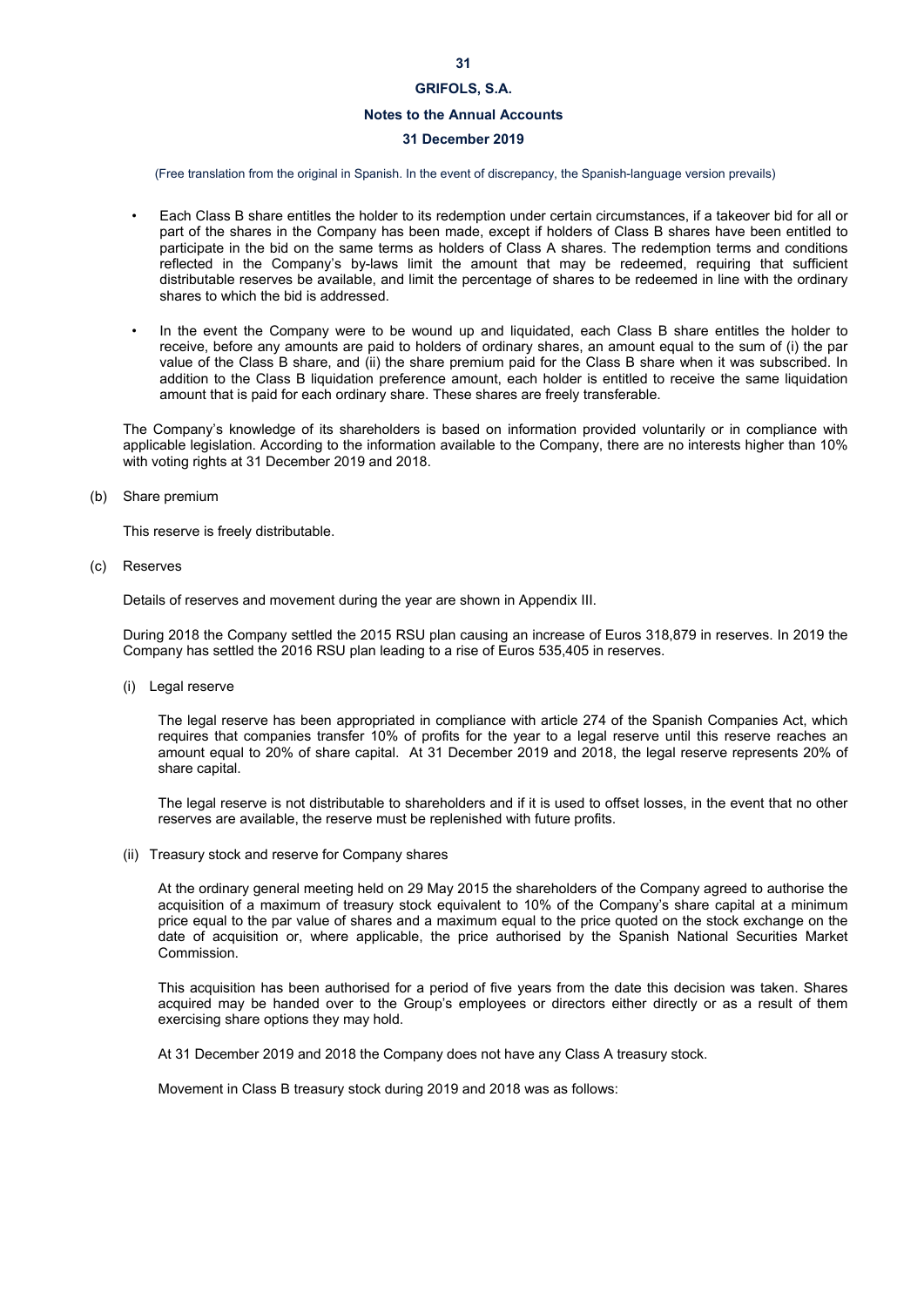- Each Class B share entitles the holder to its redemption under certain circumstances, if a takeover bid for all or part of the shares in the Company has been made, except if holders of Class B shares have been entitled to participate in the bid on the same terms as holders of Class A shares. The redemption terms and conditions reflected in the Company's by-laws limit the amount that may be redeemed, requiring that sufficient distributable reserves be available, and limit the percentage of shares to be redeemed in line with the ordinary shares to which the bid is addressed.

- In the event the Company were to be wound up and liquidated, each Class B share entitles the holder to receive, before any amounts are paid to holders of ordinary shares, an amount equal to the sum of (i) the par value of the Class B share, and (ii) the share premium paid for the Class B share when it was subscribed. In addition to the Class B liquidation preference amount, each holder is entitled to receive the same liquidation amount that is paid for each ordinary share. These shares are freely transferable.

The Company's knowledge of its shareholders is based on information provided voluntarily or in compliance with applicable legislation. According to the information available to the Company, there are no interests higher than 10% with voting rights at 31 December 2019 and 2018.

(b) Share premium

This reserve is freely distributable.

(c) Reserves

Details of reserves and movement during the year are shown in Appendix III.

During 2018 the Company settled the 2015 RSU plan causing an increase of Euros 318,879 in reserves. In 2019 the Company has settled the 2016 RSU plan leading to a rise of Euros 535,405 in reserves.

(i) Legal reserve

The legal reserve has been appropriated in compliance with article 274 of the Spanish Companies Act, which requires that companies transfer 10% of profits for the year to a legal reserve until this reserve reaches an amount equal to 20% of share capital. At 31 December 2019 and 2018, the legal reserve represents 20% of share capital.

The legal reserve is not distributable to shareholders and if it is used to offset losses, in the event that no other reserves are available, the reserve must be replenished with future profits.

(ii) Treasury stock and reserve for Company shares

At the ordinary general meeting held on 29 May 2015 the shareholders of the Company agreed to authorise the acquisition of a maximum of treasury stock equivalent to 10% of the Company's share capital at a minimum price equal to the par value of shares and a maximum equal to the price quoted on the stock exchange on the date of acquisition or, where applicable, the price authorised by the Spanish National Securities Market Commission.

This acquisition has been authorised for a period of five years from the date this decision was taken. Shares acquired may be handed over to the Group's employees or directors either directly or as a result of them exercising share options they may hold.

At 31 December 2019 and 2018 the Company does not have any Class A treasury stock.

Movement in Class B treasury stock during 2019 and 2018 was as follows: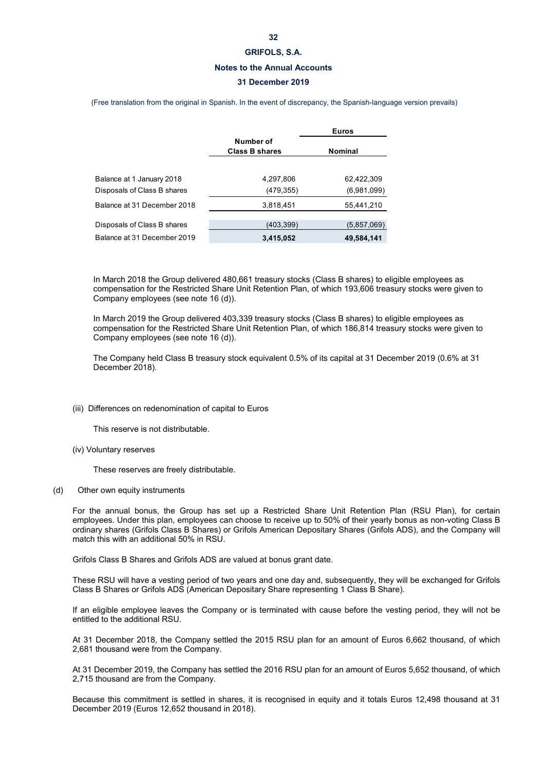(Free translation from the original in Spanish. In the event of discrepancy, the Spanish-language version prevails)

| | Number of Class B shares | Euros |
|---|---|---|
| | | Nominal |
| Balance at 1 January 2018 | 4,297,806 | 62,422,309 |
| Disposals of Class B shares | (479,355) | (6,981,099) |
| Balance at 31 December 2018 | 3,818,451 | 55,441,210 |
| Disposals of Class B shares | (403,399) | (5,857,069) |
| Balance at 31 December 2019 | **3,415,052** | **49,584,141** |

In March 2018 the Group delivered 480,661 treasury stocks (Class B shares) to eligible employees as compensation for the Restricted Share Unit Retention Plan, of which 193,606 treasury stocks were given to Company employees (see note 16 (d)).

In March 2019 the Group delivered 403,339 treasury stocks (Class B shares) to eligible employees as compensation for the Restricted Share Unit Retention Plan, of which 186,814 treasury stocks were given to Company employees (see note 16 (d)).

The Company held Class B treasury stock equivalent 0.5% of its capital at 31 December 2019 (0.6% at 31 December 2018).

(iii) Differences on redenomination of capital to Euros

This reserve is not distributable.

(iv) Voluntary reserves

These reserves are freely distributable.

(d) Other own equity instruments

For the annual bonus, the Group has set up a Restricted Share Unit Retention Plan (RSU Plan), for certain employees. Under this plan, employees can choose to receive up to 50% of their yearly bonus as non-voting Class B ordinary shares (Grifols Class B Shares) or Grifols American Depositary Shares (Grifols ADS), and the Company will match this with an additional 50% in RSU.

Grifols Class B Shares and Grifols ADS are valued at bonus grant date.

These RSU will have a vesting period of two years and one day and, subsequently, they will be exchanged for Grifols Class B Shares or Grifols ADS (American Depositary Share representing 1 Class B Share).

If an eligible employee leaves the Company or is terminated with cause before the vesting period, they will not be entitled to the additional RSU.

At 31 December 2018, the Company settled the 2015 RSU plan for an amount of Euros 6,662 thousand, of which 2,681 thousand were from the Company.

At 31 December 2019, the Company has settled the 2016 RSU plan for an amount of Euros 5,652 thousand, of which 2,715 thousand are from the Company.

Because this commitment is settled in shares, it is recognised in equity and it totals Euros 12,498 thousand at 31 December 2019 (Euros 12,652 thousand in 2018).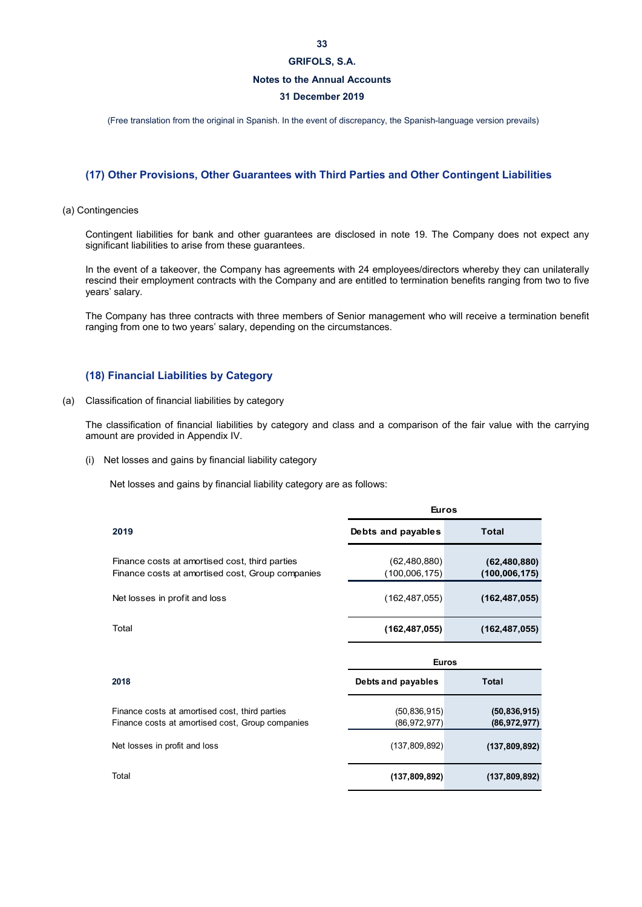## (17) Other Provisions, Other Guarantees with Third Parties and Other Contingent Liabilities

(a) Contingencies

Contingent liabilities for bank and other guarantees are disclosed in note 19. The Company does not expect any significant liabilities to arise from these guarantees.

In the event of a takeover, the Company has agreements with 24 employees/directors whereby they can unilaterally rescind their employment contracts with the Company and are entitled to termination benefits ranging from two to five years' salary.

The Company has three contracts with three members of Senior management who will receive a termination benefit ranging from one to two years' salary, depending on the circumstances.

## (18) Financial Liabilities by Category

(a) Classification of financial liabilities by category

The classification of financial liabilities by category and class and a comparison of the fair value with the carrying amount are provided in Appendix IV.

(i) Net losses and gains by financial liability category

Net losses and gains by financial liability category are as follows:

| | Euros | |
|---|---|---|
| **2019** | **Debts and payables** | **Total** |
| Finance costs at amortised cost, third parties | (62,480,880) | **(62,480,880)** |
| Finance costs at amortised cost, Group companies | (100,006,175) | **(100,006,175)** |
| Net losses in profit and loss | (162,487,055) | **(162,487,055)** |
| Total | **(162,487,055)** | **(162,487,055)** |

| | Euros | |
|---|---|---|
| **2018** | **Debts and payables** | **Total** |
| Finance costs at amortised cost, third parties | (50,836,915) | **(50,836,915)** |
| Finance costs at amortised cost, Group companies | (86,972,977) | **(86,972,977)** |
| Net losses in profit and loss | (137,809,892) | **(137,809,892)** |
| Total | **(137,809,892)** | **(137,809,892)** |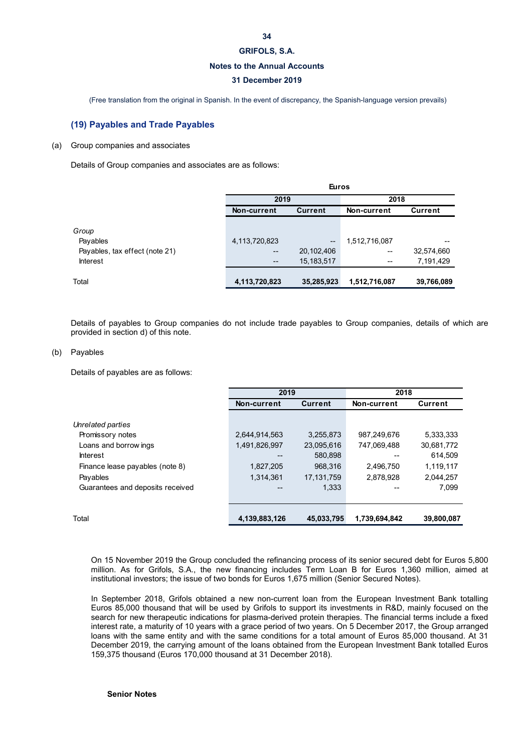## (19) Payables and Trade Payables

(a) Group companies and associates

Details of Group companies and associates are as follows:

| | Euros | | | |
|---|---|---|---|---|
| | 2019 | | 2018 | |
| | Non-current | Current | Non-current | Current |
| *Group* | | | | |
| Payables | 4,113,720,823 | -- | 1,512,716,087 | -- |
| Payables, tax effect (note 21) | -- | 20,102,406 | -- | 32,574,660 |
| Interest | -- | 15,183,517 | -- | 7,191,429 |
| Total | **4,113,720,823** | **35,285,923** | **1,512,716,087** | **39,766,089** |

Details of payables to Group companies do not include trade payables to Group companies, details of which are provided in section d) of this note.

(b) Payables

Details of payables are as follows:

| | 2019 | | 2018 | |
|---|---|---|---|---|
| | Non-current | Current | Non-current | Current |
| *Unrelated parties* | | | | |
| Promissory notes | 2,644,914,563 | 3,255,873 | 987,249,676 | 5,333,333 |
| Loans and borrowings | 1,491,826,997 | 23,095,616 | 747,069,488 | 30,681,772 |
| Interest | -- | 580,898 | -- | 614,509 |
| Finance lease payables (note 8) | 1,827,205 | 968,316 | 2,496,750 | 1,119,117 |
| Payables | 1,314,361 | 17,131,759 | 2,878,928 | 2,044,257 |
| Guarantees and deposits received | -- | 1,333 | -- | 7,099 |
| Total | **4,139,883,126** | **45,033,795** | **1,739,694,842** | **39,800,087** |

On 15 November 2019 the Group concluded the refinancing process of its senior secured debt for Euros 5,800 million. As for Grifols, S.A., the new financing includes Term Loan B for Euros 1,360 million, aimed at institutional investors; the issue of two bonds for Euros 1,675 million (Senior Secured Notes).

In September 2018, Grifols obtained a new non-current loan from the European Investment Bank totalling Euros 85,000 thousand that will be used by Grifols to support its investments in R&D, mainly focused on the search for new therapeutic indications for plasma-derived protein therapies. The financial terms include a fixed interest rate, a maturity of 10 years with a grace period of two years. On 5 December 2017, the Group arranged loans with the same entity and with the same conditions for a total amount of Euros 85,000 thousand. At 31 December 2019, the carrying amount of the loans obtained from the European Investment Bank totalled Euros 159,375 thousand (Euros 170,000 thousand at 31 December 2018).

**Senior Notes**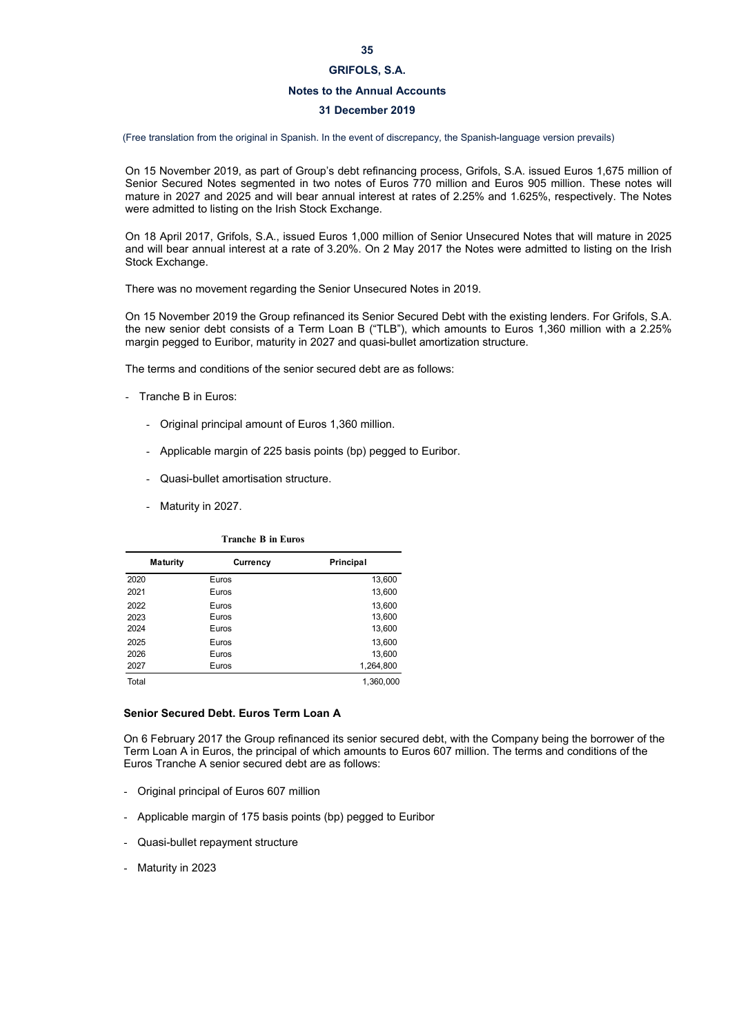(Free translation from the original in Spanish. In the event of discrepancy, the Spanish-language version prevails)

On 15 November 2019, as part of Group's debt refinancing process, Grifols, S.A. issued Euros 1,675 million of Senior Secured Notes segmented in two notes of Euros 770 million and Euros 905 million. These notes will mature in 2027 and 2025 and will bear annual interest at rates of 2.25% and 1.625%, respectively. The Notes were admitted to listing on the Irish Stock Exchange.

On 18 April 2017, Grifols, S.A., issued Euros 1,000 million of Senior Unsecured Notes that will mature in 2025 and will bear annual interest at a rate of 3.20%. On 2 May 2017 the Notes were admitted to listing on the Irish Stock Exchange.

There was no movement regarding the Senior Unsecured Notes in 2019.

On 15 November 2019 the Group refinanced its Senior Secured Debt with the existing lenders. For Grifols, S.A. the new senior debt consists of a Term Loan B ("TLB"), which amounts to Euros 1,360 million with a 2.25% margin pegged to Euribor, maturity in 2027 and quasi-bullet amortization structure.

The terms and conditions of the senior secured debt are as follows:

- Tranche B in Euros:
  - Original principal amount of Euros 1,360 million.
  - Applicable margin of 225 basis points (bp) pegged to Euribor.
  - Quasi-bullet amortisation structure.
  - Maturity in 2027.

**Tranche B in Euros**

| Maturity | Currency | Principal |
|---|---|---|
| 2020 | Euros | 13,600 |
| 2021 | Euros | 13,600 |
| 2022 | Euros | 13,600 |
| 2023 | Euros | 13,600 |
| 2024 | Euros | 13,600 |
| 2025 | Euros | 13,600 |
| 2026 | Euros | 13,600 |
| 2027 | Euros | 1,264,800 |
| Total | | 1,360,000 |

**Senior Secured Debt. Euros Term Loan A**

On 6 February 2017 the Group refinanced its senior secured debt, with the Company being the borrower of the Term Loan A in Euros, the principal of which amounts to Euros 607 million. The terms and conditions of the Euros Tranche A senior secured debt are as follows:

- Original principal of Euros 607 million
- Applicable margin of 175 basis points (bp) pegged to Euribor
- Quasi-bullet repayment structure
- Maturity in 2023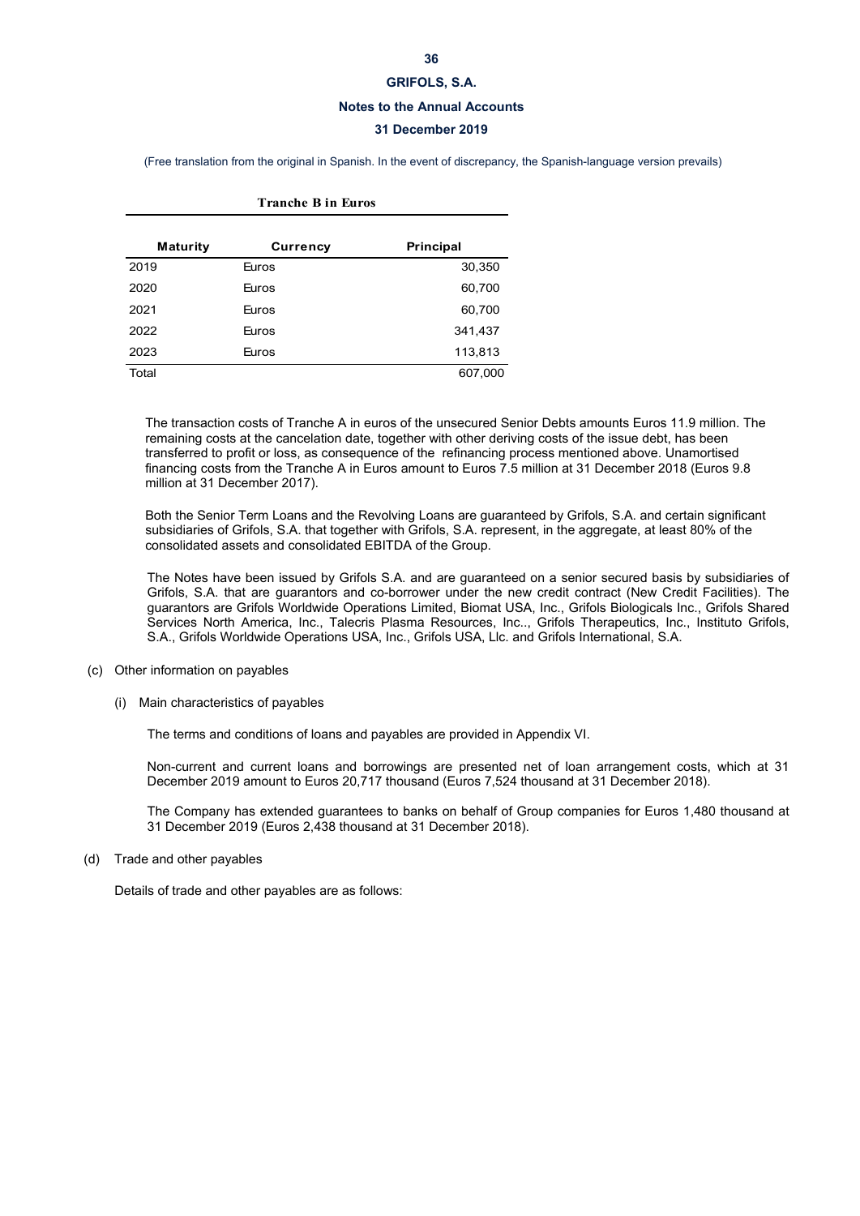**Tranche B in Euros**

| Maturity | Currency | Principal |
|---|---|---|
| 2019 | Euros | 30,350 |
| 2020 | Euros | 60,700 |
| 2021 | Euros | 60,700 |
| 2022 | Euros | 341,437 |
| 2023 | Euros | 113,813 |
| Total | | 607,000 |

The transaction costs of Tranche A in euros of the unsecured Senior Debts amounts Euros 11.9 million. The remaining costs at the cancelation date, together with other deriving costs of the issue debt, has been transferred to profit or loss, as consequence of the refinancing process mentioned above. Unamortised financing costs from the Tranche A in Euros amount to Euros 7.5 million at 31 December 2018 (Euros 9.8 million at 31 December 2017).

Both the Senior Term Loans and the Revolving Loans are guaranteed by Grifols, S.A. and certain significant subsidiaries of Grifols, S.A. that together with Grifols, S.A. represent, in the aggregate, at least 80% of the consolidated assets and consolidated EBITDA of the Group.

The Notes have been issued by Grifols S.A. and are guaranteed on a senior secured basis by subsidiaries of Grifols, S.A. that are guarantors and co-borrower under the new credit contract (New Credit Facilities). The guarantors are Grifols Worldwide Operations Limited, Biomat USA, Inc., Grifols Biologicals Inc., Grifols Shared Services North America, Inc., Talecris Plasma Resources, Inc.., Grifols Therapeutics, Inc., Instituto Grifols, S.A., Grifols Worldwide Operations USA, Inc., Grifols USA, Llc. and Grifols International, S.A.

(c) Other information on payables

(i) Main characteristics of payables

The terms and conditions of loans and payables are provided in Appendix VI.

Non-current and current loans and borrowings are presented net of loan arrangement costs, which at 31 December 2019 amount to Euros 20,717 thousand (Euros 7,524 thousand at 31 December 2018).

The Company has extended guarantees to banks on behalf of Group companies for Euros 1,480 thousand at 31 December 2019 (Euros 2,438 thousand at 31 December 2018).

(d) Trade and other payables

Details of trade and other payables are as follows: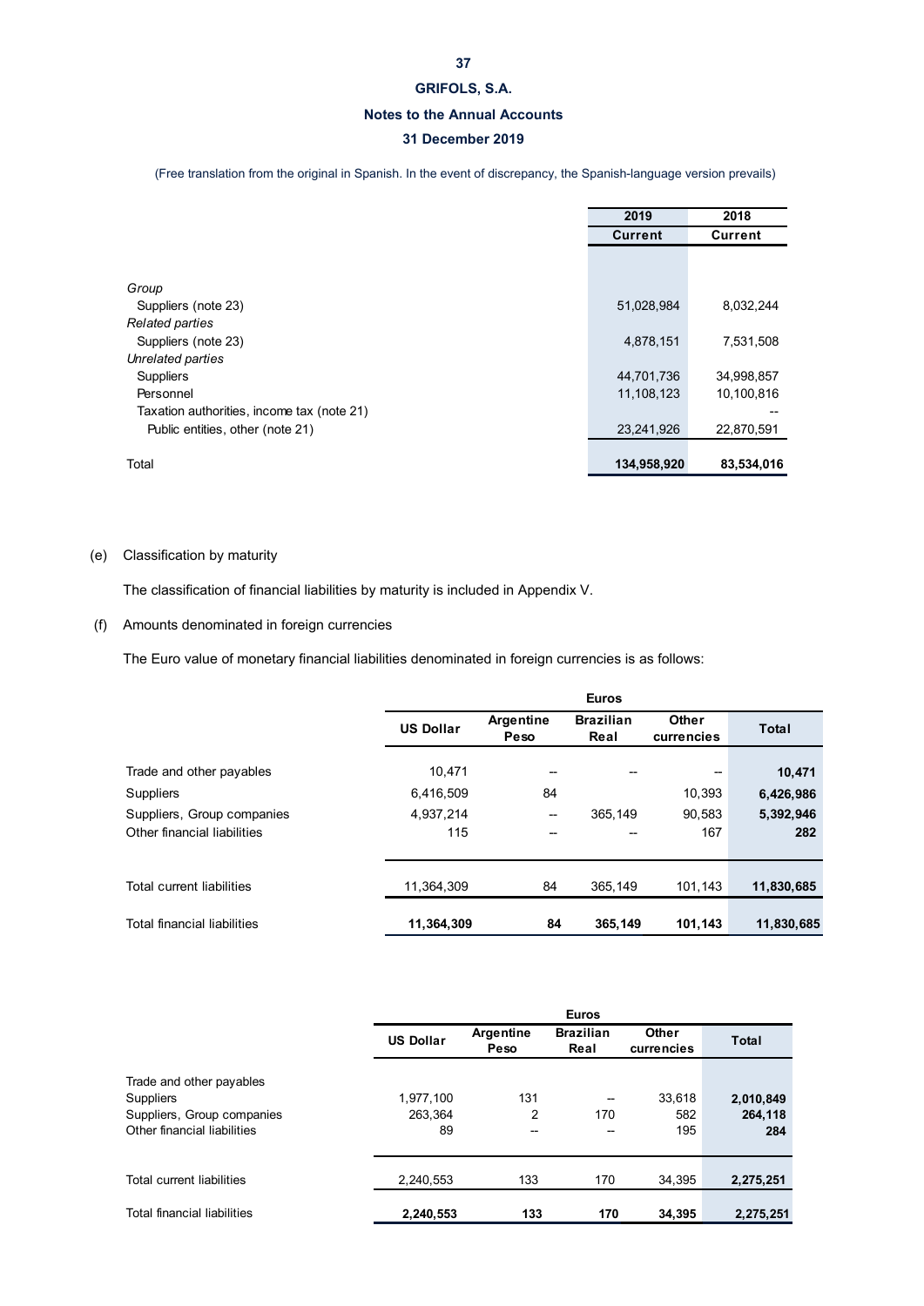|  | 2019 | 2018 |
|---|---|---|
|  | Current | Current |
| *Group* |  |  |
| Suppliers (note 23) | 51,028,984 | 8,032,244 |
| *Related parties* |  |  |
| Suppliers (note 23) | 4,878,151 | 7,531,508 |
| *Unrelated parties* |  |  |
| Suppliers | 44,701,736 | 34,998,857 |
| Personnel | 11,108,123 | 10,100,816 |
| Taxation authorities, income tax (note 21) |  | -- |
| Public entities, other (note 21) | 23,241,926 | 22,870,591 |
| Total | **134,958,920** | **83,534,016** |

(e) Classification by maturity

The classification of financial liabilities by maturity is included in Appendix V.

(f) Amounts denominated in foreign currencies

The Euro value of monetary financial liabilities denominated in foreign currencies is as follows:

|  | Euros |  |  |  |  |
|---|---|---|---|---|---|
|  | US Dollar | Argentine Peso | Brazilian Real | Other currencies | Total |
| Trade and other payables | 10,471 | -- | -- | -- | **10,471** |
| Suppliers | 6,416,509 | 84 |  | 10,393 | **6,426,986** |
| Suppliers, Group companies | 4,937,214 | -- | 365,149 | 90,583 | **5,392,946** |
| Other financial liabilities | 115 | -- | -- | 167 | **282** |
| Total current liabilities | 11,364,309 | 84 | 365,149 | 101,143 | **11,830,685** |
| Total financial liabilities | **11,364,309** | **84** | **365,149** | **101,143** | **11,830,685** |

|  | Euros |  |  |  |  |
|---|---|---|---|---|---|
|  | US Dollar | Argentine Peso | Brazilian Real | Other currencies | Total |
| Trade and other payables |  |  |  |  |  |
| Suppliers | 1,977,100 | 131 | -- | 33,618 | **2,010,849** |
| Suppliers, Group companies | 263,364 | 2 | 170 | 582 | **264,118** |
| Other financial liabilities | 89 | -- | -- | 195 | **284** |
| Total current liabilities | 2,240,553 | 133 | 170 | 34,395 | **2,275,251** |
| Total financial liabilities | **2,240,553** | **133** | **170** | **34,395** | **2,275,251** |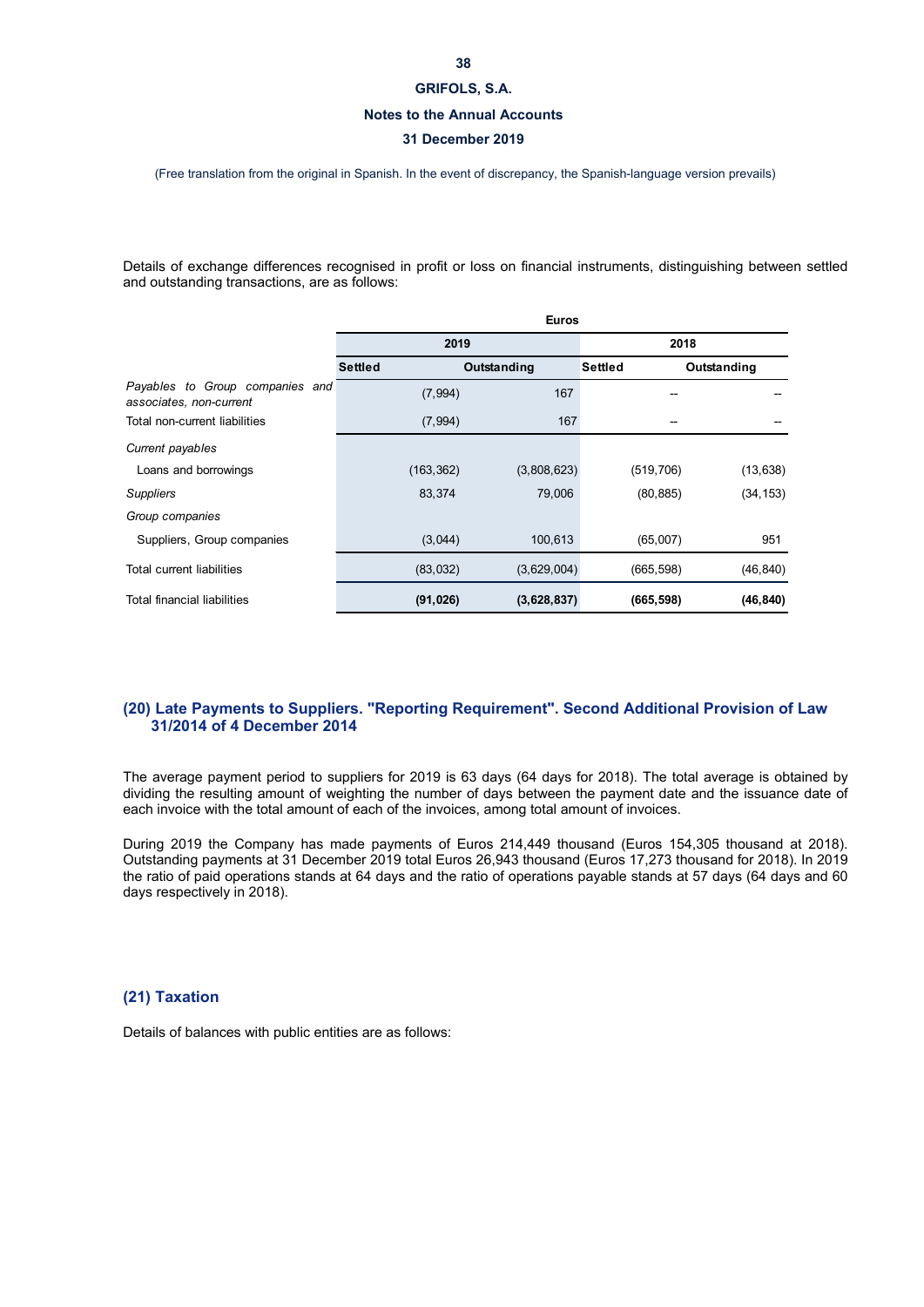Details of exchange differences recognised in profit or loss on financial instruments, distinguishing between settled and outstanding transactions, are as follows:

| | Euros | | | |
|---|---|---|---|---|
| | 2019 | | 2018 | |
| | Settled | Outstanding | Settled | Outstanding |
| *Payables to Group companies and associates, non-current* | (7,994) | 167 | -- | -- |
| Total non-current liabilities | (7,994) | 167 | -- | -- |
| *Current payables* | | | | |
| Loans and borrowings | (163,362) | (3,808,623) | (519,706) | (13,638) |
| *Suppliers* | 83,374 | 79,006 | (80,885) | (34,153) |
| *Group companies* | | | | |
| Suppliers, Group companies | (3,044) | 100,613 | (65,007) | 951 |
| Total current liabilities | (83,032) | (3,629,004) | (665,598) | (46,840) |
| Total financial liabilities | **(91,026)** | **(3,628,837)** | **(665,598)** | **(46,840)** |

## (20) Late Payments to Suppliers. "Reporting Requirement". Second Additional Provision of Law 31/2014 of 4 December 2014

The average payment period to suppliers for 2019 is 63 days (64 days for 2018). The total average is obtained by dividing the resulting amount of weighting the number of days between the payment date and the issuance date of each invoice with the total amount of each of the invoices, among total amount of invoices.

During 2019 the Company has made payments of Euros 214,449 thousand (Euros 154,305 thousand at 2018). Outstanding payments at 31 December 2019 total Euros 26,943 thousand (Euros 17,273 thousand for 2018). In 2019 the ratio of paid operations stands at 64 days and the ratio of operations payable stands at 57 days (64 days and 60 days respectively in 2018).

## (21) Taxation

Details of balances with public entities are as follows: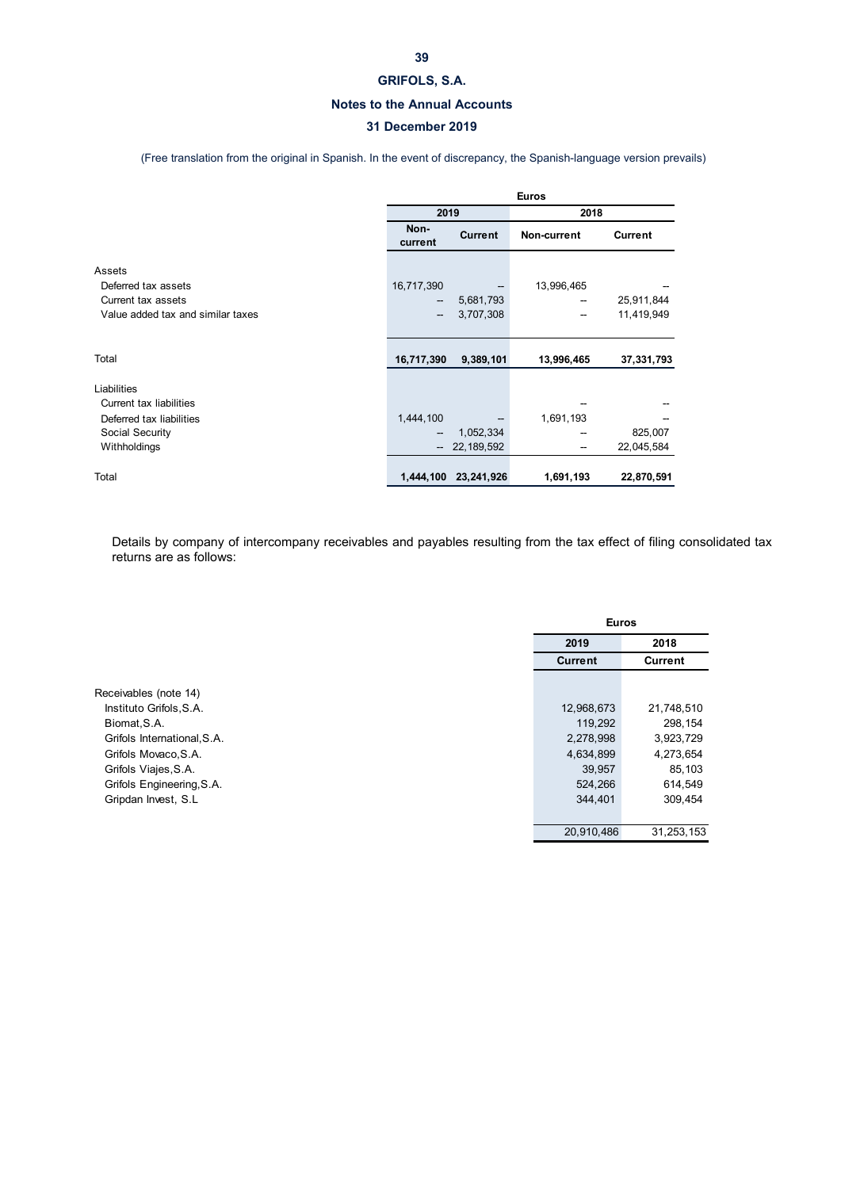| | Euros | | | |
|---|---|---|---|---|
| | 2019 | | 2018 | |
| | Non-current | Current | Non-current | Current |
| Assets | | | | |
| Deferred tax assets | 16,717,390 | -- | 13,996,465 | -- |
| Current tax assets | -- | 5,681,793 | -- | 25,911,844 |
| Value added tax and similar taxes | -- | 3,707,308 | -- | 11,419,949 |
| Total | **16,717,390** | **9,389,101** | **13,996,465** | **37,331,793** |
| Liabilities | | | | |
| Current tax liabilities | | | -- | -- |
| Deferred tax liabilities | 1,444,100 | -- | 1,691,193 | -- |
| Social Security | -- | 1,052,334 | -- | 825,007 |
| Withholdings | -- | 22,189,592 | -- | 22,045,584 |
| Total | **1,444,100** | **23,241,926** | **1,691,193** | **22,870,591** |

Details by company of intercompany receivables and payables resulting from the tax effect of filing consolidated tax returns are as follows:

| | Euros | |
|---|---|---|
| | 2019 | 2018 |
| | Current | Current |
| Receivables (note 14) | | |
| Instituto Grifols,S.A. | 12,968,673 | 21,748,510 |
| Biomat,S.A. | 119,292 | 298,154 |
| Grifols International,S.A. | 2,278,998 | 3,923,729 |
| Grifols Movaco,S.A. | 4,634,899 | 4,273,654 |
| Grifols Viajes,S.A. | 39,957 | 85,103 |
| Grifols Engineering,S.A. | 524,266 | 614,549 |
| Gripdan Invest, S.L | 344,401 | 309,454 |
| | 20,910,486 | 31,253,153 |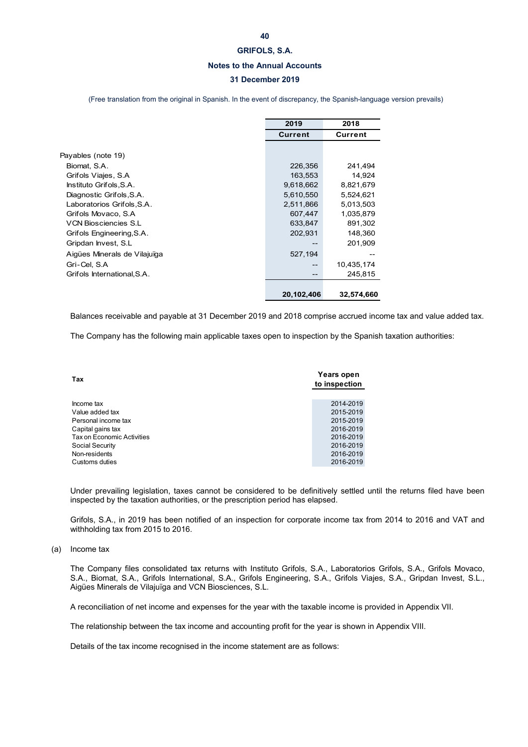|  | 2019 | 2018 |
|---|---|---|
|  | Current | Current |
| Payables (note 19) |  |  |
| Biomat, S.A. | 226,356 | 241,494 |
| Grifols Viajes, S.A | 163,553 | 14,924 |
| Instituto Grifols,S.A. | 9,618,662 | 8,821,679 |
| Diagnostic Grifols,S.A. | 5,610,550 | 5,524,621 |
| Laboratorios Grifols,S.A. | 2,511,866 | 5,013,503 |
| Grifols Movaco, S.A | 607,447 | 1,035,879 |
| VCN Biosciencies S.L | 633,847 | 891,302 |
| Grifols Engineering,S.A. | 202,931 | 148,360 |
| Gripdan Invest, S.L | -- | 201,909 |
| Aigües Minerals de Vilajuïga | 527,194 | -- |
| Gri-Cel, S.A | -- | 10,435,174 |
| Grifols International,S.A. | -- | 245,815 |
|  | **20,102,406** | **32,574,660** |

Balances receivable and payable at 31 December 2019 and 2018 comprise accrued income tax and value added tax.

The Company has the following main applicable taxes open to inspection by the Spanish taxation authorities:

| Tax | Years open to inspection |
|---|---|
| Income tax | 2014-2019 |
| Value added tax | 2015-2019 |
| Personal income tax | 2015-2019 |
| Capital gains tax | 2016-2019 |
| Tax on Economic Activities | 2016-2019 |
| Social Security | 2016-2019 |
| Non-residents | 2016-2019 |
| Customs duties | 2016-2019 |

Under prevailing legislation, taxes cannot be considered to be definitively settled until the returns filed have been inspected by the taxation authorities, or the prescription period has elapsed.

Grifols, S.A., in 2019 has been notified of an inspection for corporate income tax from 2014 to 2016 and VAT and withholding tax from 2015 to 2016.

(a) Income tax

The Company files consolidated tax returns with Instituto Grifols, S.A., Laboratorios Grifols, S.A., Grifols Movaco, S.A., Biomat, S.A., Grifols International, S.A., Grifols Engineering, S.A., Grifols Viajes, S.A., Gripdan Invest, S.L., Aigües Minerals de Vilajuïga and VCN Biosciences, S.L.

A reconciliation of net income and expenses for the year with the taxable income is provided in Appendix VII.

The relationship between the tax income and accounting profit for the year is shown in Appendix VIII.

Details of the tax income recognised in the income statement are as follows: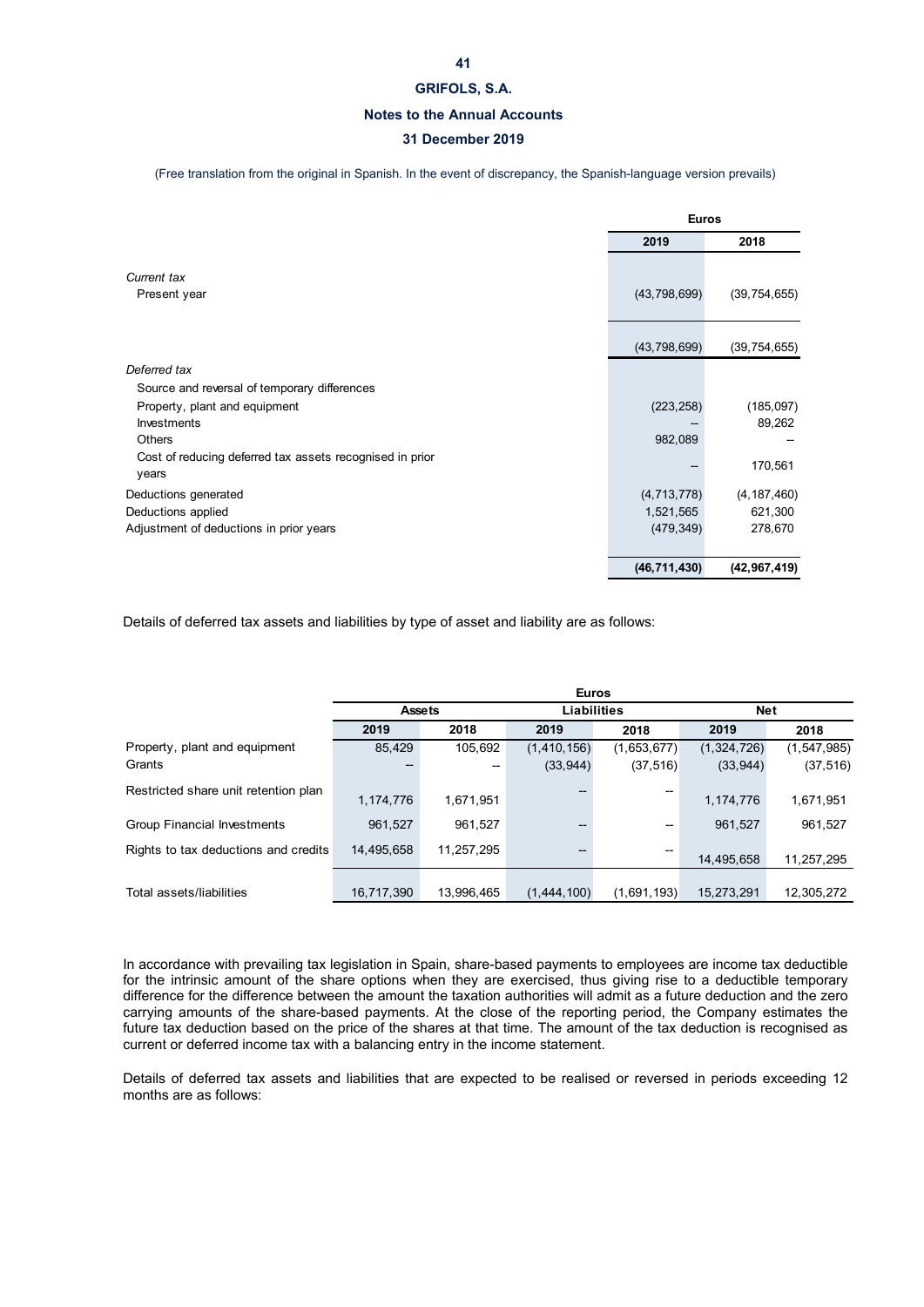(Free translation from the original in Spanish. In the event of discrepancy, the Spanish-language version prevails)

| | Euros | |
|---|---|---|
| | **2019** | **2018** |
| *Current tax* | | |
| Present year | (43,798,699) | (39,754,655) |
| | (43,798,699) | (39,754,655) |
| *Deferred tax* | | |
| Source and reversal of temporary differences | | |
| Property, plant and equipment | (223,258) | (185,097) |
| Investments | -- | 89,262 |
| Others | 982,089 | -- |
| Cost of reducing deferred tax assets recognised in prior years | -- | 170,561 |
| Deductions generated | (4,713,778) | (4,187,460) |
| Deductions applied | 1,521,565 | 621,300 |
| Adjustment of deductions in prior years | (479,349) | 278,670 |
| | **(46,711,430)** | **(42,967,419)** |

Details of deferred tax assets and liabilities by type of asset and liability are as follows:

| | Euros | | | | | |
|---|---|---|---|---|---|---|
| | **Assets** | | **Liabilities** | | **Net** | |
| | **2019** | **2018** | **2019** | **2018** | **2019** | **2018** |
| Property, plant and equipment | 85,429 | 105,692 | (1,410,156) | (1,653,677) | (1,324,726) | (1,547,985) |
| Grants | -- | -- | (33,944) | (37,516) | (33,944) | (37,516) |
| Restricted share unit retention plan | 1,174,776 | 1,671,951 | -- | -- | 1,174,776 | 1,671,951 |
| Group Financial Investments | 961,527 | 961,527 | -- | -- | 961,527 | 961,527 |
| Rights to tax deductions and credits | 14,495,658 | 11,257,295 | -- | -- | 14,495,658 | 11,257,295 |
| Total assets/liabilities | 16,717,390 | 13,996,465 | (1,444,100) | (1,691,193) | 15,273,291 | 12,305,272 |

In accordance with prevailing tax legislation in Spain, share-based payments to employees are income tax deductible for the intrinsic amount of the share options when they are exercised, thus giving rise to a deductible temporary difference for the difference between the amount the taxation authorities will admit as a future deduction and the zero carrying amounts of the share-based payments. At the close of the reporting period, the Company estimates the future tax deduction based on the price of the shares at that time. The amount of the tax deduction is recognised as current or deferred income tax with a balancing entry in the income statement.

Details of deferred tax assets and liabilities that are expected to be realised or reversed in periods exceeding 12 months are as follows: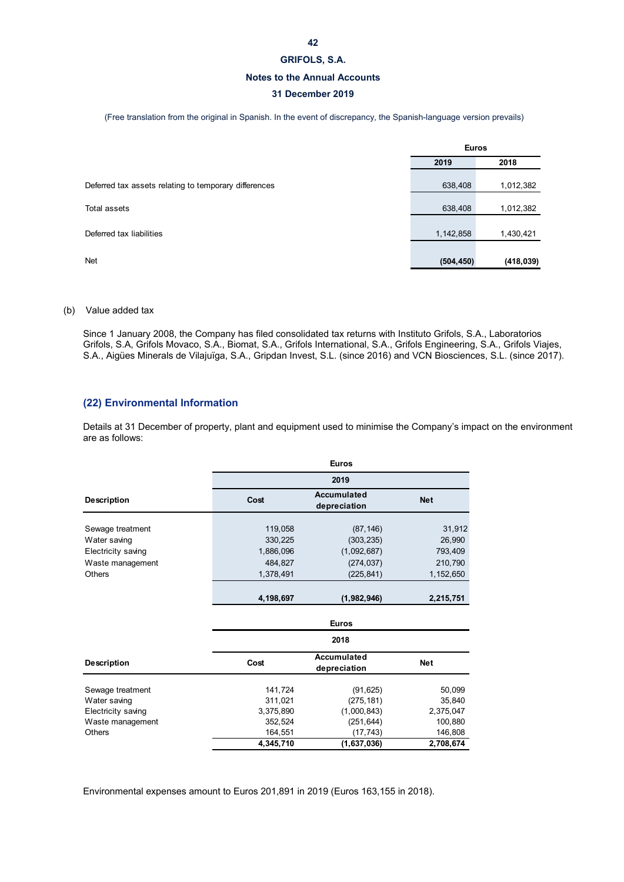| | Euros | |
|---|---|---|
| | 2019 | 2018 |
| Deferred tax assets relating to temporary differences | 638,408 | 1,012,382 |
| Total assets | 638,408 | 1,012,382 |
| Deferred tax liabilities | 1,142,858 | 1,430,421 |
| Net | **(504,450)** | **(418,039)** |

(b) Value added tax

Since 1 January 2008, the Company has filed consolidated tax returns with Instituto Grifols, S.A., Laboratorios Grifols, S.A, Grifols Movaco, S.A., Biomat, S.A., Grifols International, S.A., Grifols Engineering, S.A., Grifols Viajes, S.A., Aigües Minerals de Vilajuïga, S.A., Gripdan Invest, S.L. (since 2016) and VCN Biosciences, S.L. (since 2017).

## (22) Environmental Information

Details at 31 December of property, plant and equipment used to minimise the Company's impact on the environment are as follows:

| | Euros | | |
|---|---|---|---|
| | 2019 | | |
| **Description** | **Cost** | **Accumulated depreciation** | **Net** |
| Sewage treatment | 119,058 | (87,146) | 31,912 |
| Water saving | 330,225 | (303,235) | 26,990 |
| Electricity saving | 1,886,096 | (1,092,687) | 793,409 |
| Waste management | 484,827 | (274,037) | 210,790 |
| Others | 1,378,491 | (225,841) | 1,152,650 |
| | **4,198,697** | **(1,982,946)** | **2,215,751** |

| | Euros | | |
|---|---|---|---|
| | 2018 | | |
| **Description** | **Cost** | **Accumulated depreciation** | **Net** |
| Sewage treatment | 141,724 | (91,625) | 50,099 |
| Water saving | 311,021 | (275,181) | 35,840 |
| Electricity saving | 3,375,890 | (1,000,843) | 2,375,047 |
| Waste management | 352,524 | (251,644) | 100,880 |
| Others | 164,551 | (17,743) | 146,808 |
| | **4,345,710** | **(1,637,036)** | **2,708,674** |

Environmental expenses amount to Euros 201,891 in 2019 (Euros 163,155 in 2018).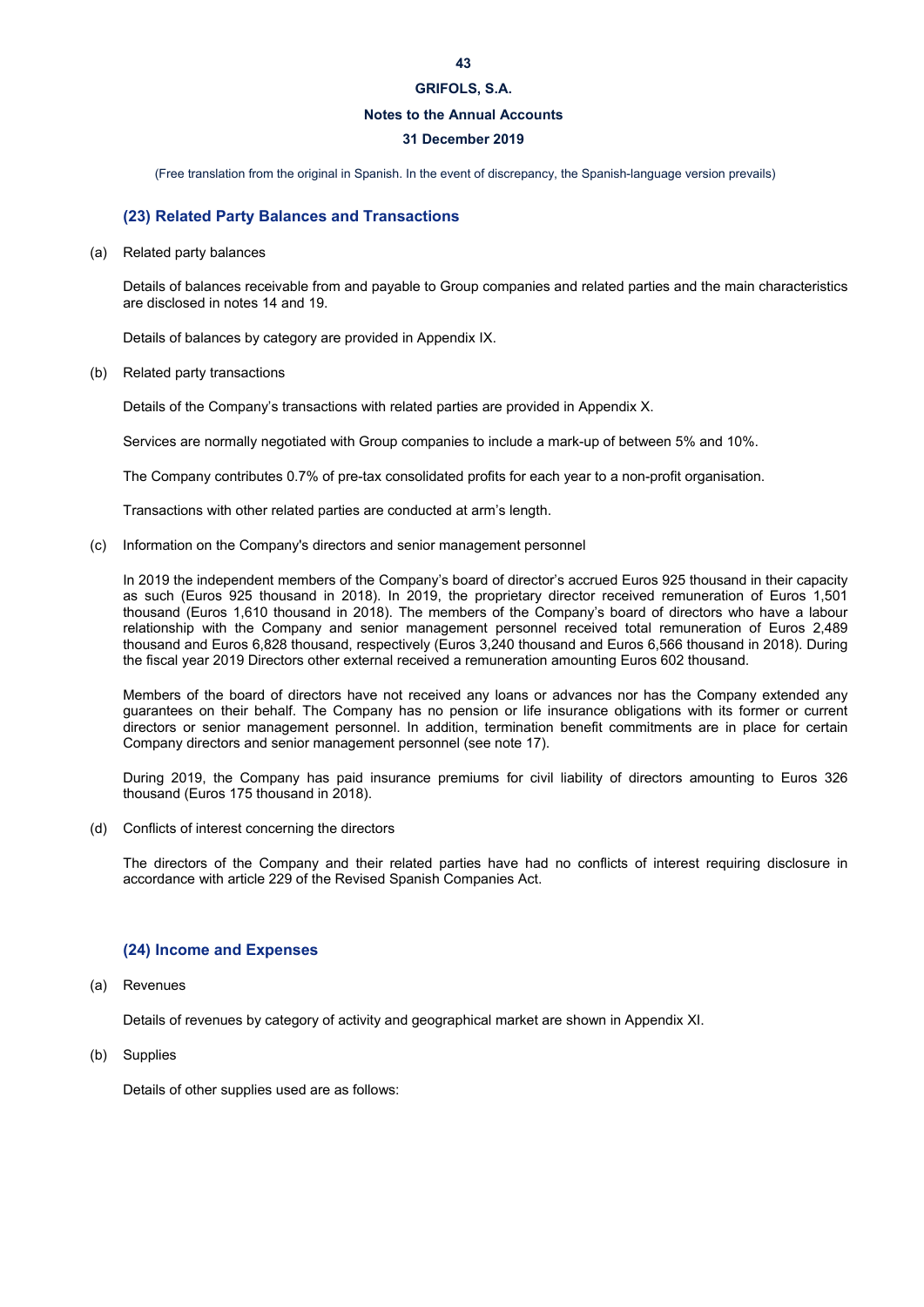(Free translation from the original in Spanish. In the event of discrepancy, the Spanish-language version prevails)

## (23) Related Party Balances and Transactions

(a) Related party balances

Details of balances receivable from and payable to Group companies and related parties and the main characteristics are disclosed in notes 14 and 19.

Details of balances by category are provided in Appendix IX.

(b) Related party transactions

Details of the Company's transactions with related parties are provided in Appendix X.

Services are normally negotiated with Group companies to include a mark-up of between 5% and 10%.

The Company contributes 0.7% of pre-tax consolidated profits for each year to a non-profit organisation.

Transactions with other related parties are conducted at arm's length.

(c) Information on the Company's directors and senior management personnel

In 2019 the independent members of the Company's board of director's accrued Euros 925 thousand in their capacity as such (Euros 925 thousand in 2018). In 2019, the proprietary director received remuneration of Euros 1,501 thousand (Euros 1,610 thousand in 2018). The members of the Company's board of directors who have a labour relationship with the Company and senior management personnel received total remuneration of Euros 2,489 thousand and Euros 6,828 thousand, respectively (Euros 3,240 thousand and Euros 6,566 thousand in 2018). During the fiscal year 2019 Directors other external received a remuneration amounting Euros 602 thousand.

Members of the board of directors have not received any loans or advances nor has the Company extended any guarantees on their behalf. The Company has no pension or life insurance obligations with its former or current directors or senior management personnel. In addition, termination benefit commitments are in place for certain Company directors and senior management personnel (see note 17).

During 2019, the Company has paid insurance premiums for civil liability of directors amounting to Euros 326 thousand (Euros 175 thousand in 2018).

(d) Conflicts of interest concerning the directors

The directors of the Company and their related parties have had no conflicts of interest requiring disclosure in accordance with article 229 of the Revised Spanish Companies Act.

## (24) Income and Expenses

(a) Revenues

Details of revenues by category of activity and geographical market are shown in Appendix XI.

(b) Supplies

Details of other supplies used are as follows: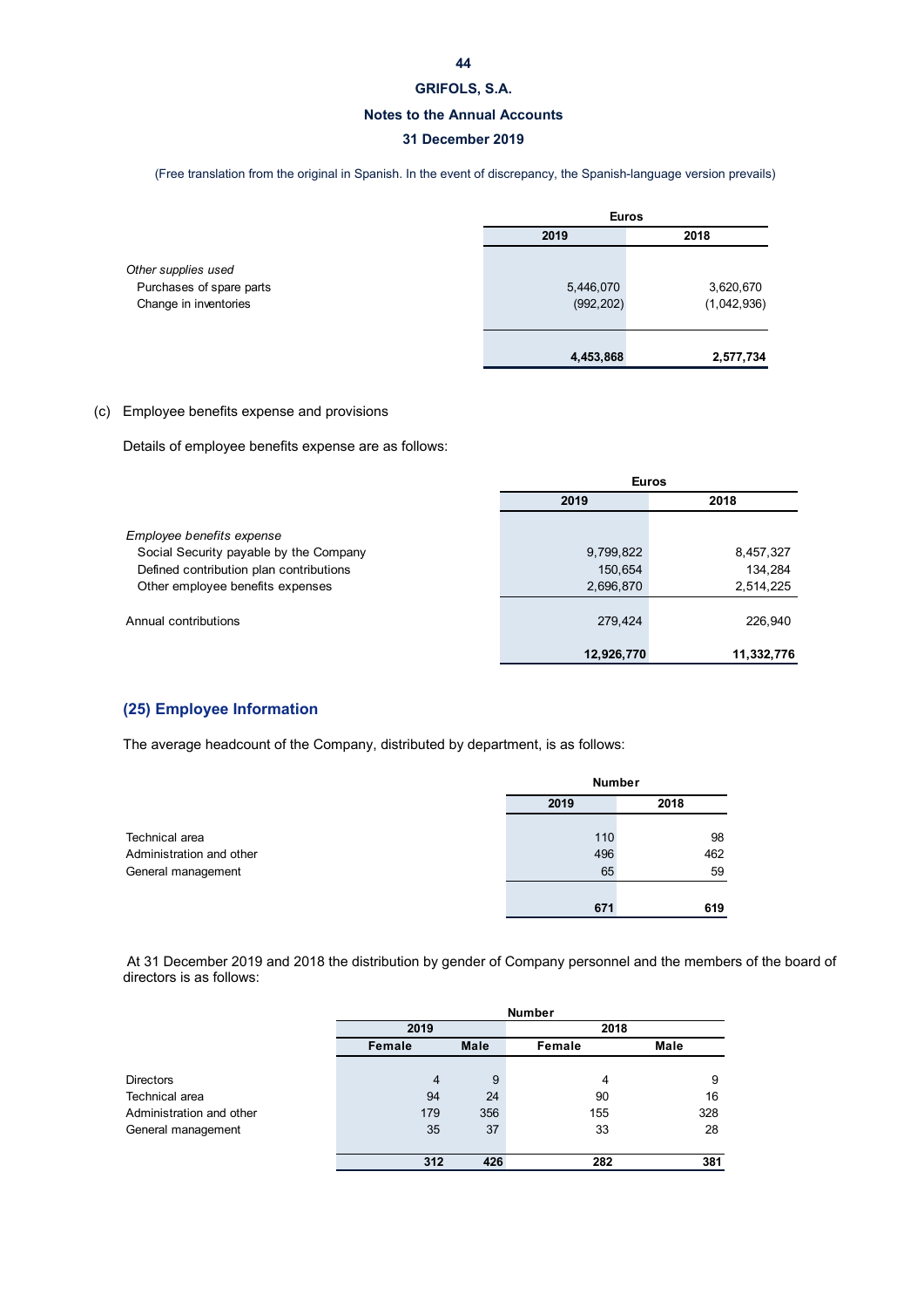(Free translation from the original in Spanish. In the event of discrepancy, the Spanish-language version prevails)

| | Euros | |
|---|---|---|
| | 2019 | 2018 |
| *Other supplies used* | | |
| Purchases of spare parts | 5,446,070 | 3,620,670 |
| Change in inventories | (992,202) | (1,042,936) |
| | **4,453,868** | **2,577,734** |

(c) Employee benefits expense and provisions

Details of employee benefits expense are as follows:

| | Euros | |
|---|---|---|
| | 2019 | 2018 |
| *Employee benefits expense* | | |
| Social Security payable by the Company | 9,799,822 | 8,457,327 |
| Defined contribution plan contributions | 150,654 | 134,284 |
| Other employee benefits expenses | 2,696,870 | 2,514,225 |
| Annual contributions | 279,424 | 226,940 |
| | **12,926,770** | **11,332,776** |

## (25) Employee Information

The average headcount of the Company, distributed by department, is as follows:

| | Number | |
|---|---|---|
| | 2019 | 2018 |
| Technical area | 110 | 98 |
| Administration and other | 496 | 462 |
| General management | 65 | 59 |
| | **671** | **619** |

At 31 December 2019 and 2018 the distribution by gender of Company personnel and the members of the board of directors is as follows:

| | Number | | | |
|---|---|---|---|---|
| | 2019 | | 2018 | |
| | Female | Male | Female | Male |
| Directors | 4 | 9 | 4 | 9 |
| Technical area | 94 | 24 | 90 | 16 |
| Administration and other | 179 | 356 | 155 | 328 |
| General management | 35 | 37 | 33 | 28 |
| | **312** | **426** | **282** | **381** |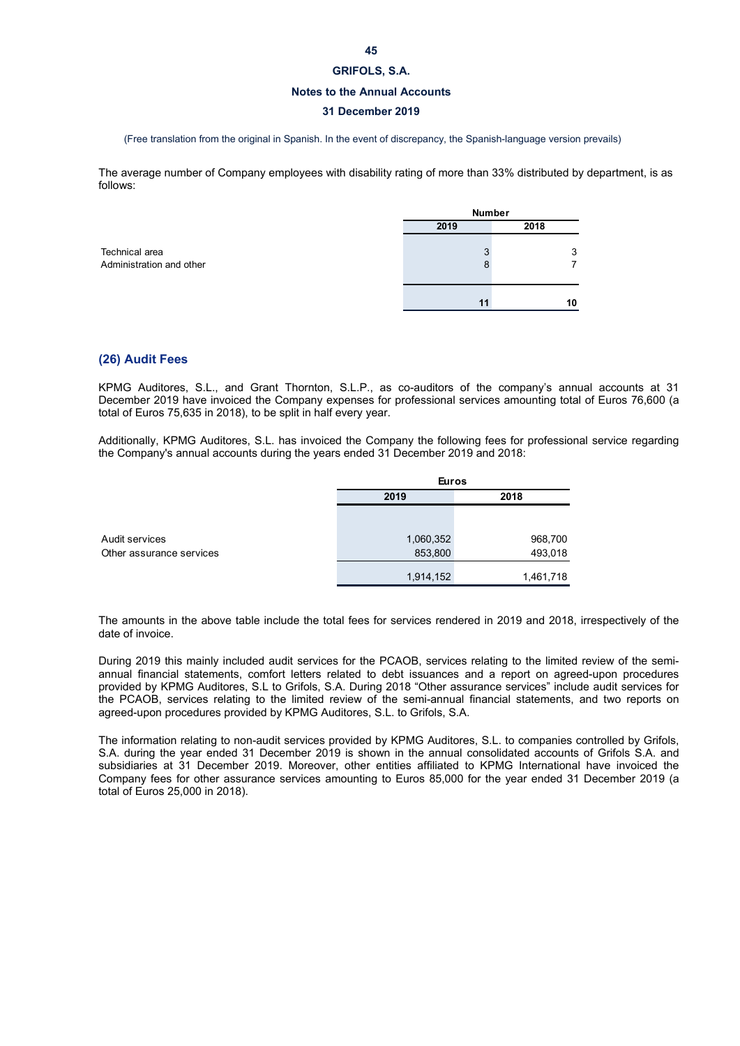(Free translation from the original in Spanish. In the event of discrepancy, the Spanish-language version prevails)

The average number of Company employees with disability rating of more than 33% distributed by department, is as follows:

| | Number | |
|---|---|---|
| | 2019 | 2018 |
| Technical area | 3 | 3 |
| Administration and other | 8 | 7 |
| | **11** | **10** |

## (26) Audit Fees

KPMG Auditores, S.L., and Grant Thornton, S.L.P., as co-auditors of the company's annual accounts at 31 December 2019 have invoiced the Company expenses for professional services amounting total of Euros 76,600 (a total of Euros 75,635 in 2018), to be split in half every year.

Additionally, KPMG Auditores, S.L. has invoiced the Company the following fees for professional service regarding the Company's annual accounts during the years ended 31 December 2019 and 2018:

| | Euros | |
|---|---|---|
| | 2019 | 2018 |
| Audit services | 1,060,352 | 968,700 |
| Other assurance services | 853,800 | 493,018 |
| | 1,914,152 | 1,461,718 |

The amounts in the above table include the total fees for services rendered in 2019 and 2018, irrespectively of the date of invoice.

During 2019 this mainly included audit services for the PCAOB, services relating to the limited review of the semi-annual financial statements, comfort letters related to debt issuances and a report on agreed-upon procedures provided by KPMG Auditores, S.L to Grifols, S.A. During 2018 "Other assurance services" include audit services for the PCAOB, services relating to the limited review of the semi-annual financial statements, and two reports on agreed-upon procedures provided by KPMG Auditores, S.L. to Grifols, S.A.

The information relating to non-audit services provided by KPMG Auditores, S.L. to companies controlled by Grifols, S.A. during the year ended 31 December 2019 is shown in the annual consolidated accounts of Grifols S.A. and subsidiaries at 31 December 2019. Moreover, other entities affiliated to KPMG International have invoiced the Company fees for other assurance services amounting to Euros 85,000 for the year ended 31 December 2019 (a total of Euros 25,000 in 2018).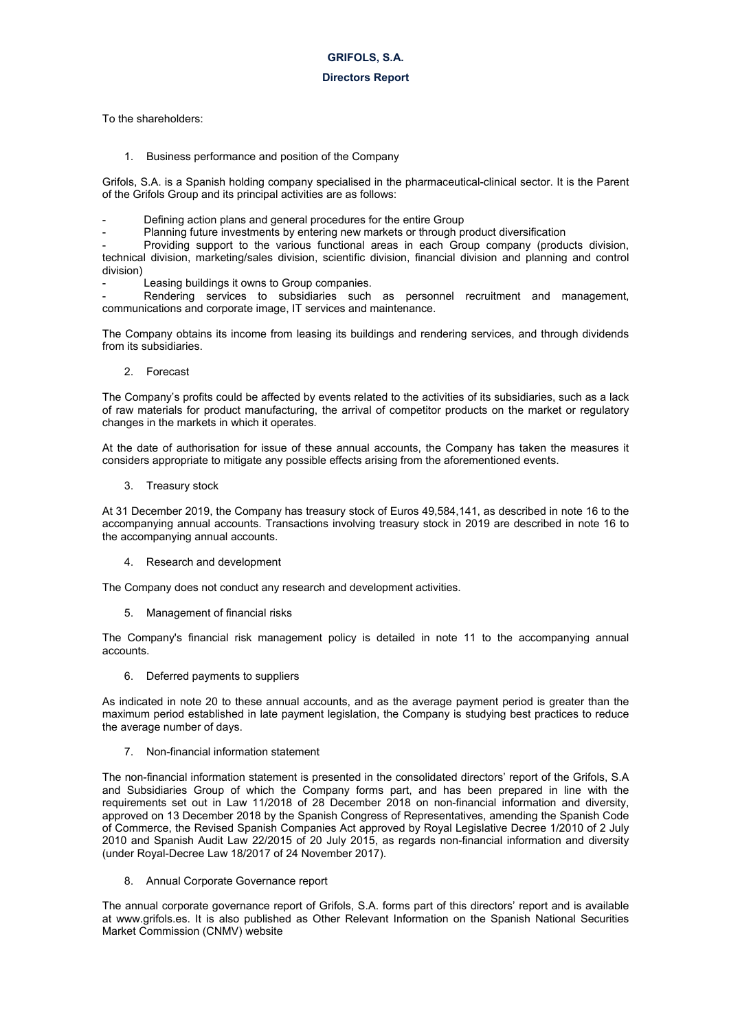# GRIFOLS, S.A.

## Directors Report

To the shareholders:

1. Business performance and position of the Company

Grifols, S.A. is a Spanish holding company specialised in the pharmaceutical-clinical sector. It is the Parent of the Grifols Group and its principal activities are as follows:

- Defining action plans and general procedures for the entire Group
- Planning future investments by entering new markets or through product diversification
- Providing support to the various functional areas in each Group company (products division, technical division, marketing/sales division, scientific division, financial division and planning and control division)
- Leasing buildings it owns to Group companies.
- Rendering services to subsidiaries such as personnel recruitment and management, communications and corporate image, IT services and maintenance.

The Company obtains its income from leasing its buildings and rendering services, and through dividends from its subsidiaries.

2. Forecast

The Company's profits could be affected by events related to the activities of its subsidiaries, such as a lack of raw materials for product manufacturing, the arrival of competitor products on the market or regulatory changes in the markets in which it operates.

At the date of authorisation for issue of these annual accounts, the Company has taken the measures it considers appropriate to mitigate any possible effects arising from the aforementioned events.

3. Treasury stock

At 31 December 2019, the Company has treasury stock of Euros 49,584,141, as described in note 16 to the accompanying annual accounts. Transactions involving treasury stock in 2019 are described in note 16 to the accompanying annual accounts.

4. Research and development

The Company does not conduct any research and development activities.

5. Management of financial risks

The Company's financial risk management policy is detailed in note 11 to the accompanying annual accounts.

6. Deferred payments to suppliers

As indicated in note 20 to these annual accounts, and as the average payment period is greater than the maximum period established in late payment legislation, the Company is studying best practices to reduce the average number of days.

7. Non-financial information statement

The non-financial information statement is presented in the consolidated directors' report of the Grifols, S.A and Subsidiaries Group of which the Company forms part, and has been prepared in line with the requirements set out in Law 11/2018 of 28 December 2018 on non-financial information and diversity, approved on 13 December 2018 by the Spanish Congress of Representatives, amending the Spanish Code of Commerce, the Revised Spanish Companies Act approved by Royal Legislative Decree 1/2010 of 2 July 2010 and Spanish Audit Law 22/2015 of 20 July 2015, as regards non-financial information and diversity (under Royal-Decree Law 18/2017 of 24 November 2017).

8. Annual Corporate Governance report

The annual corporate governance report of Grifols, S.A. forms part of this directors' report and is available at www.grifols.es. It is also published as Other Relevant Information on the Spanish National Securities Market Commission (CNMV) website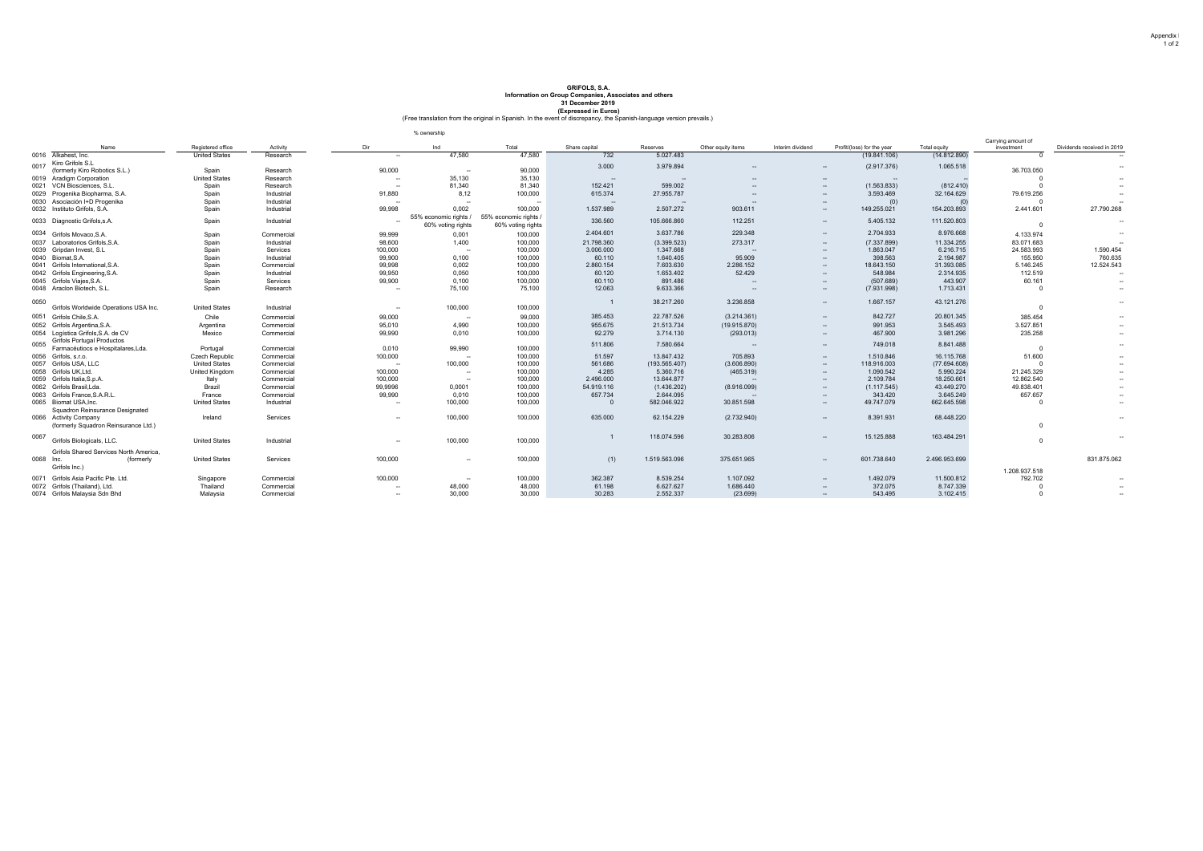**GRIFOLS, S.A.**
**Information on Group Companies, Associates and others**
**31 December 2019**
**(Expressed in Euros)**
(Free translation from the original in Spanish. In the event of discrepancy, the Spanish-language version prevails.)

| | Name | Registered office | Activity | % ownership Dir | Ind | Total | Share capital | Reserves | Other equity items | Interim dividend | Profit/(loss) for the year | Total equity | Carrying amount of investment | Dividends received in 2019 |
|---|---|---|---|---|---|---|---|---|---|---|---|---|---|---|
| 0016 | Alkahest, Inc. | United States | Research | -- | 47,580 | 47,580 | 732 | 5.027.483 | | | (19.841.106) | (14.812.890) | 0 | -- |
| 0017 | Kiro Grifols S.L (formerly Kiro Robotics S.L.) | Spain | Research | 90,000 | -- | 90,000 | 3.000 | 3.979.894 | -- | -- | (2.917.376) | 1.065.518 | 36.703.050 | -- |
| 0019 | Aradigm Corporation | United States | Research | -- | 35,130 | 35,130 | -- | -- | -- | -- | -- | -- | 0 | -- |
| 0021 | VCN Biosciences, S.L. | Spain | Research | -- | 81,340 | 81,340 | 152.421 | 599.002 | -- | -- | (1.563.833) | (812.410) | 0 | -- |
| 0029 | Progenika Biopharma, S.A. | Spain | Industrial | 91,880 | 8,12 | 100,000 | 615.374 | 27.955.787 | -- | -- | 3.593.469 | 32.164.629 | 79.619.256 | -- |
| 0030 | Asociación I+D Progenika | Spain | Industrial | -- | -- | -- | -- | -- | -- | -- | (0) | (0) | 0 | -- |
| 0032 | Instituto Grifols, S.A. | Spain | Industrial | 99,998 | 0,002 | 100,000 | 1.537.989 | 2.507.272 | 903.611 | -- | 149.255.021 | 154.203.893 | 2.441.601 | 27.790.268 |
| 0033 | Diagnostic Grifols,s.A. | Spain | Industrial | -- | 55% economic rights / 60% voting rights | 55% economic rights / 60% voting rights | 336.560 | 105.666.860 | 112.251 | -- | 5.405.132 | 111.520.803 | 0 | -- |
| 0034 | Grifols Movaco,S.A. | Spain | Commercial | 99,999 | 0,001 | 100,000 | 2.404.601 | 3.637.786 | 229.348 | -- | 2.704.933 | 8.976.668 | 4.133.974 | -- |
| 0037 | Laboratorios Grifols,S.A. | Spain | Industrial | 98,600 | 1,400 | 100,000 | 21.798.360 | (3.399.523) | 273.317 | -- | (7.337.899) | 11.334.255 | 83.071.683 | -- |
| 0039 | Gripdan Invest, S.L | Spain | Services | 100,000 | -- | 100,000 | 3.006.000 | 1.347.668 | -- | -- | 1.863.047 | 6.216.715 | 24.583.993 | 1.590.454 |
| 0040 | Biomat,S.A. | Spain | Industrial | 99,900 | 0,100 | 100,000 | 60.110 | 1.640.405 | 95.909 | -- | 398.563 | 2.194.987 | 155.950 | 760.635 |
| 0041 | Grifols International,S.A. | Spain | Commercial | 99,998 | 0,002 | 100,000 | 2.860.154 | 7.603.630 | 2.286.152 | -- | 18.643.150 | 31.393.085 | 5.146.245 | 12.524.543 |
| 0042 | Grifols Engineering,S.A. | Spain | Industrial | 99,950 | 0,050 | 100,000 | 60.120 | 1.653.402 | 52.429 | -- | 548.984 | 2.314.935 | 112.519 | -- |
| 0045 | Grifols Viajes,S.A. | Spain | Services | 99,900 | 0,100 | 100,000 | 60.110 | 891.486 | -- | -- | (507.689) | 443.907 | 60.161 | -- |
| 0048 | Araclon Biotech, S.L. | Spain | Research | -- | 75,100 | 75,100 | 12.063 | 9.633.366 | -- | -- | (7.931.998) | 1.713.431 | 0 | -- |
| 0050 | Grifols Worldwide Operations USA Inc. | United States | Industrial | -- | 100,000 | 100,000 | 1 | 38.217.260 | 3.236.858 | -- | 1.667.157 | 43.121.276 | 0 | -- |
| 0051 | Grifols Chile,S.A. | Chile | Commercial | 99,000 | -- | 99,000 | 385.453 | 22.787.526 | (3.214.361) | -- | 842.727 | 20.801.345 | 385.454 | -- |
| 0052 | Grifols Argentina,S.A. | Argentina | Commercial | 95,010 | 4,990 | 100,000 | 955.675 | 21.513.734 | (19.915.870) | -- | 991.953 | 3.545.493 | 3.527.851 | -- |
| 0054 | Logística Grifols,S.A. de CV | Mexico | Commercial | 99,990 | 0,010 | 100,000 | 92.279 | 3.714.130 | (293.013) | -- | 467.900 | 3.981.296 | 235.258 | -- |
| 0055 | Grifols Portugal Productos Farmacêuticos e Hospitalares,Lda. | Portugal | Commercial | 0,010 | 99,990 | 100,000 | 511.806 | 7.580.664 | -- | -- | 749.018 | 8.841.488 | 0 | -- |
| 0056 | Grifols, s.r.o. | Czech Republic | Commercial | 100,000 | -- | 100,000 | 51.597 | 13.847.432 | 705.893 | -- | 1.510.846 | 16.115.768 | 51.600 | -- |
| 0057 | Grifols USA, LLC | United States | Commercial | -- | 100,000 | 100,000 | 561.686 | (193.565.407) | (3.606.890) | -- | 118.916.003 | (77.694.608) | 0 | -- |
| 0058 | Grifols UK,Ltd. | United Kingdom | Commercial | 100,000 | -- | 100,000 | 4.285 | 5.360.716 | (465.319) | -- | 1.090.542 | 5.990.224 | 21.245.329 | -- |
| 0059 | Grifols Italia,S.p.A. | Italy | Commercial | 100,000 | -- | 100,000 | 2.496.000 | 13.644.877 | -- | -- | 2.109.784 | 18.250.661 | 12.862.540 | -- |
| 0062 | Grifols Brasil,Lda. | Brazil | Commercial | 99,9996 | 0,0001 | 100,000 | 54.919.116 | (1.436.202) | (8.916.099) | -- | (1.117.545) | 43.449.270 | 49.838.401 | -- |
| 0063 | Grifols France,S.A.R.L. | France | Commercial | 99,990 | 0,010 | 100,000 | 657.734 | 2.644.095 | -- | -- | 343.420 | 3.645.249 | 657.657 | -- |
| 0065 | Biomat USA,Inc. | United States | Industrial | -- | 100,000 | 100,000 | 0 | 582.046.922 | 30.851.598 | -- | 49.747.079 | 662.645.598 | 0 | -- |
| 0066 | Squadron Reinsurance Designated Activity Company (formerly Squadron Reinsurance Ltd.) | Ireland | Services | -- | 100,000 | 100,000 | 635.000 | 62.154.229 | (2.732.940) | -- | 8.391.931 | 68.448.220 | 0 | -- |
| 0067 | Grifols Biologicals, LLC. | United States | Industrial | -- | 100,000 | 100,000 | 1 | 118.074.596 | 30.283.806 | -- | 15.125.888 | 163.484.291 | 0 | -- |
| 0068 | Grifols Shared Services North America, Inc. (formerly Grifols Inc.) | United States | Services | 100,000 | -- | 100,000 | (1) | 1.519.563.096 | 375.651.965 | -- | 601.738.640 | 2.496.953.699 | 1.208.937.518 | 831.875.062 |
| 0071 | Grifols Asia Pacific Pte. Ltd. | Singapore | Commercial | 100,000 | -- | 100,000 | 362.387 | 8.539.254 | 1.107.092 | -- | 1.492.079 | 11.500.812 | 792.702 | -- |
| 0072 | Grifols (Thailand), Ltd. | Thailand | Commercial | -- | 48,000 | 48,000 | 61.198 | 6.627.627 | 1.686.440 | -- | 372.075 | 8.747.339 | 0 | -- |
| 0074 | Grifols Malaysia Sdn Bhd | Malaysia | Commercial | -- | 30,000 | 30,000 | 30.283 | 2.552.337 | (23.699) | -- | 543.495 | 3.102.415 | 0 | -- |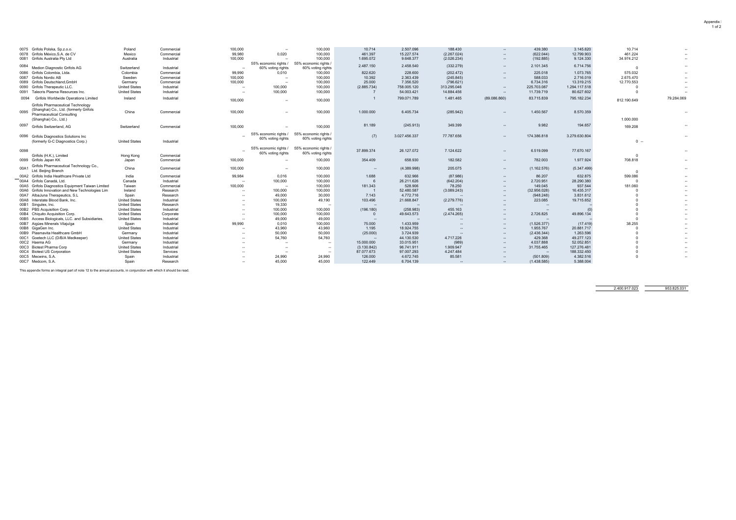| Code | Company | Country | Activity | Col1 | Col2 | Col3 | Col4 | Col5 | Col6 | Col7 | Col8 | Col9 | Col10 | Col11 |
|---|---|---|---|---|---|---|---|---|---|---|---|---|---|---|
| 0075 | Grifols Polska, Sp.z.o.o. | Poland | Commercial | 100,000 | -- | 100,000 | 10.714 | 2.507.096 | 188.430 | -- | 439.380 | 3.145.620 | 10.714 | -- |
| 0078 | Grifols México,S.A. de CV | Mexico | Commercial | 99,980 | 0,020 | 100,000 | 461.397 | 15.227.574 | (2.267.024) | -- | (622.044) | 12.799.903 | 461.224 | -- |
| 0081 | Grifols Australia Pty Ltd | Australia | Industrial | 100,000 | -- | 100,000 | 1.695.072 | 9.648.377 | (2.026.234) | -- | (192.885) | 9.124.330 | 34.974.212 | -- |
| 0084 | Medion Diagnostic Grifols AG | Switzerland | Industrial | -- | 55% economic rights / 60% voting rights | 55% economic rights / 60% voting rights | 2.487.150 | 2.458.540 | (332.279) | -- | 2.101.345 | 6.714.756 | 0 | -- |
| 0086 | Grifols Colombia, Ltda. | Colombia | Commercial | 99,990 | 0,010 | 100,000 | 822.620 | 228.600 | (202.472) | -- | 225.018 | 1.073.765 | 575.032 | -- |
| 0087 | Grifols Nordic AB | Sweden | Commercial | 100,000 | -- | 100,000 | 10.392 | 2.363.439 | (245.845) | -- | 588.033 | 2.716.019 | 2.675.470 | -- |
| 0089 | Grifols Deutschland,GmbH | Germany | Commercial | 100,000 | -- | 100,000 | 25.000 | 7.356.520 | (796.621) | | 6.734.316 | 13.319.215 | 12.770.553 | -- |
| 0090 | Grifols Therapeutic LLC. | United States | Industrial | -- | 100,000 | 100,000 | (2.885.734) | 758.005.120 | 313.295.046 | -- | 225.703.087 | 1.294.117.518 | 0 | -- |
| 0091 | Talecris Plasma Resources Inc. | United States | Industrial | -- | 100,000 | 100,000 | 7 | 54.003.421 | 14.884.456 | -- | 11.739.719 | 80.627.602 | 0 | -- |
| 0094 | Grifols Worldwide Operations Limited | Ireland | Industrial | 100,000 | -- | 100,000 | 1 | 799.071.789 | 1.481.465 | (89.086.860) | 83.715.839 | 795.182.234 | 812.190.649 | 79.284.069 |
| 0095 | Grifols Pharmaceutical Technology (Shanghai) Co., Ltd. (formerly Grifols Pharmaceutical Consulting (Shanghai) Co., Ltd.) | China | Commercial | 100,000 | -- | 100,000 | 1.000.000 | 6.405.734 | (285.942) | -- | 1.450.567 | 8.570.359 | 1.000.000 | -- |
| 0097 | Grifols Switzerland, AG | Switzerland | Commercial | 100,000 | -- | 100,000 | 81.189 | (245.913) | 349.399 | -- | 9.982 | 194.657 | 169.208 | -- |
| 0096 | Grifols Diagnostics Solutions Inc (formerly G-C Diagnostics Corp.) | United States | Industrial | -- | 55% economic rights / 60% voting rights | 55% economic rights / 60% voting rights | (7) | 3.027.456.337 | 77.787.656 | -- | 174.386.818 | 3.279.630.804 | 0 | -- |
| 0098 | Grifols (H.K.), Limited | Hong Kong | Commercial | -- | 55% economic rights / 60% voting rights | 55% economic rights / 60% voting rights | 37.899.374 | 26.127.072 | 7.124.622 | -- | 6.519.099 | 77.670.167 | 0 | -- |
| 0099 | Grifols Japan KK | Japan | Commercial | 100,000 | -- | 100,000 | 354.409 | 658.930 | 182.582 | -- | 782.003 | 1.977.924 | 708.818 | -- |
| 00A1 | Grifols Pharmaceutical Technology Co., Ltd. Beijing Branch | China | Commercial | 100,000 | -- | 100,000 | -- | (4.389.998) | 205.075 | -- | (1.162.576) | (5.347.499) | 0 | -- |
| 00A2 | Grifols India Healthcare Private Ltd | India | Commercial | 99,984 | 0,016 | 100,000 | 1.688 | 632.966 | (87.986) | -- | 86.207 | 632.875 | 599.086 | -- |
| 00A4 | Grifols Canadá, Ltd. | Canada | Industrial | -- | 100,000 | 100,000 | 6 | 26.211.626 | (642.204) | -- | 2.720.951 | 28.290.380 | 0 | -- |
| 00A5 | Grifols Diagnostics Equipment Taiwan Limited | Taiwan | Commercial | 100,000 | -- | 100,000 | 181.343 | 528.906 | 78.250 | -- | 149.045 | 937.544 | 181.060 | -- |
| 00A6 | Grifols Innovation and New Technologies Lim | Ireland | Research | -- | 100,000 | 100,000 | 1 | 52.480.587 | (3.089.243) | -- | (32.956.028) | 16.435.317 | 0 | -- |
| 00A7 | AlbaJuna Therapeutics, S.L | Spain | Research | -- | 49,000 | 30,000 | 7.143 | 4.772.716 | -- | -- | (948.248) | 3.831.612 | 0 | -- |
| 00A8 | Interstate Blood Bank, Inc. | United States | Industrial | -- | 100,000 | 49,190 | 103.496 | 21.668.847 | (2.279.776) | -- | 223.085 | 19.715.652 | 0 | -- |
| 00B1 | Singulex, Inc. | United States | Research | -- | 19,330 | -- | -- | -- | -- | -- | -- | -- | 0 | -- |
| 00B2 | PBS Acquisition Corp. | United States | Industrial | -- | 100,000 | 100,000 | (196.180) | (258.983) | 455.163 | -- | -- | (0) | 0 | -- |
| 00B4 | Chiquito Acquisition Corp. | United States | Corporate | -- | 100,000 | 100,000 | 0 | 49.643.573 | (2.474.265) | -- | 2.726.825 | 49.896.134 | 0 | -- |
| 00B5 | Access Biologicals, LLC. and Subsidiaries. | United States | Industrial | -- | 49,000 | 49,000 | -- | -- | -- | -- | -- | -- | 0 | -- |
| 00B7 | Aigües Minerals Vilajuïga | Spain | Industrial | 99,990 | 0,010 | 100,000 | 75.000 | 1.433.959 | -- | -- | (1.526.377) | (17.419) | 38.255 | -- |
| 00B8 | GigaGen Inc. | United States | Industrial | -- | 43,960 | 43,960 | 1.195 | 18.924.755 | -- | -- | 1.955.767 | 20.881.717 | 0 | -- |
| 00B9 | Plasmavita Healthcare GmbH | Germany | Industrial | -- | 50,000 | 50,000 | (25.000) | 3.724.939 | -- | -- | (2.436.344) | 1.263.596 | 0 | -- |
| 00C1 | Goetech LLC (D/B/A Medkeeper) | United States | Industrial | -- | 54,760 | 54,760 | -- | 44.130.530 | 4.717.226 | -- | 429.368 | 49.277.123 | 0 | -- |
| 00C2 | Haema AG | Germany | Industrial | -- | -- | -- | 15.000.000 | 33.015.951 | (989) | -- | 4.037.888 | 52.052.851 | 0 | -- |
| 00C3 | Biotest Pharma Corp | United States | Industrial | -- | -- | -- | (3.130.842) | 96.741.911 | 1.909.947 | -- | 31.755.465 | 127.276.481 | 0 | -- |
| 00C4 | Biotest US Corporation | United States | Services | -- | -- | -- | 87.077.673 | 97.007.293 | 4.247.484 | -- | -- | 188.332.450 | 0 | -- |
| 00C5 | Mecwins, S.A. | Spain | Industrial | -- | 24,990 | 24,990 | 126.000 | 4.672.745 | 85.581 | -- | (501.809) | 4.382.516 | 0 | -- |
| 00C7 | Medcom, S.A. | Spain | Research | -- | 45,000 | 45,000 | 122.449 | 6.704.139 | -- | -- | (1.438.585) | 5.388.004 | | |
| | | | | | | | | | | | | | 2.400.917.023 | 953.825.031 |

This appendix forms an integral part of note 12 to the annual accounts, in conjunction with which it should be read.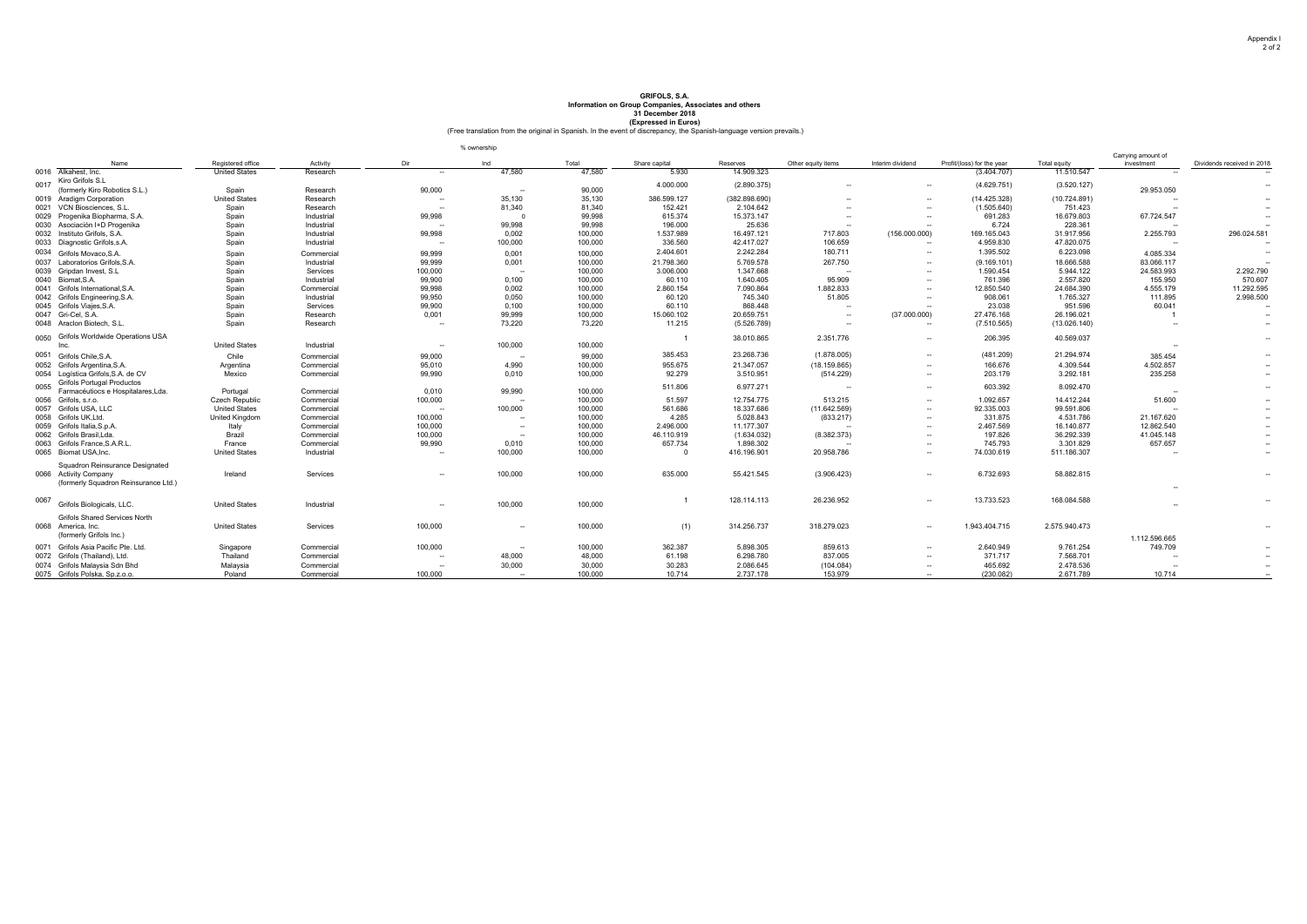Appendix I

**GRIFOLS, S.A.**
**Information on Group Companies, Associates and others**
**31 December 2018**
**(Expressed in Euros)**
(Free translation from the original in Spanish. In the event of discrepancy, the Spanish-language version prevails.)

| | Name | Registered office | Activity | % ownership Dir | Ind | Total | Share capital | Reserves | Other equity items | Interim dividend | Profit/(loss) for the year | Total equity | Carrying amount of investment | Dividends received in 2018 |
|---|---|---|---|---|---|---|---|---|---|---|---|---|---|---|
| 0016 | Alkahest, Inc. | United States | Research | -- | 47,580 | 47,580 | 5.930 | 14.909.323 | | | (3.404.707) | 11.510.547 | -- | -- |
| 0017 | Kiro Grifols S.L (formerly Kiro Robotics S.L.) | Spain | Research | 90,000 | -- | 90,000 | 4.000.000 | (2.890.375) | -- | -- | (4.629.751) | (3.520.127) | 29.953.050 | -- |
| 0019 | Aradigm Corporation | United States | Research | -- | 35,130 | 35,130 | 386.599.127 | (382.898.690) | -- | -- | (14.425.328) | (10.724.891) | -- | -- |
| 0021 | VCN Biosciences, S.L. | Spain | Research | -- | 81,340 | 81,340 | 152.421 | 2.104.642 | -- | -- | (1.505.640) | 751.423 | -- | -- |
| 0029 | Progenika Biopharma, S.A. | Spain | Industrial | 99,998 | 0 | 99,998 | 615.374 | 15.373.147 | -- | -- | 691.283 | 16.679.803 | 67.724.547 | -- |
| 0030 | Asociación I+D Progenika | Spain | Industrial | -- | 99,998 | 99,998 | 196.000 | 25.636 | -- | -- | 6.724 | 228.361 | -- | -- |
| 0032 | Instituto Grifols, S.A. | Spain | Industrial | 99,998 | 0,002 | 100,000 | 1.537.989 | 16.497.121 | 717.803 | (156.000.000) | 169.165.043 | 31.917.956 | 2.255.793 | 296.024.581 |
| 0033 | Diagnostic Grifols,s.A. | Spain | Industrial | -- | 100,000 | 100,000 | 336.560 | 42.417.027 | 106.659 | -- | 4.959.830 | 47.820.075 | -- | -- |
| 0034 | Grifols Movaco,S.A. | Spain | Commercial | 99,999 | 0,001 | 100,000 | 2.404.601 | 2.242.284 | 180.711 | -- | 1.395.502 | 6.223.098 | 4.085.334 | -- |
| 0037 | Laboratorios Grifols,S.A. | Spain | Industrial | 99,999 | 0,001 | 100,000 | 21.798.360 | 5.769.578 | 267.750 | -- | (9.169.101) | 18.666.588 | 83.066.117 | -- |
| 0039 | Gripdan Invest, S.L | Spain | Services | 100,000 | -- | 100,000 | 3.006.000 | 1.347.668 | -- | -- | 1.590.454 | 5.944.122 | 24.583.993 | 2.292.790 |
| 0040 | Biomat,S.A. | Spain | Industrial | 99,900 | 0,100 | 100,000 | 60.110 | 1.640.405 | 95.909 | -- | 761.396 | 2.557.820 | 155.950 | 570.607 |
| 0041 | Grifols International,S.A. | Spain | Commercial | 99,998 | 0,002 | 100,000 | 2.860.154 | 7.090.864 | 1.882.833 | -- | 12.850.540 | 24.684.390 | 4.555.179 | 11.292.595 |
| 0042 | Grifols Engineering,S.A. | Spain | Industrial | 99,950 | 0,050 | 100,000 | 60.120 | 745.340 | 51.805 | -- | 908.061 | 1.765.327 | 111.895 | 2.998.500 |
| 0045 | Grifols Viajes,S.A. | Spain | Services | 99,900 | 0,100 | 100,000 | 60.110 | 868.448 | -- | -- | 23.038 | 951.596 | 60.041 | -- |
| 0047 | Gri-Cel, S.A. | Spain | Research | 0,001 | 99,999 | 100,000 | 15.060.102 | 20.659.751 | -- | (37.000.000) | 27.476.168 | 26.196.021 | 1 | -- |
| 0048 | Araclon Biotech, S.L. | Spain | Research | -- | 73,220 | 73,220 | 11.215 | (5.526.789) | -- | -- | (7.510.565) | (13.026.140) | -- | -- |
| 0050 | Grifols Worldwide Operations USA Inc. | United States | Industrial | -- | 100,000 | 100,000 | 1 | 38.010.865 | 2.351.776 | -- | 206.395 | 40.569.037 | -- | -- |
| 0051 | Grifols Chile,S.A. | Chile | Commercial | 99,000 | -- | 99,000 | 385.453 | 23.268.736 | (1.878.005) | -- | (481.209) | 21.294.974 | 385.454 | -- |
| 0052 | Grifols Argentina,S.A. | Argentina | Commercial | 95,010 | 4,990 | 100,000 | 955.675 | 21.347.057 | (18.159.865) | -- | 166.676 | 4.309.544 | 4.502.857 | -- |
| 0054 | Logistica Grifols,S.A. de CV | Mexico | Commercial | 99,990 | 0,010 | 100,000 | 92.279 | 3.510.951 | (514.229) | -- | 203.179 | 3.292.181 | 235.258 | -- |
| 0055 | Grifols Portugal Productos Farmacéuticos e Hospitalares,Lda. | Portugal | Commercial | 0,010 | 99,990 | 100,000 | 511.806 | 6.977.271 | -- | -- | 603.392 | 8.092.470 | -- | -- |
| 0056 | Grifols, s.r.o. | Czech Republic | Commercial | 100,000 | -- | 100,000 | 51.597 | 12.754.775 | 513.215 | -- | 1.092.657 | 14.412.244 | 51.600 | -- |
| 0057 | Grifols USA, LLC | United States | Commercial | -- | 100,000 | 100,000 | 561.686 | 18.337.686 | (11.642.569) | -- | 92.335.003 | 99.591.806 | -- | -- |
| 0058 | Grifols UK,Ltd. | United Kingdom | Commercial | 100,000 | -- | 100,000 | 4.285 | 5.028.843 | (833.217) | -- | 331.875 | 4.531.786 | 21.167.620 | -- |
| 0059 | Grifols Italia,S.p.A. | Italy | Commercial | 100,000 | -- | 100,000 | 2.496.000 | 11.177.307 | -- | -- | 2.467.569 | 16.140.877 | 12.862.540 | -- |
| 0062 | Grifols Brasil,Lda. | Brazil | Commercial | 100,000 | -- | 100,000 | 46.110.919 | (1.634.032) | (8.382.373) | -- | 197.826 | 36.292.339 | 41.045.148 | -- |
| 0063 | Grifols France,S.A.R.L. | France | Commercial | 99,990 | 0,010 | 100,000 | 657.734 | 1.898.302 | -- | -- | 745.793 | 3.301.829 | 657.657 | -- |
| 0065 | Biomat USA,Inc. | United States | Industrial | -- | 100,000 | 100,000 | 0 | 416.196.901 | 20.958.786 | -- | 74.030.619 | 511.186.307 | -- | -- |
| 0066 | Squadron Reinsurance Designated Activity Company (formerly Squadron Reinsurance Ltd.) | Ireland | Services | -- | 100,000 | 100,000 | 635.000 | 55.421.545 | (3.906.423) | -- | 6.732.693 | 58.882.815 | -- | -- |
| 0067 | Grifols Biologicals, LLC. | United States | Industrial | -- | 100,000 | 100,000 | 1 | 128.114.113 | 26.236.952 | -- | 13.733.523 | 168.084.588 | -- | -- |
| 0068 | Grifols Shared Services North America, Inc. (formerly Grifols Inc.) | United States | Services | 100,000 | -- | 100,000 | (1) | 314.256.737 | 318.279.023 | -- | 1.943.404.715 | 2.575.940.473 | 1.112.596.665 | -- |
| 0071 | Grifols Asia Pacific Pte. Ltd. | Singapore | Commercial | 100,000 | -- | 100,000 | 362.387 | 5.898.305 | 859.613 | -- | 2.640.949 | 9.761.254 | 749.709 | -- |
| 0072 | Grifols (Thailand), Ltd. | Thailand | Commercial | -- | 48,000 | 48,000 | 61.198 | 6.298.780 | 837.005 | -- | 371.717 | 7.568.701 | -- | -- |
| 0074 | Grifols Malaysia Sdn Bhd | Malaysia | Commercial | -- | 30,000 | 30,000 | 30.283 | 2.086.645 | (104.084) | -- | 465.692 | 2.478.536 | -- | -- |
| 0075 | Grifols Polska, Sp.z.o.o. | Poland | Commercial | 100,000 | -- | 100,000 | 10.714 | 2.737.178 | 153.979 | -- | (230.082) | 2.671.789 | 10.714 | -- |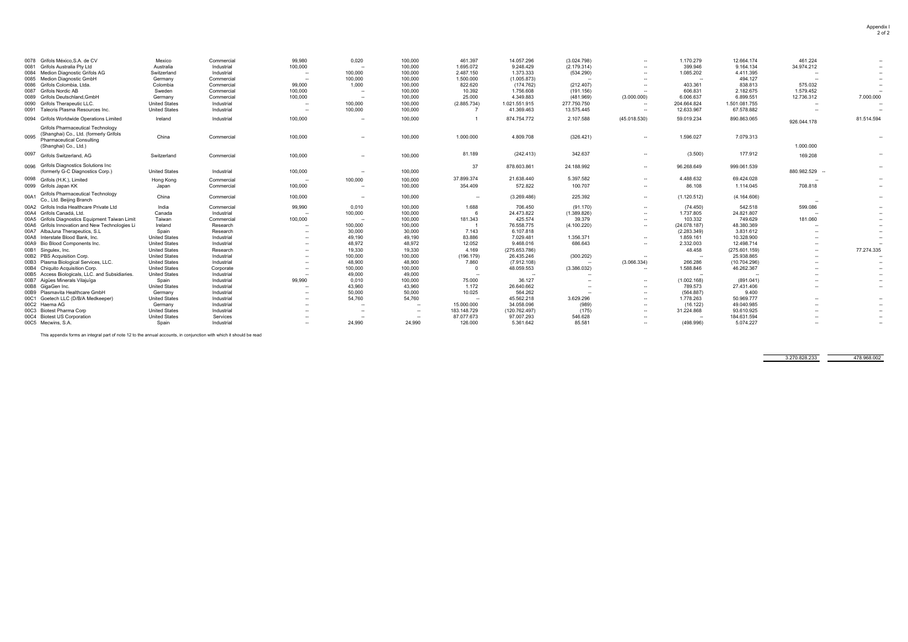| | | | | | | | | | | | | | | |
|---|---|---|---|---|---|---|---|---|---|---|---|---|---|---|
| 0078 | Grifols México,S.A. de CV | Mexico | Commercial | 99,980 | 0,020 | 100,000 | 461.397 | 14.057.296 | (3.024.798) | -- | 1.170.279 | 12.664.174 | 461.224 | -- |
| 0081 | Grifols Australia Pty Ltd | Australia | Industrial | 100,000 | -- | 100,000 | 1.695.072 | 9.248.429 | (2.179.314) | -- | 399.946 | 9.164.134 | 34.974.212 | -- |
| 0084 | Medion Diagnostic Grifols AG | Switzerland | Industrial | -- | 100,000 | 100,000 | 2.487.150 | 1.373.333 | (534.290) | -- | 1.085.202 | 4.411.395 | -- | -- |
| 0085 | Medion Diagnostic GmbH | Germany | Commercial | -- | 100,000 | 100,000 | 1.500.000 | (1.005.873) | -- | -- | -- | 494.127 | -- | -- |
| 0086 | Grifols Colombia, Ltda. | Colombia | Commercial | 99,000 | 1,000 | 100,000 | 822.620 | (174.762) | (212.407) | -- | 403.361 | 838.813 | 575.032 | -- |
| 0087 | Grifols Nordic AB | Sweden | Commercial | 100,000 | -- | 100,000 | 10.392 | 1.756.608 | (191.156) | -- | 606.831 | 2.182.675 | 1.579.452 | -- |
| 0089 | Grifols Deutschland,GmbH | Germany | Commercial | 100,000 | -- | 100,000 | 25.000 | 4.349.883 | (481.969) | (3.000.000) | 6.006.637 | 6.899.551 | 12.736.312 | 7.000.000 |
| 0090 | Grifols Therapeutic LLC. | United States | Industrial | -- | 100,000 | 100,000 | (2.885.734) | 1.021.551.915 | 277.750.750 | -- | 204.664.824 | 1.501.081.755 | -- | -- |
| 0091 | Talecris Plasma Resources Inc. | United States | Industrial | -- | 100,000 | 100,000 | 7 | 41.369.463 | 13.575.445 | -- | 12.633.967 | 67.578.882 | -- | -- |
| 0094 | Grifols Worldwide Operations Limited | Ireland | Industrial | 100,000 | -- | 100,000 | 1 | 874.754.772 | 2.107.588 | (45.018.530) | 59.019.234 | 890.863.065 | 926.044.178 | 81.514.594 |
| 0095 | Grifols Pharmaceutical Technology (Shanghai) Co., Ltd. (formerly Grifols Pharmaceutical Consulting (Shanghai) Co., Ltd.) | China | Commercial | 100,000 | -- | 100,000 | 1.000.000 | 4.809.708 | (326.421) | -- | 1.596.027 | 7.079.313 | 1.000.000 | -- |
| 0097 | Grifols Switzerland, AG | Switzerland | Commercial | 100,000 | -- | 100,000 | 81.189 | (242.413) | 342.637 | -- | (3.500) | 177.912 | 169.208 | -- |
| 0096 | Grifols Diagnostics Solutions Inc (formerly G-C Diagnostics Corp.) | United States | Industrial | 100,000 | -- | 100,000 | 37 | 878.603.861 | 24.188.992 | -- | 96.268.649 | 999.061.539 | 880.982.529 | -- |
| 0098 | Grifols (H.K.), Limited | Hong Kong | Commercial | -- | 100,000 | 100,000 | 37.899.374 | 21.638.440 | 5.397.582 | -- | 4.488.632 | 69.424.028 | -- | -- |
| 0099 | Grifols Japan KK | Japan | Commercial | 100,000 | -- | 100,000 | 354.409 | 572.822 | 100.707 | -- | 86.108 | 1.114.045 | 708.818 | -- |
| 00A1 | Grifols Pharmaceutical Technology Co., Ltd. Beijing Branch | China | Commercial | 100,000 | -- | 100,000 | -- | (3.269.486) | 225.392 | -- | (1.120.512) | (4.164.606) | -- | -- |
| 00A2 | Grifols India Healthcare Private Ltd | India | Commercial | 99,990 | 0,010 | 100,000 | 1.688 | 706.450 | (91.170) | -- | (74.450) | 542.518 | 599.086 | -- |
| 00A4 | Grifols Canadá, Ltd. | Canada | Industrial | -- | 100,000 | 100,000 | 6 | 24.473.822 | (1.389.826) | -- | 1.737.805 | 24.821.807 | -- | -- |
| 00A5 | Grifols Diagnostics Equipment Taiwan Limit | Taiwan | Commercial | 100,000 | -- | 100,000 | 181.343 | 425.574 | 39.379 | -- | 103.332 | 749.629 | 181.060 | -- |
| 00A6 | Grifols Innovation and New Technologies Li | Ireland | Research | -- | 100,000 | 100,000 | 1 | 76.558.775 | (4.100.220) | -- | (24.078.187) | 48.380.369 | -- | -- |
| 00A7 | AlbaJuna Therapeutics, S.L | Spain | Research | -- | 30,000 | 30,000 | 7.143 | 6.107.818 | | | (2.283.349) | 3.831.612 | -- | -- |
| 00A8 | Interstate Blood Bank, Inc. | United States | Industrial | -- | 49,190 | 49,190 | 83.886 | 7.029.481 | 1.356.371 | -- | 1.859.161 | 10.328.900 | -- | -- |
| 00A9 | Bio Blood Components Inc. | United States | Industrial | -- | 48,972 | 48,972 | 12.052 | 9.468.016 | 686.643 | -- | 2.332.003 | 12.498.714 | -- | -- |
| 00B1 | Singulex, Inc. | United States | Research | -- | 19,330 | 19,330 | 4.169 | (275.653.786) | | | 48.458 | (275.601.159) | -- | 77.274.335 |
| 00B2 | PBS Acquisition Corp. | United States | Industrial | -- | 100,000 | 100,000 | (196.179) | 26.435.246 | (300.202) | -- | -- | 25.938.865 | -- | -- |
| 00B3 | Plasma Biological Services, LLC. | United States | Industrial | -- | 48,900 | 48,900 | 7.860 | (7.912.108) | -- | (3.066.334) | 266.286 | (10.704.296) | -- | -- |
| 00B4 | Chiquito Acquisition Corp. | United States | Corporate | -- | 100,000 | 100,000 | 0 | 48.059.553 | (3.386.032) | -- | 1.588.846 | 46.262.367 | -- | -- |
| 00B5 | Access Biologicals, LLC. and Subsidiaries. | United States | Industrial | -- | 49,000 | 49,000 | -- | -- | -- | -- | -- | -- | -- | -- |
| 00B7 | Aigües Minerals Vilajuïga | Spain | Industrial | 99,990 | 0,010 | 100,000 | 75.000 | 36.127 | -- | -- | (1.002.168) | (891.041) | -- | -- |
| 00B8 | GigaGen Inc. | United States | Industrial | -- | 43,960 | 43,960 | 1.172 | 26.640.662 | -- | -- | 789.573 | 27.431.406 | -- | -- |
| 00B9 | Plasmavita Healthcare GmbH | Germany | Industrial | -- | 50,000 | 50,000 | 10.025 | 564.262 | -- | -- | (564.887) | 9.400 | | |
| 00C1 | Goetech LLC (D/B/A Medkeeper) | United States | Industrial | -- | 54,760 | 54,760 | -- | 45.562.218 | 3.629.296 | -- | 1.778.263 | 50.969.777 | -- | -- |
| 00C2 | Haema AG | Germany | Industrial | -- | -- | -- | 15.000.000 | 34.058.096 | (989) | -- | (16.122) | 49.040.985 | -- | -- |
| 00C3 | Biotest Pharma Corp | United States | Industrial | -- | -- | -- | 183.148.729 | (120.762.497) | (175) | -- | 31.224.868 | 93.610.925 | -- | -- |
| 00C4 | Biotest US Corporation | United States | Services | -- | -- | -- | 87.077.673 | 97.077.293 | 546.628 | -- | -- | 184.631.594 | -- | -- |
| 00C5 | Mecwins, S.A. | Spain | Industrial | -- | 24,990 | 24,990 | 126.000 | 5.361.642 | 85.581 | -- | (498.996) | 5.074.227 | -- | -- |
| | | | | | | | | | | | | | 3.270.828.233 | 478.968.002 |

This appendix forms an integral part of note 12 to the annual accounts, in conjunction with which it should be read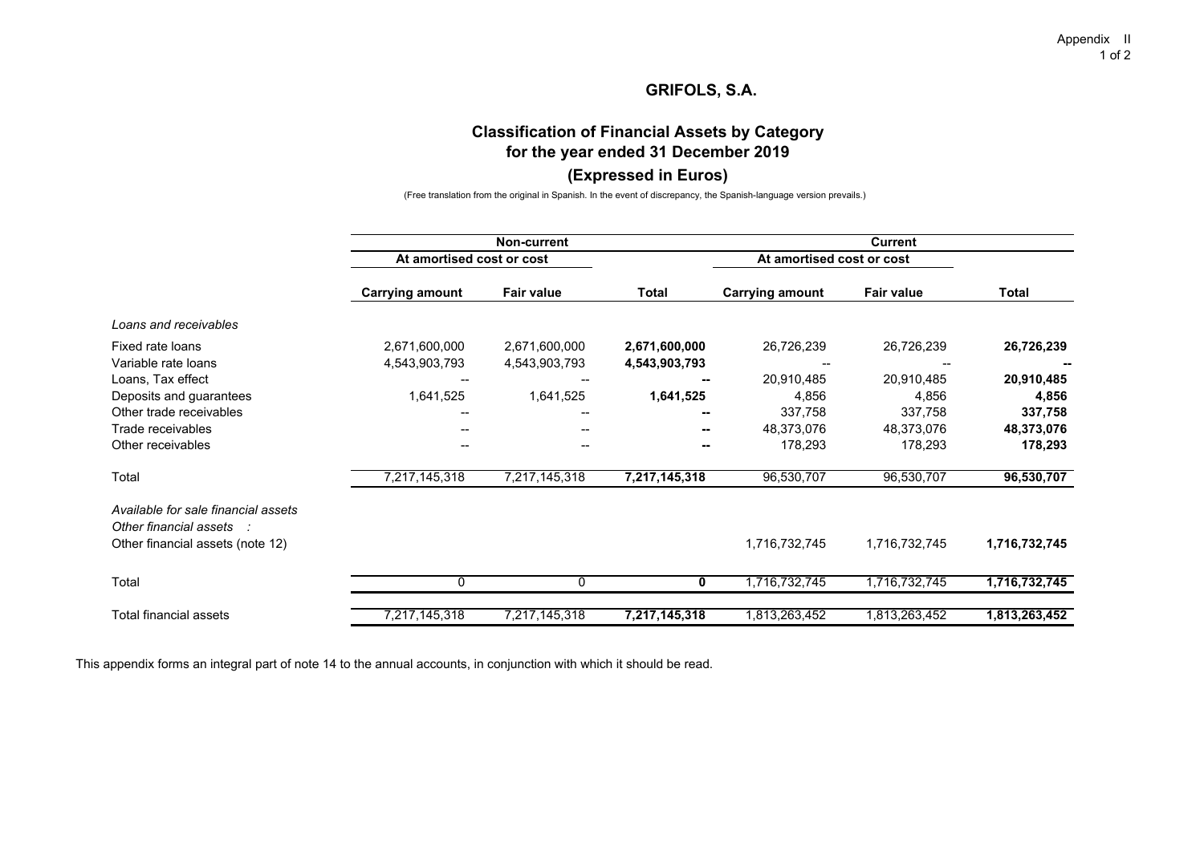Appendix II

## GRIFOLS, S.A.

### Classification of Financial Assets by Category for the year ended 31 December 2019

### (Expressed in Euros)

(Free translation from the original in Spanish. In the event of discrepancy, the Spanish-language version prevails.)

| | Non-current | | | Current | | |
|---|---|---|---|---|---|---|
| | At amortised cost or cost | | | At amortised cost or cost | | |
| | Carrying amount | Fair value | Total | Carrying amount | Fair value | Total |
| *Loans and receivables* | | | | | | |
| Fixed rate loans | 2,671,600,000 | 2,671,600,000 | **2,671,600,000** | 26,726,239 | 26,726,239 | **26,726,239** |
| Variable rate loans | 4,543,903,793 | 4,543,903,793 | **4,543,903,793** | -- | -- | **--** |
| Loans, Tax effect | -- | -- | **--** | 20,910,485 | 20,910,485 | **20,910,485** |
| Deposits and guarantees | 1,641,525 | 1,641,525 | **1,641,525** | 4,856 | 4,856 | **4,856** |
| Other trade receivables | -- | -- | **--** | 337,758 | 337,758 | **337,758** |
| Trade receivables | -- | -- | **--** | 48,373,076 | 48,373,076 | **48,373,076** |
| Other receivables | -- | -- | **--** | 178,293 | 178,293 | **178,293** |
| Total | 7,217,145,318 | 7,217,145,318 | **7,217,145,318** | 96,530,707 | 96,530,707 | **96,530,707** |
| *Available for sale financial assets* | | | | | | |
| *Other financial assets :* | | | | | | |
| Other financial assets (note 12) | | | | 1,716,732,745 | 1,716,732,745 | **1,716,732,745** |
| Total | 0 | 0 | **0** | 1,716,732,745 | 1,716,732,745 | **1,716,732,745** |
| Total financial assets | 7,217,145,318 | 7,217,145,318 | **7,217,145,318** | 1,813,263,452 | 1,813,263,452 | **1,813,263,452** |

This appendix forms an integral part of note 14 to the annual accounts, in conjunction with which it should be read.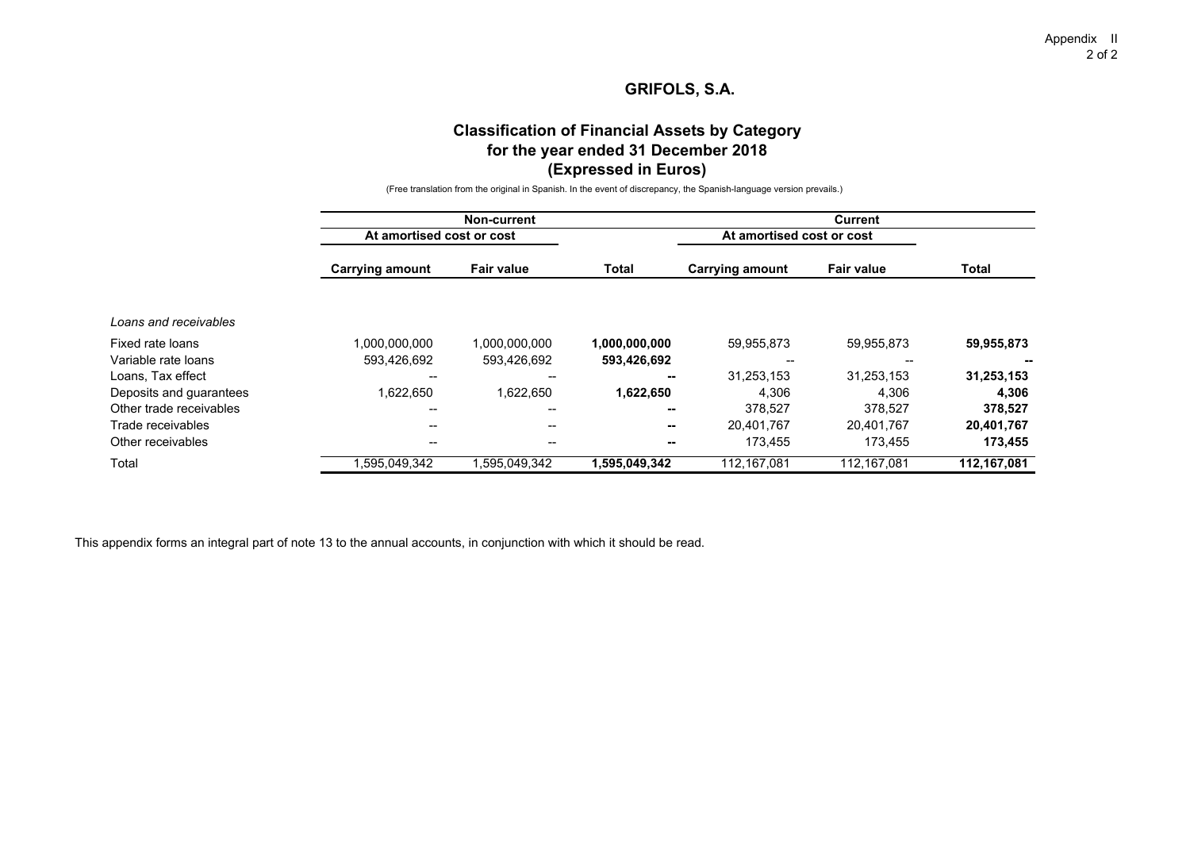# GRIFOLS, S.A.

## Classification of Financial Assets by Category for the year ended 31 December 2018 (Expressed in Euros)

(Free translation from the original in Spanish. In the event of discrepancy, the Spanish-language version prevails.)

| | Non-current | | | Current | | |
|---|---|---|---|---|---|---|
| | At amortised cost or cost | | | At amortised cost or cost | | |
| | Carrying amount | Fair value | Total | Carrying amount | Fair value | Total |
| *Loans and receivables* | | | | | | |
| Fixed rate loans | 1,000,000,000 | 1,000,000,000 | **1,000,000,000** | 59,955,873 | 59,955,873 | **59,955,873** |
| Variable rate loans | 593,426,692 | 593,426,692 | **593,426,692** | -- | -- | **--** |
| Loans, Tax effect | -- | -- | **--** | 31,253,153 | 31,253,153 | **31,253,153** |
| Deposits and guarantees | 1,622,650 | 1,622,650 | **1,622,650** | 4,306 | 4,306 | **4,306** |
| Other trade receivables | -- | -- | **--** | 378,527 | 378,527 | **378,527** |
| Trade receivables | -- | -- | **--** | 20,401,767 | 20,401,767 | **20,401,767** |
| Other receivables | -- | -- | **--** | 173,455 | 173,455 | **173,455** |
| Total | 1,595,049,342 | 1,595,049,342 | **1,595,049,342** | 112,167,081 | 112,167,081 | **112,167,081** |

This appendix forms an integral part of note 13 to the annual accounts, in conjunction with which it should be read.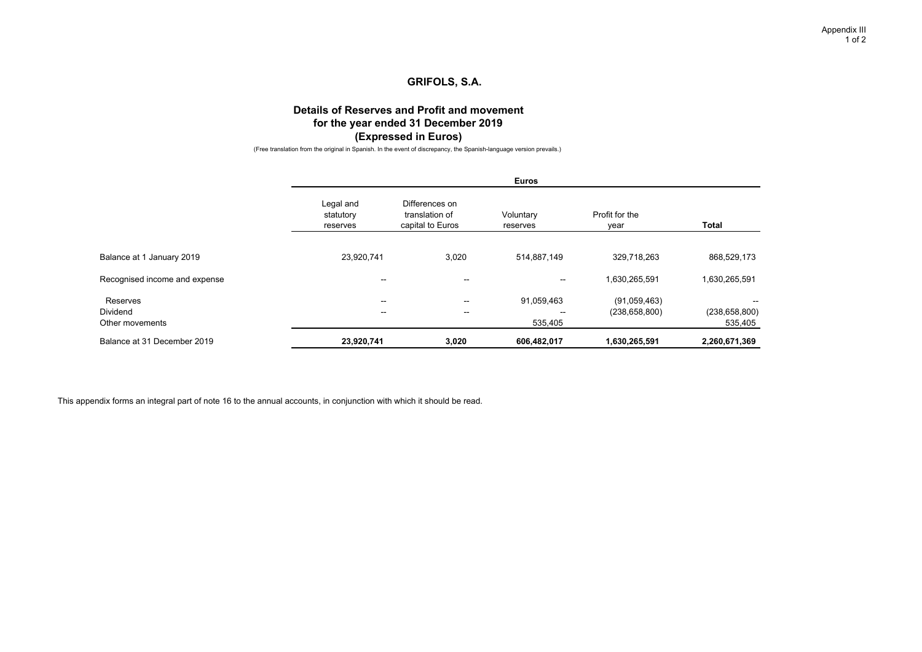Appendix III

# GRIFOLS, S.A.

## Details of Reserves and Profit and movement for the year ended 31 December 2019 (Expressed in Euros)

(Free translation from the original in Spanish. In the event of discrepancy, the Spanish-language version prevails.)

| | Euros | | | | |
|---|---|---|---|---|---|
| | Legal and statutory reserves | Differences on translation of capital to Euros | Voluntary reserves | Profit for the year | **Total** |
| Balance at 1 January 2019 | 23,920,741 | 3,020 | 514,887,149 | 329,718,263 | 868,529,173 |
| Recognised income and expense | -- | -- | -- | 1,630,265,591 | 1,630,265,591 |
| Reserves | -- | -- | 91,059,463 | (91,059,463) | -- |
| Dividend | -- | -- | -- | (238,658,800) | (238,658,800) |
| Other movements | | | 535,405 | | 535,405 |
| Balance at 31 December 2019 | **23,920,741** | **3,020** | **606,482,017** | **1,630,265,591** | **2,260,671,369** |

This appendix forms an integral part of note 16 to the annual accounts, in conjunction with which it should be read.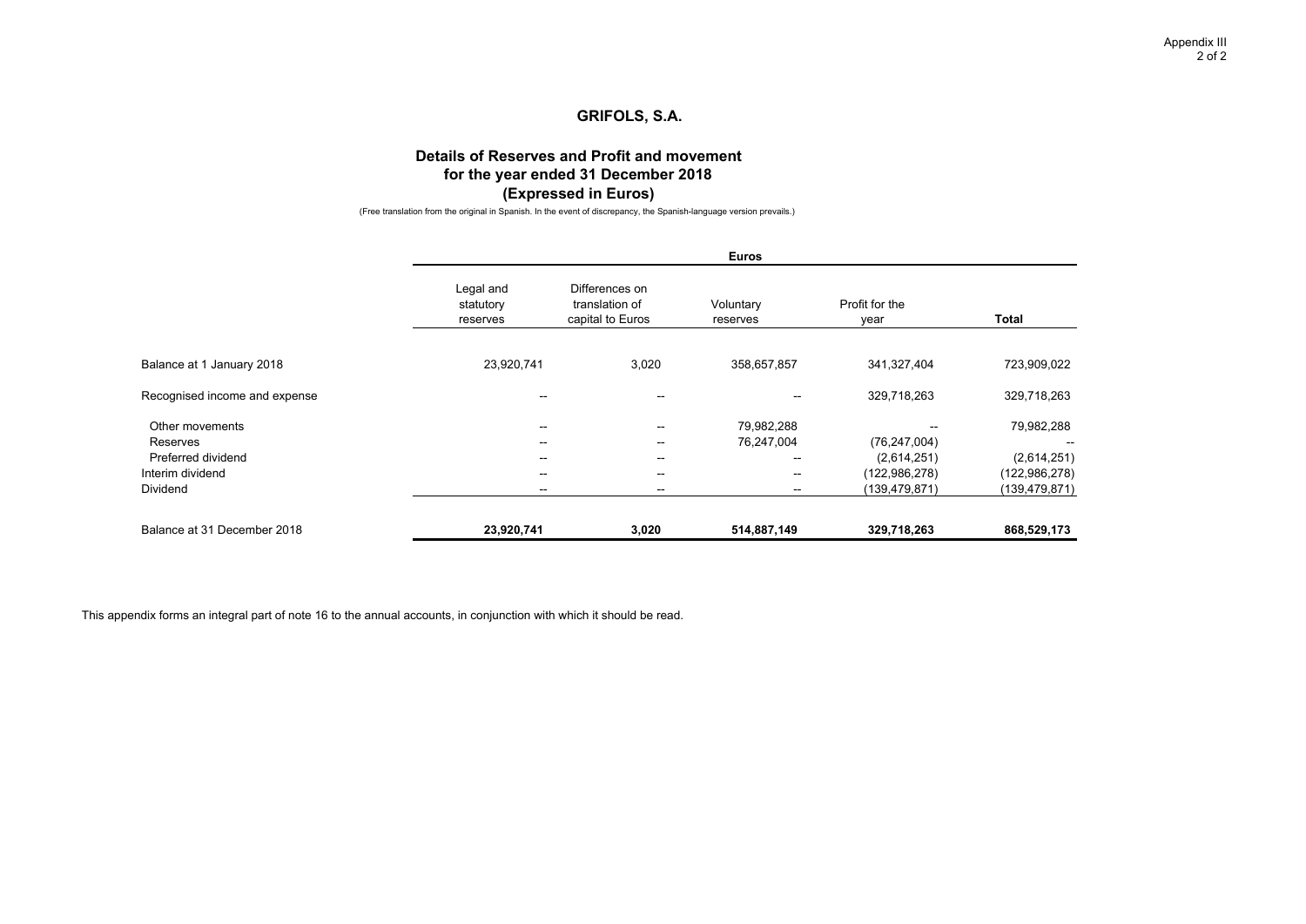Appendix III

## GRIFOLS, S.A.

### Details of Reserves and Profit and movement for the year ended 31 December 2018 (Expressed in Euros)

(Free translation from the original in Spanish. In the event of discrepancy, the Spanish-language version prevails.)

| | Euros | | | | |
|---|---|---|---|---|---|
| | Legal and statutory reserves | Differences on translation of capital to Euros | Voluntary reserves | Profit for the year | **Total** |
| Balance at 1 January 2018 | 23,920,741 | 3,020 | 358,657,857 | 341,327,404 | 723,909,022 |
| Recognised income and expense | -- | -- | -- | 329,718,263 | 329,718,263 |
| Other movements | -- | -- | 79,982,288 | -- | 79,982,288 |
| Reserves | -- | -- | 76,247,004 | (76,247,004) | -- |
| Preferred dividend | -- | -- | -- | (2,614,251) | (2,614,251) |
| Interim dividend | -- | -- | -- | (122,986,278) | (122,986,278) |
| Dividend | -- | -- | -- | (139,479,871) | (139,479,871) |
| Balance at 31 December 2018 | **23,920,741** | **3,020** | **514,887,149** | **329,718,263** | **868,529,173** |

This appendix forms an integral part of note 16 to the annual accounts, in conjunction with which it should be read.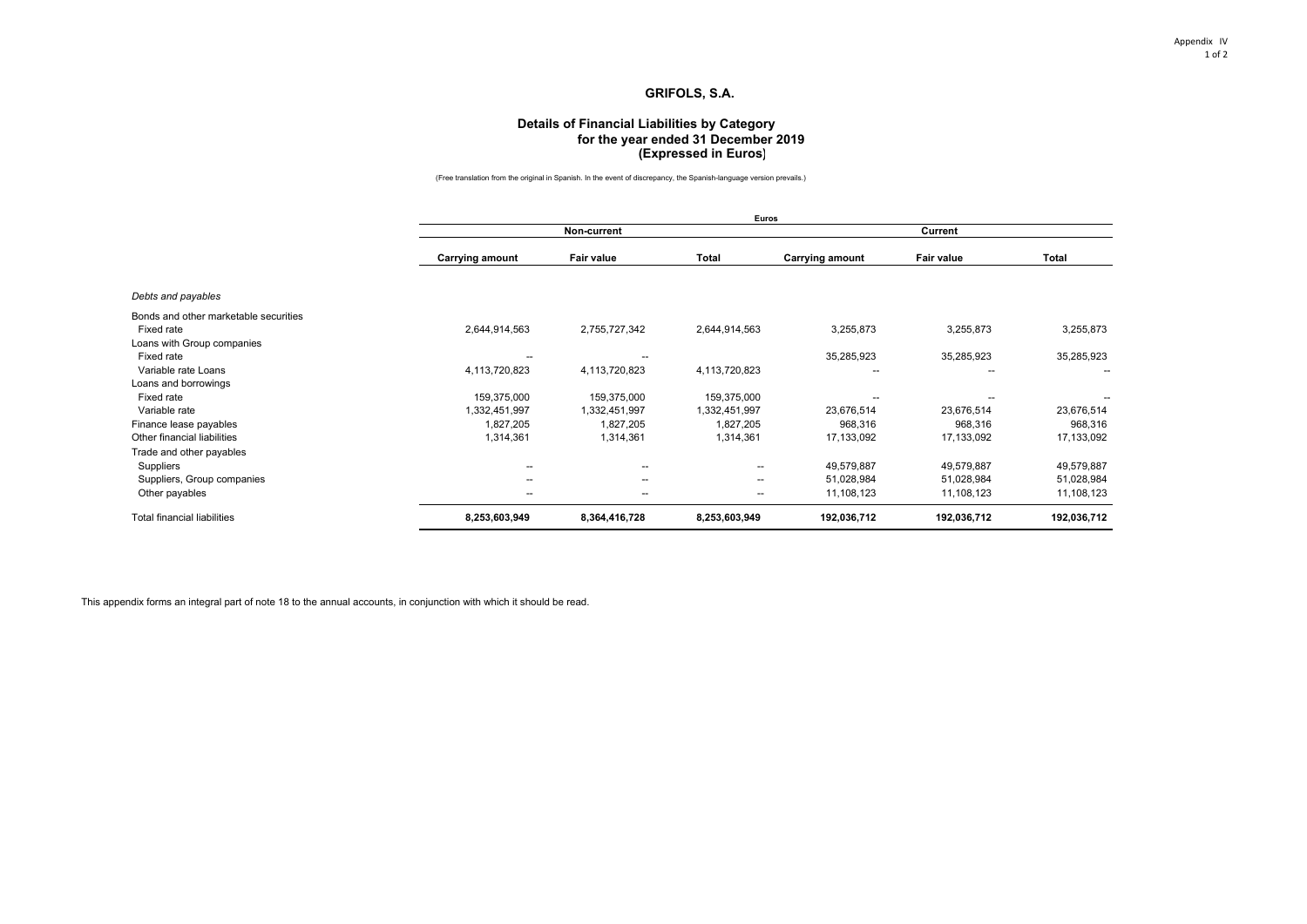Appendix IV

# GRIFOLS, S.A.

## Details of Financial Liabilities by Category for the year ended 31 December 2019 (Expressed in Euros)

(Free translation from the original in Spanish. In the event of discrepancy, the Spanish-language version prevails.)

| | Euros | | | | | |
|---|---|---|---|---|---|---|
| | Non-current | | | Current | | |
| | Carrying amount | Fair value | Total | Carrying amount | Fair value | Total |
| *Debts and payables* | | | | | | |
| Bonds and other marketable securities | | | | | | |
| Fixed rate | 2,644,914,563 | 2,755,727,342 | 2,644,914,563 | 3,255,873 | 3,255,873 | 3,255,873 |
| Loans with Group companies | | | | | | |
| Fixed rate | -- | -- | | 35,285,923 | 35,285,923 | 35,285,923 |
| Variable rate Loans | 4,113,720,823 | 4,113,720,823 | 4,113,720,823 | -- | -- | -- |
| Loans and borrowings | | | | | | |
| Fixed rate | 159,375,000 | 159,375,000 | 159,375,000 | -- | -- | -- |
| Variable rate | 1,332,451,997 | 1,332,451,997 | 1,332,451,997 | 23,676,514 | 23,676,514 | 23,676,514 |
| Finance lease payables | 1,827,205 | 1,827,205 | 1,827,205 | 968,316 | 968,316 | 968,316 |
| Other financial liabilities | 1,314,361 | 1,314,361 | 1,314,361 | 17,133,092 | 17,133,092 | 17,133,092 |
| Trade and other payables | | | | | | |
| Suppliers | -- | -- | -- | 49,579,887 | 49,579,887 | 49,579,887 |
| Suppliers, Group companies | -- | -- | -- | 51,028,984 | 51,028,984 | 51,028,984 |
| Other payables | -- | -- | -- | 11,108,123 | 11,108,123 | 11,108,123 |
| Total financial liabilities | **8,253,603,949** | **8,364,416,728** | **8,253,603,949** | **192,036,712** | **192,036,712** | **192,036,712** |

This appendix forms an integral part of note 18 to the annual accounts, in conjunction with which it should be read.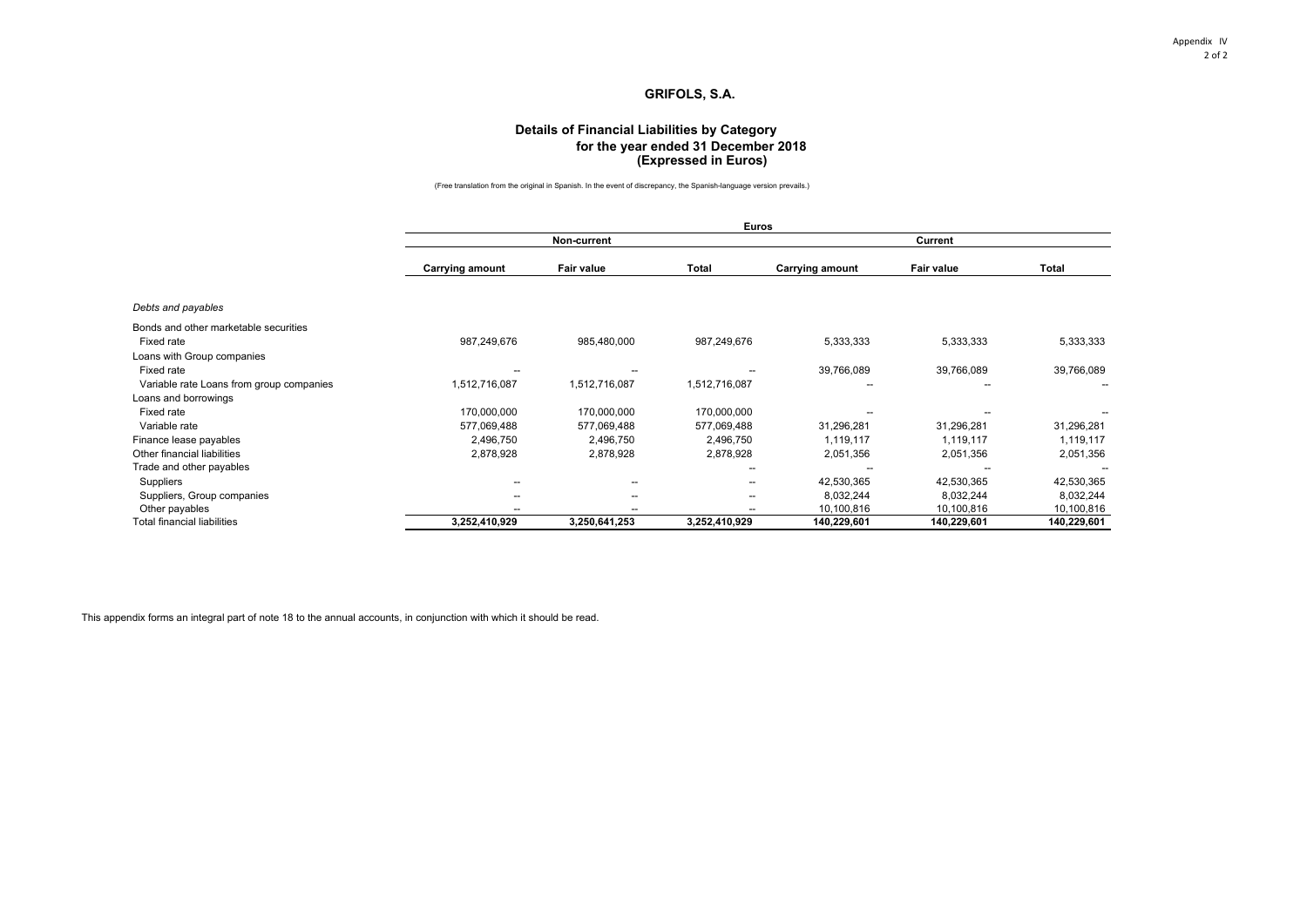Appendix IV

# GRIFOLS, S.A.

## Details of Financial Liabilities by Category for the year ended 31 December 2018 (Expressed in Euros)

(Free translation from the original in Spanish. In the event of discrepancy, the Spanish-language version prevails.)

| | Euros | | | | | |
|---|---|---|---|---|---|---|
| | Non-current | | | Current | | |
| | Carrying amount | Fair value | Total | Carrying amount | Fair value | Total |
| *Debts and payables* | | | | | | |
| Bonds and other marketable securities | | | | | | |
| Fixed rate | 987,249,676 | 985,480,000 | 987,249,676 | 5,333,333 | 5,333,333 | 5,333,333 |
| Loans with Group companies | | | | | | |
| Fixed rate | -- | -- | -- | 39,766,089 | 39,766,089 | 39,766,089 |
| Variable rate Loans from group companies | 1,512,716,087 | 1,512,716,087 | 1,512,716,087 | -- | -- | -- |
| Loans and borrowings | | | | | | |
| Fixed rate | 170,000,000 | 170,000,000 | 170,000,000 | -- | -- | -- |
| Variable rate | 577,069,488 | 577,069,488 | 577,069,488 | 31,296,281 | 31,296,281 | 31,296,281 |
| Finance lease payables | 2,496,750 | 2,496,750 | 2,496,750 | 1,119,117 | 1,119,117 | 1,119,117 |
| Other financial liabilities | 2,878,928 | 2,878,928 | 2,878,928 | 2,051,356 | 2,051,356 | 2,051,356 |
| Trade and other payables | | | -- | -- | -- | -- |
| Suppliers | -- | -- | -- | 42,530,365 | 42,530,365 | 42,530,365 |
| Suppliers, Group companies | -- | -- | -- | 8,032,244 | 8,032,244 | 8,032,244 |
| Other payables | -- | -- | -- | 10,100,816 | 10,100,816 | 10,100,816 |
| Total financial liabilities | **3,252,410,929** | **3,250,641,253** | **3,252,410,929** | **140,229,601** | **140,229,601** | **140,229,601** |

This appendix forms an integral part of note 18 to the annual accounts, in conjunction with which it should be read.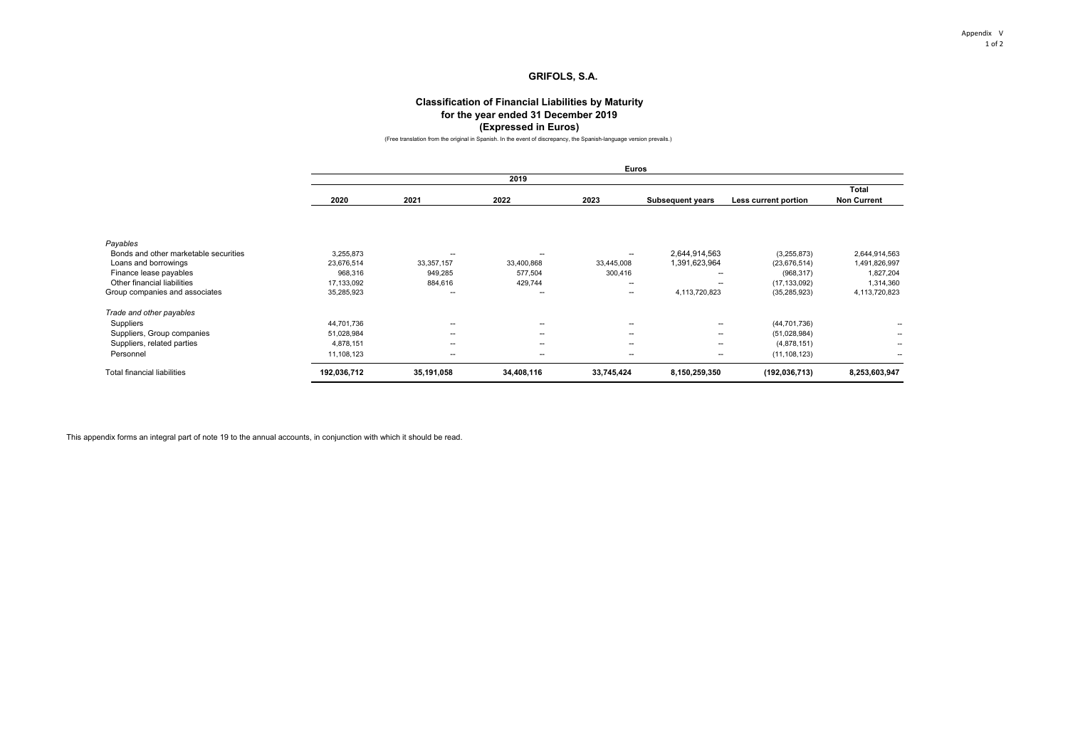## GRIFOLS, S.A.

### Classification of Financial Liabilities by Maturity for the year ended 31 December 2019 (Expressed in Euros)

(Free translation from the original in Spanish. In the event of discrepancy, the Spanish-language version prevails.)

| | Euros | | | | | | |
|---|---|---|---|---|---|---|---|
| | 2019 | | | | | | |
| | 2020 | 2021 | 2022 | 2023 | Subsequent years | Less current portion | Total Non Current |
| *Payables* | | | | | | | |
| Bonds and other marketable securities | 3,255,873 | -- | -- | -- | 2,644,914,563 | (3,255,873) | 2,644,914,563 |
| Loans and borrowings | 23,676,514 | 33,357,157 | 33,400,868 | 33,445,008 | 1,391,623,964 | (23,676,514) | 1,491,826,997 |
| Finance lease payables | 968,316 | 949,285 | 577,504 | 300,416 | -- | (968,317) | 1,827,204 |
| Other financial liabilities | 17,133,092 | 884,616 | 429,744 | -- | -- | (17,133,092) | 1,314,360 |
| Group companies and associates | 35,285,923 | -- | -- | -- | 4,113,720,823 | (35,285,923) | 4,113,720,823 |
| *Trade and other payables* | | | | | | | |
| Suppliers | 44,701,736 | -- | -- | -- | -- | (44,701,736) | -- |
| Suppliers, Group companies | 51,028,984 | -- | -- | -- | -- | (51,028,984) | -- |
| Suppliers, related parties | 4,878,151 | -- | -- | -- | -- | (4,878,151) | -- |
| Personnel | 11,108,123 | -- | -- | -- | -- | (11,108,123) | -- |
| Total financial liabilities | **192,036,712** | **35,191,058** | **34,408,116** | **33,745,424** | **8,150,259,350** | **(192,036,713)** | **8,253,603,947** |

This appendix forms an integral part of note 19 to the annual accounts, in conjunction with which it should be read.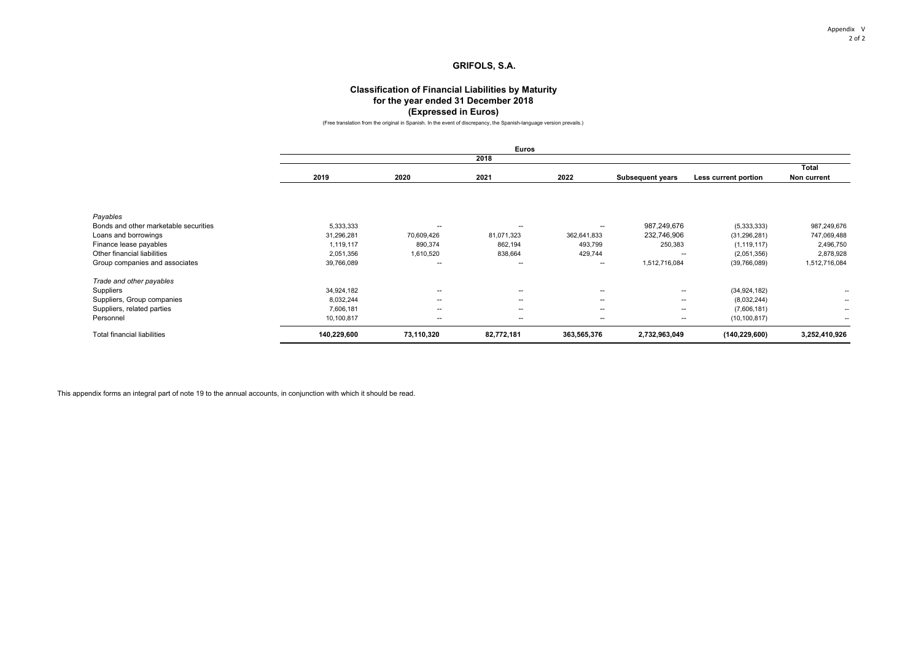Appendix V

## GRIFOLS, S.A.

### Classification of Financial Liabilities by Maturity for the year ended 31 December 2018 (Expressed in Euros)

(Free translation from the original in Spanish. In the event of discrepancy, the Spanish-language version prevails.)

| | Euros | | | | | | |
|---|---|---|---|---|---|---|---|
| | 2018 | | | | | | |
| | 2019 | 2020 | 2021 | 2022 | Subsequent years | Less current portion | Total Non current |
| *Payables* | | | | | | | |
| Bonds and other marketable securities | 5,333,333 | -- | -- | -- | 987,249,676 | (5,333,333) | 987,249,676 |
| Loans and borrowings | 31,296,281 | 70,609,426 | 81,071,323 | 362,641,833 | 232,746,906 | (31,296,281) | 747,069,488 |
| Finance lease payables | 1,119,117 | 890,374 | 862,194 | 493,799 | 250,383 | (1,119,117) | 2,496,750 |
| Other financial liabilities | 2,051,356 | 1,610,520 | 838,664 | 429,744 | -- | (2,051,356) | 2,878,928 |
| Group companies and associates | 39,766,089 | -- | -- | -- | 1,512,716,084 | (39,766,089) | 1,512,716,084 |
| *Trade and other payables* | | | | | | | |
| Suppliers | 34,924,182 | -- | -- | -- | -- | (34,924,182) | -- |
| Suppliers, Group companies | 8,032,244 | -- | -- | -- | -- | (8,032,244) | -- |
| Suppliers, related parties | 7,606,181 | -- | -- | -- | -- | (7,606,181) | -- |
| Personnel | 10,100,817 | -- | -- | -- | -- | (10,100,817) | -- |
| Total financial liabilities | **140,229,600** | **73,110,320** | **82,772,181** | **363,565,376** | **2,732,963,049** | **(140,229,600)** | **3,252,410,926** |

This appendix forms an integral part of note 19 to the annual accounts, in conjunction with which it should be read.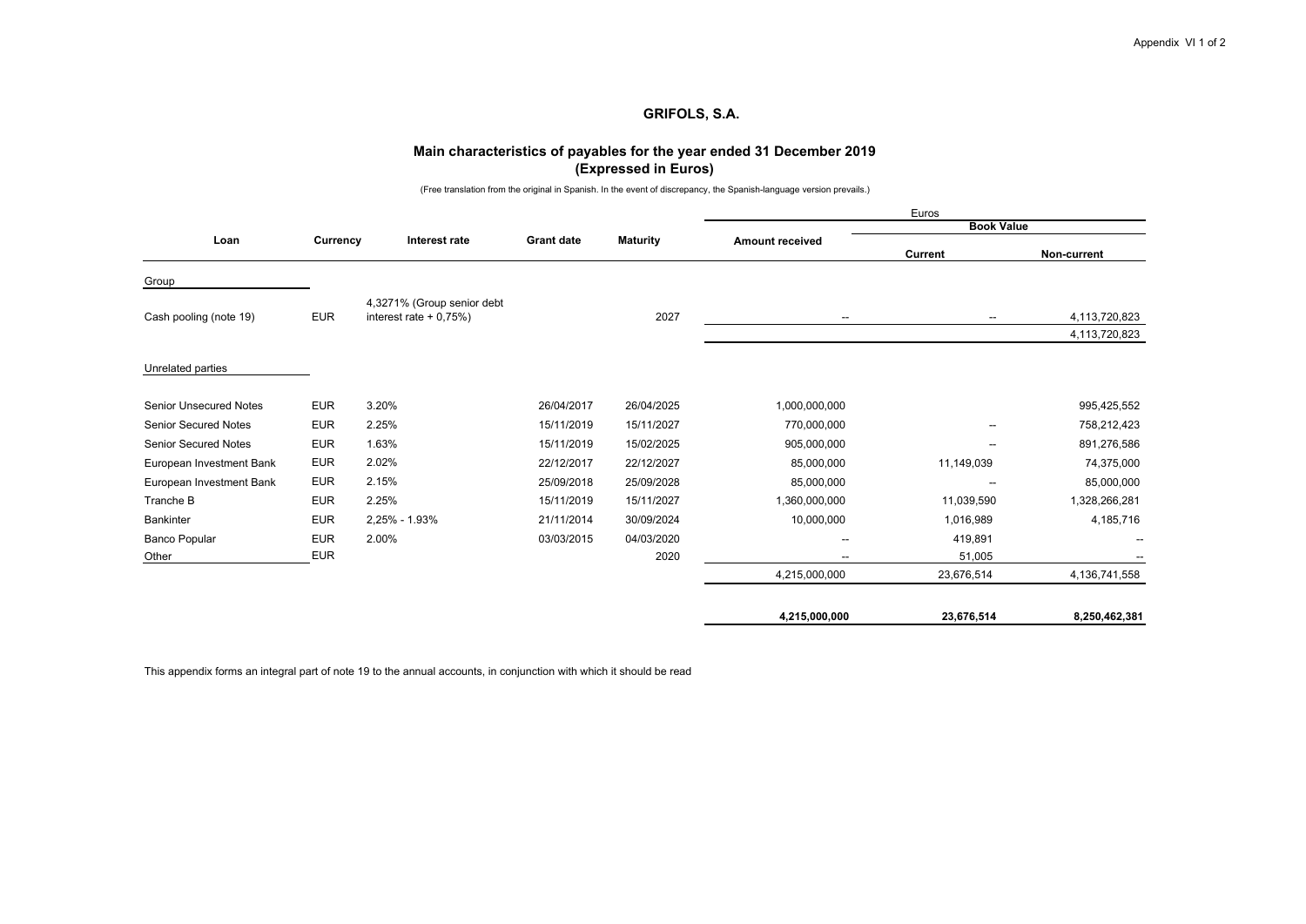## GRIFOLS, S.A.

### Main characteristics of payables for the year ended 31 December 2019
### (Expressed in Euros)

(Free translation from the original in Spanish. In the event of discrepancy, the Spanish-language version prevails.)

| Loan | Currency | Interest rate | Grant date | Maturity | Euros | | |
|---|---|---|---|---|---|---|---|
| | | | | | Amount received | Book Value | |
| | | | | | | Current | Non-current |
| Group | | | | | | | |
| Cash pooling (note 19) | EUR | 4,3271% (Group senior debt interest rate + 0,75%) | | 2027 | -- | -- | 4,113,720,823 |
| | | | | | | | 4,113,720,823 |
| Unrelated parties | | | | | | | |
| Senior Unsecured Notes | EUR | 3.20% | 26/04/2017 | 26/04/2025 | 1,000,000,000 | | 995,425,552 |
| Senior Secured Notes | EUR | 2.25% | 15/11/2019 | 15/11/2027 | 770,000,000 | -- | 758,212,423 |
| Senior Secured Notes | EUR | 1.63% | 15/11/2019 | 15/02/2025 | 905,000,000 | -- | 891,276,586 |
| European Investment Bank | EUR | 2.02% | 22/12/2017 | 22/12/2027 | 85,000,000 | 11,149,039 | 74,375,000 |
| European Investment Bank | EUR | 2.15% | 25/09/2018 | 25/09/2028 | 85,000,000 | -- | 85,000,000 |
| Tranche B | EUR | 2.25% | 15/11/2019 | 15/11/2027 | 1,360,000,000 | 11,039,590 | 1,328,266,281 |
| Bankinter | EUR | 2,25% - 1.93% | 21/11/2014 | 30/09/2024 | 10,000,000 | 1,016,989 | 4,185,716 |
| Banco Popular | EUR | 2.00% | 03/03/2015 | 04/03/2020 | -- | 419,891 | -- |
| Other | EUR | | | 2020 | -- | 51,005 | -- |
| | | | | | 4,215,000,000 | 23,676,514 | 4,136,741,558 |
| | | | | | **4,215,000,000** | **23,676,514** | **8,250,462,381** |

This appendix forms an integral part of note 19 to the annual accounts, in conjunction with which it should be read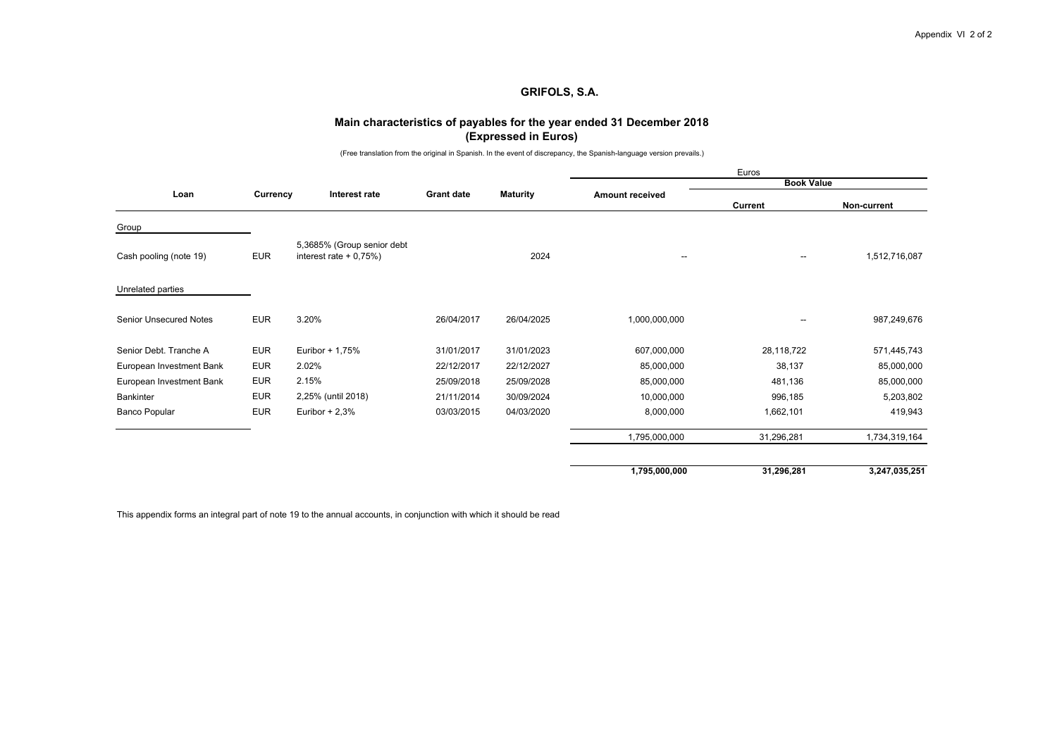# GRIFOLS, S.A.

## Main characteristics of payables for the year ended 31 December 2018
## (Expressed in Euros)

(Free translation from the original in Spanish. In the event of discrepancy, the Spanish-language version prevails.)

| Loan | Currency | Interest rate | Grant date | Maturity | Euros | | |
|---|---|---|---|---|---|---|---|
| | | | | | Amount received | Book Value | |
| | | | | | | Current | Non-current |
| Group | | | | | | | |
| Cash pooling (note 19) | EUR | 5,3685% (Group senior debt interest rate + 0,75%) | | 2024 | -- | -- | 1,512,716,087 |
| Unrelated parties | | | | | | | |
| Senior Unsecured Notes | EUR | 3.20% | 26/04/2017 | 26/04/2025 | 1,000,000,000 | -- | 987,249,676 |
| Senior Debt. Tranche A | EUR | Euribor + 1,75% | 31/01/2017 | 31/01/2023 | 607,000,000 | 28,118,722 | 571,445,743 |
| European Investment Bank | EUR | 2.02% | 22/12/2017 | 22/12/2027 | 85,000,000 | 38,137 | 85,000,000 |
| European Investment Bank | EUR | 2.15% | 25/09/2018 | 25/09/2028 | 85,000,000 | 481,136 | 85,000,000 |
| Bankinter | EUR | 2,25% (until 2018) | 21/11/2014 | 30/09/2024 | 10,000,000 | 996,185 | 5,203,802 |
| Banco Popular | EUR | Euribor + 2,3% | 03/03/2015 | 04/03/2020 | 8,000,000 | 1,662,101 | 419,943 |
| | | | | | 1,795,000,000 | 31,296,281 | 1,734,319,164 |
| | | | | | **1,795,000,000** | **31,296,281** | **3,247,035,251** |

This appendix forms an integral part of note 19 to the annual accounts, in conjunction with which it should be read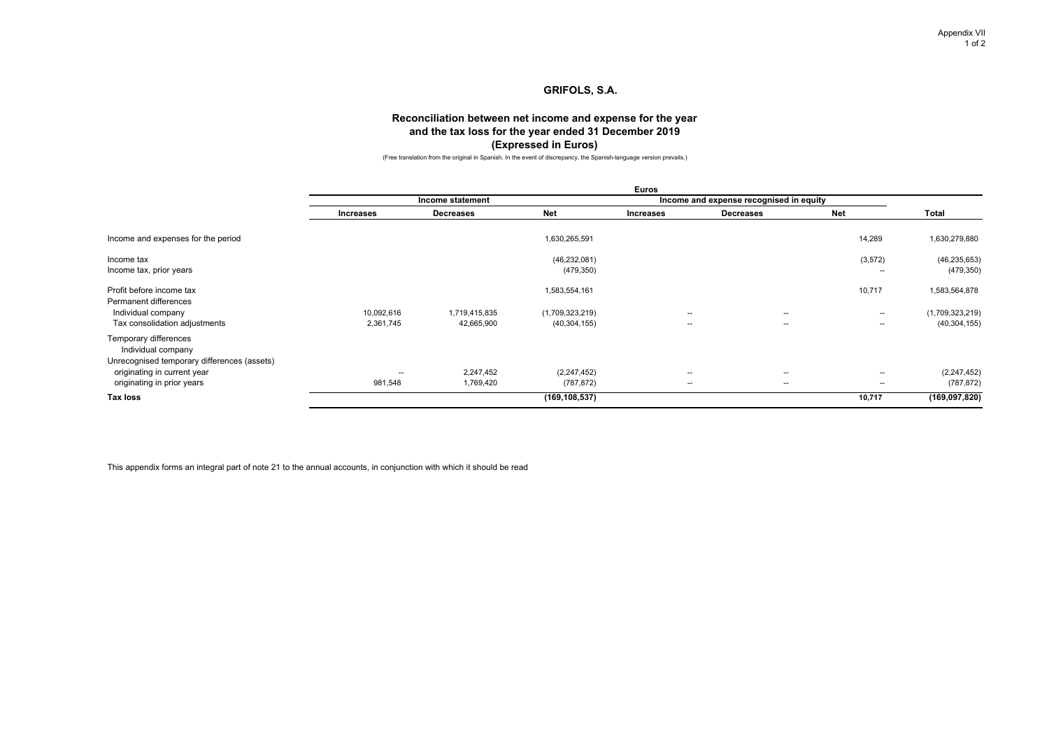Appendix VII

# GRIFOLS, S.A.

## Reconciliation between net income and expense for the year and the tax loss for the year ended 31 December 2019 (Expressed in Euros)

(Free translation from the original in Spanish. In the event of discrepancy, the Spanish-language version prevails.)

| | Euros | | | | | | |
|---|---|---|---|---|---|---|---|
| | Income statement | | | Income and expense recognised in equity | | | |
| | Increases | Decreases | Net | Increases | Decreases | Net | Total |
| Income and expenses for the period | | | 1,630,265,591 | | | 14,289 | 1,630,279,880 |
| Income tax | | | (46,232,081) | | | (3,572) | (46,235,653) |
| Income tax, prior years | | | (479,350) | | | -- | (479,350) |
| Profit before income tax | | | 1,583,554,161 | | | 10,717 | 1,583,564,878 |
| Permanent differences | | | | | | | |
| Individual company | 10,092,616 | 1,719,415,835 | (1,709,323,219) | -- | -- | -- | (1,709,323,219) |
| Tax consolidation adjustments | 2,361,745 | 42,665,900 | (40,304,155) | -- | -- | -- | (40,304,155) |
| Temporary differences | | | | | | | |
| Individual company | | | | | | | |
| Unrecognised temporary differences (assets) | | | | | | | |
| originating in current year | -- | 2,247,452 | (2,247,452) | -- | -- | -- | (2,247,452) |
| originating in prior years | 981,548 | 1,769,420 | (787,872) | -- | -- | -- | (787,872) |
| **Tax loss** | | | **(169,108,537)** | | | **10,717** | **(169,097,820)** |

This appendix forms an integral part of note 21 to the annual accounts, in conjunction with which it should be read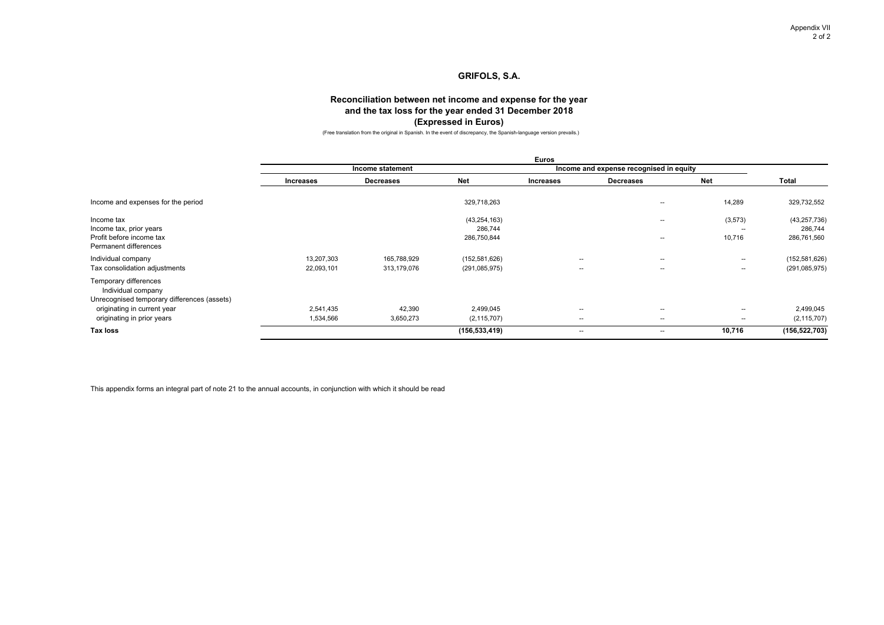# GRIFOLS, S.A.

## Reconciliation between net income and expense for the year and the tax loss for the year ended 31 December 2018 (Expressed in Euros)

(Free translation from the original in Spanish. In the event of discrepancy, the Spanish-language version prevails.)

| | Euros | | | | | | |
|---|---|---|---|---|---|---|---|
| | Income statement | | | Income and expense recognised in equity | | | |
| | Increases | Decreases | Net | Increases | Decreases | Net | Total |
| Income and expenses for the period | | | 329,718,263 | | -- | 14,289 | 329,732,552 |
| Income tax | | | (43,254,163) | | -- | (3,573) | (43,257,736) |
| Income tax, prior years | | | 286,744 | | | -- | 286,744 |
| Profit before income tax | | | 286,750,844 | | -- | 10,716 | 286,761,560 |
| Permanent differences | | | | | | | |
| Individual company | 13,207,303 | 165,788,929 | (152,581,626) | -- | -- | -- | (152,581,626) |
| Tax consolidation adjustments | 22,093,101 | 313,179,076 | (291,085,975) | -- | -- | -- | (291,085,975) |
| Temporary differences | | | | | | | |
| Individual company | | | | | | | |
| Unrecognised temporary differences (assets) | | | | | | | |
| originating in current year | 2,541,435 | 42,390 | 2,499,045 | -- | -- | -- | 2,499,045 |
| originating in prior years | 1,534,566 | 3,650,273 | (2,115,707) | -- | -- | -- | (2,115,707) |
| **Tax loss** | | | **(156,533,419)** | -- | -- | **10,716** | **(156,522,703)** |

This appendix forms an integral part of note 21 to the annual accounts, in conjunction with which it should be read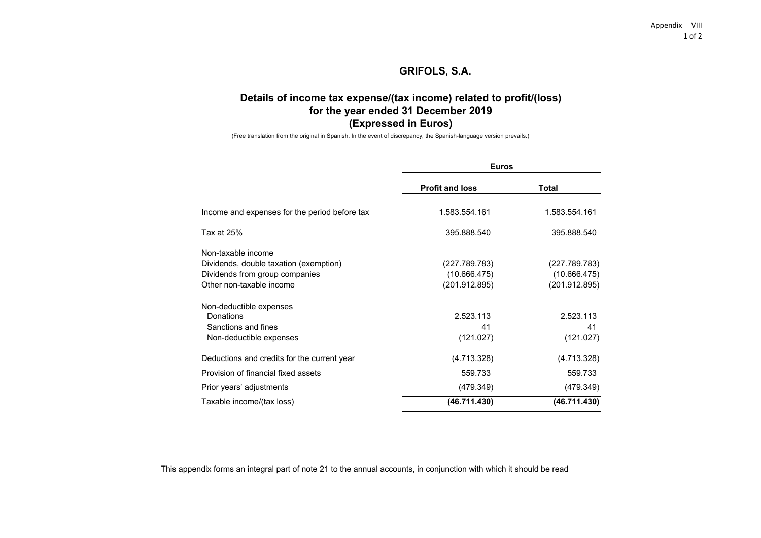Appendix VIII

# GRIFOLS, S.A.

## Details of income tax expense/(tax income) related to profit/(loss) for the year ended 31 December 2019 (Expressed in Euros)

(Free translation from the original in Spanish. In the event of discrepancy, the Spanish-language version prevails.)

| | Euros | |
|---|---|---|
| | **Profit and loss** | **Total** |
| Income and expenses for the period before tax | 1.583.554.161 | 1.583.554.161 |
| Tax at 25% | 395.888.540 | 395.888.540 |
| Non-taxable income | | |
| Dividends, double taxation (exemption) | (227.789.783) | (227.789.783) |
| Dividends from group companies | (10.666.475) | (10.666.475) |
| Other non-taxable income | (201.912.895) | (201.912.895) |
| Non-deductible expenses | | |
| Donations | 2.523.113 | 2.523.113 |
| Sanctions and fines | 41 | 41 |
| Non-deductible expenses | (121.027) | (121.027) |
| Deductions and credits for the current year | (4.713.328) | (4.713.328) |
| Provision of financial fixed assets | 559.733 | 559.733 |
| Prior years' adjustments | (479.349) | (479.349) |
| Taxable income/(tax loss) | **(46.711.430)** | **(46.711.430)** |

This appendix forms an integral part of note 21 to the annual accounts, in conjunction with which it should be read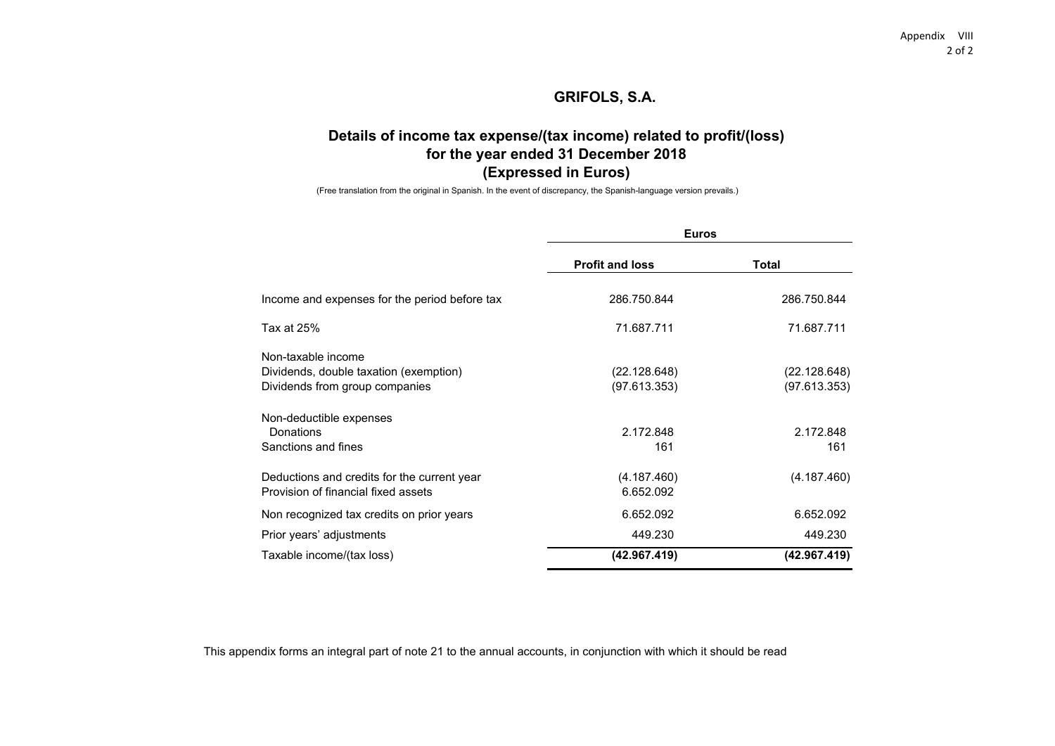# GRIFOLS, S.A.

## Details of income tax expense/(tax income) related to profit/(loss) for the year ended 31 December 2018 (Expressed in Euros)

(Free translation from the original in Spanish. In the event of discrepancy, the Spanish-language version prevails.)

| | Euros | |
|---|---|---|
| | **Profit and loss** | **Total** |
| Income and expenses for the period before tax | 286.750.844 | 286.750.844 |
| Tax at 25% | 71.687.711 | 71.687.711 |
| Non-taxable income | | |
| Dividends, double taxation (exemption) | (22.128.648) | (22.128.648) |
| Dividends from group companies | (97.613.353) | (97.613.353) |
| Non-deductible expenses | | |
| Donations | 2.172.848 | 2.172.848 |
| Sanctions and fines | 161 | 161 |
| Deductions and credits for the current year | (4.187.460) | (4.187.460) |
| Provision of financial fixed assets | 6.652.092 | |
| Non recognized tax credits on prior years | 6.652.092 | 6.652.092 |
| Prior years' adjustments | 449.230 | 449.230 |
| Taxable income/(tax loss) | **(42.967.419)** | **(42.967.419)** |

This appendix forms an integral part of note 21 to the annual accounts, in conjunction with which it should be read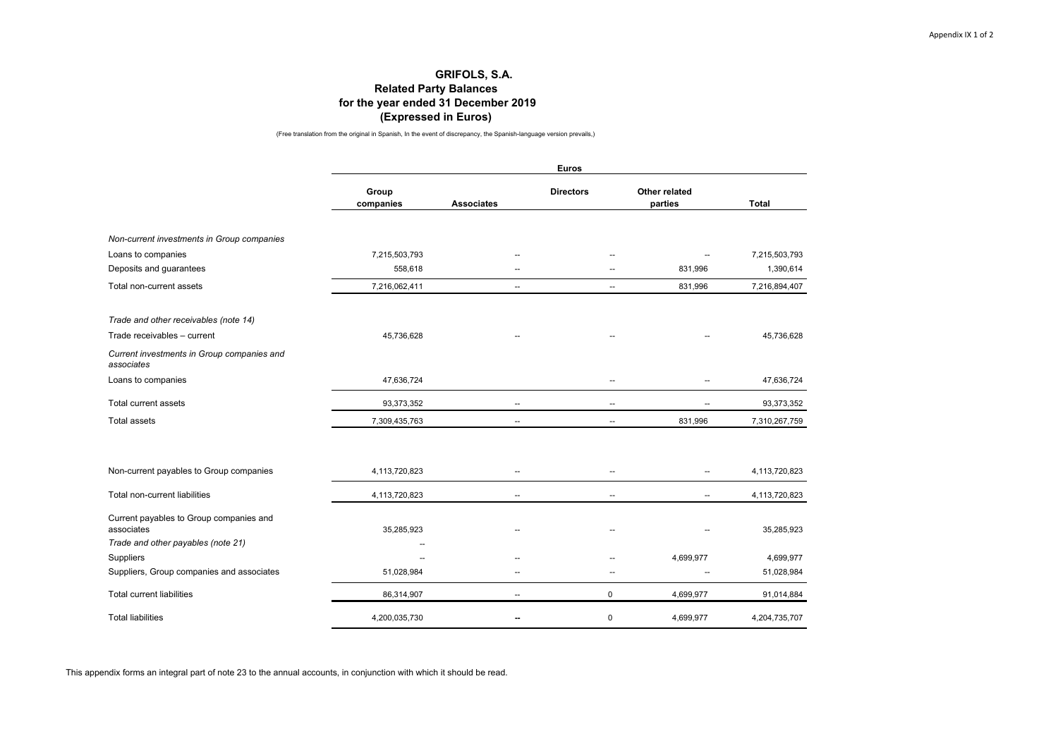# GRIFOLS, S.A.
## Related Party Balances
## for the year ended 31 December 2019
## (Expressed in Euros)

(Free translation from the original in Spanish, In the event of discrepancy, the Spanish-language version prevails,)

| | Euros | | | | |
|---|---|---|---|---|---|
| | Group companies | Associates | Directors | Other related parties | Total |
| *Non-current investments in Group companies* | | | | | |
| Loans to companies | 7,215,503,793 | -- | -- | -- | 7,215,503,793 |
| Deposits and guarantees | 558,618 | -- | -- | 831,996 | 1,390,614 |
| Total non-current assets | 7,216,062,411 | -- | -- | 831,996 | 7,216,894,407 |
| *Trade and other receivables (note 14)* | | | | | |
| Trade receivables – current | 45,736,628 | -- | -- | -- | 45,736,628 |
| *Current investments in Group companies and associates* | | | | | |
| Loans to companies | 47,636,724 | | -- | -- | 47,636,724 |
| Total current assets | 93,373,352 | -- | -- | -- | 93,373,352 |
| Total assets | 7,309,435,763 | -- | -- | 831,996 | 7,310,267,759 |
| Non-current payables to Group companies | 4,113,720,823 | -- | -- | -- | 4,113,720,823 |
| Total non-current liabilities | 4,113,720,823 | -- | -- | -- | 4,113,720,823 |
| Current payables to Group companies and associates | 35,285,923 | -- | -- | -- | 35,285,923 |
| *Trade and other payables (note 21)* | -- | | | | |
| Suppliers | -- | -- | -- | 4,699,977 | 4,699,977 |
| Suppliers, Group companies and associates | 51,028,984 | -- | -- | -- | 51,028,984 |
| Total current liabilities | 86,314,907 | -- | 0 | 4,699,977 | 91,014,884 |
| Total liabilities | 4,200,035,730 | -- | 0 | 4,699,977 | 4,204,735,707 |

This appendix forms an integral part of note 23 to the annual accounts, in conjunction with which it should be read.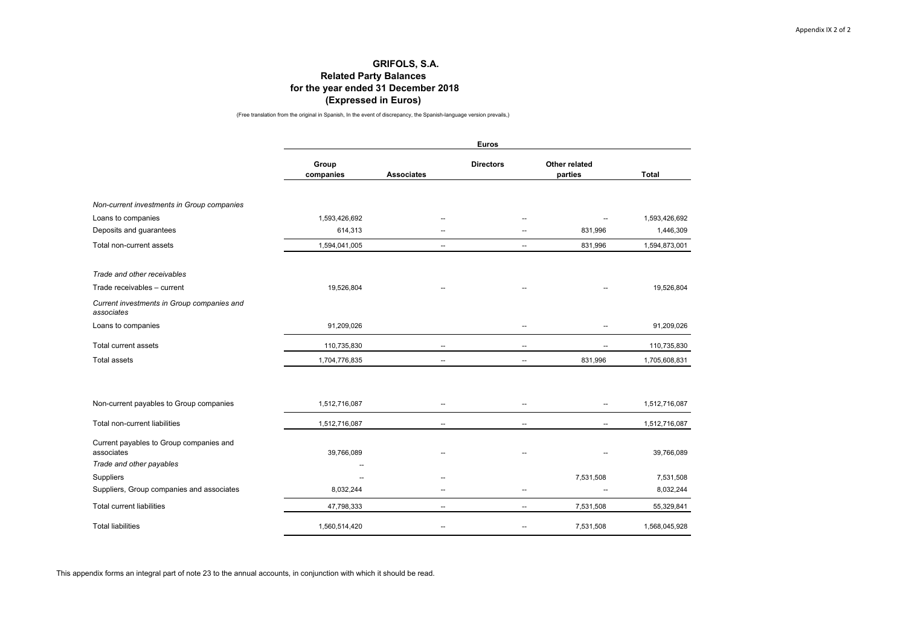# GRIFOLS, S.A.
## Related Party Balances
## for the year ended 31 December 2018
## (Expressed in Euros)

(Free translation from the original in Spanish, In the event of discrepancy, the Spanish-language version prevails,)

| | Euros | | | | |
|---|---|---|---|---|---|
| | Group companies | Associates | Directors | Other related parties | Total |
| *Non-current investments in Group companies* | | | | | |
| Loans to companies | 1,593,426,692 | -- | -- | -- | 1,593,426,692 |
| Deposits and guarantees | 614,313 | -- | -- | 831,996 | 1,446,309 |
| Total non-current assets | 1,594,041,005 | -- | -- | 831,996 | 1,594,873,001 |
| *Trade and other receivables* | | | | | |
| Trade receivables – current | 19,526,804 | -- | -- | -- | 19,526,804 |
| *Current investments in Group companies and associates* | | | | | |
| Loans to companies | 91,209,026 | | -- | -- | 91,209,026 |
| Total current assets | 110,735,830 | -- | -- | -- | 110,735,830 |
| Total assets | 1,704,776,835 | -- | -- | 831,996 | 1,705,608,831 |
| Non-current payables to Group companies | 1,512,716,087 | -- | -- | -- | 1,512,716,087 |
| Total non-current liabilities | 1,512,716,087 | -- | -- | -- | 1,512,716,087 |
| Current payables to Group companies and associates | 39,766,089 | -- | -- | -- | 39,766,089 |
| *Trade and other payables* | -- | | | | |
| Suppliers | -- | -- | | 7,531,508 | 7,531,508 |
| Suppliers, Group companies and associates | 8,032,244 | -- | -- | -- | 8,032,244 |
| Total current liabilities | 47,798,333 | -- | -- | 7,531,508 | 55,329,841 |
| Total liabilities | 1,560,514,420 | -- | -- | 7,531,508 | 1,568,045,928 |

This appendix forms an integral part of note 23 to the annual accounts, in conjunction with which it should be read.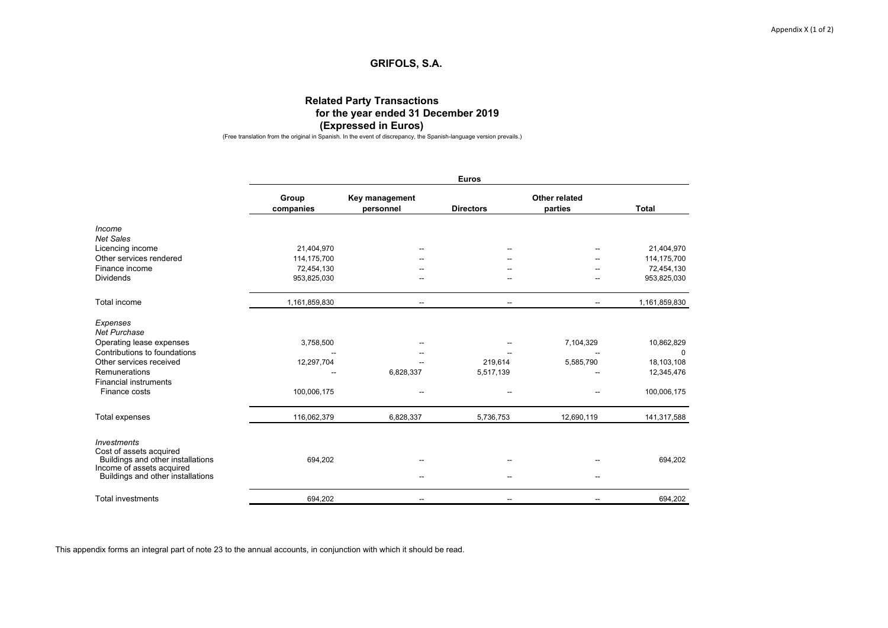Appendix X (1 of 2)

# GRIFOLS, S.A.

## Related Party Transactions
## for the year ended 31 December 2019
## (Expressed in Euros)

(Free translation from the original in Spanish. In the event of discrepancy, the Spanish-language version prevails.)

| | Euros | | | | |
|---|---|---|---|---|---|
| | Group companies | Key management personnel | Directors | Other related parties | Total |
| *Income* | | | | | |
| *Net Sales* | | | | | |
| Licencing income | 21,404,970 | -- | -- | -- | 21,404,970 |
| Other services rendered | 114,175,700 | -- | -- | -- | 114,175,700 |
| Finance income | 72,454,130 | -- | -- | -- | 72,454,130 |
| Dividends | 953,825,030 | -- | -- | -- | 953,825,030 |
| Total income | 1,161,859,830 | -- | -- | -- | 1,161,859,830 |
| *Expenses* | | | | | |
| *Net Purchase* | | | | | |
| Operating lease expenses | 3,758,500 | -- | -- | 7,104,329 | 10,862,829 |
| Contributions to foundations | -- | -- | -- | -- | 0 |
| Other services received | 12,297,704 | -- | 219,614 | 5,585,790 | 18,103,108 |
| Remunerations | -- | 6,828,337 | 5,517,139 | -- | 12,345,476 |
| Financial instruments | | | | | |
| Finance costs | 100,006,175 | -- | -- | -- | 100,006,175 |
| Total expenses | 116,062,379 | 6,828,337 | 5,736,753 | 12,690,119 | 141,317,588 |
| *Investments* | | | | | |
| Cost of assets acquired | | | | | |
| Buildings and other installations | 694,202 | -- | -- | -- | 694,202 |
| Income of assets acquired | | | | | |
| Buildings and other installations | | -- | -- | -- | |
| Total investments | 694,202 | -- | -- | -- | 694,202 |

This appendix forms an integral part of note 23 to the annual accounts, in conjunction with which it should be read.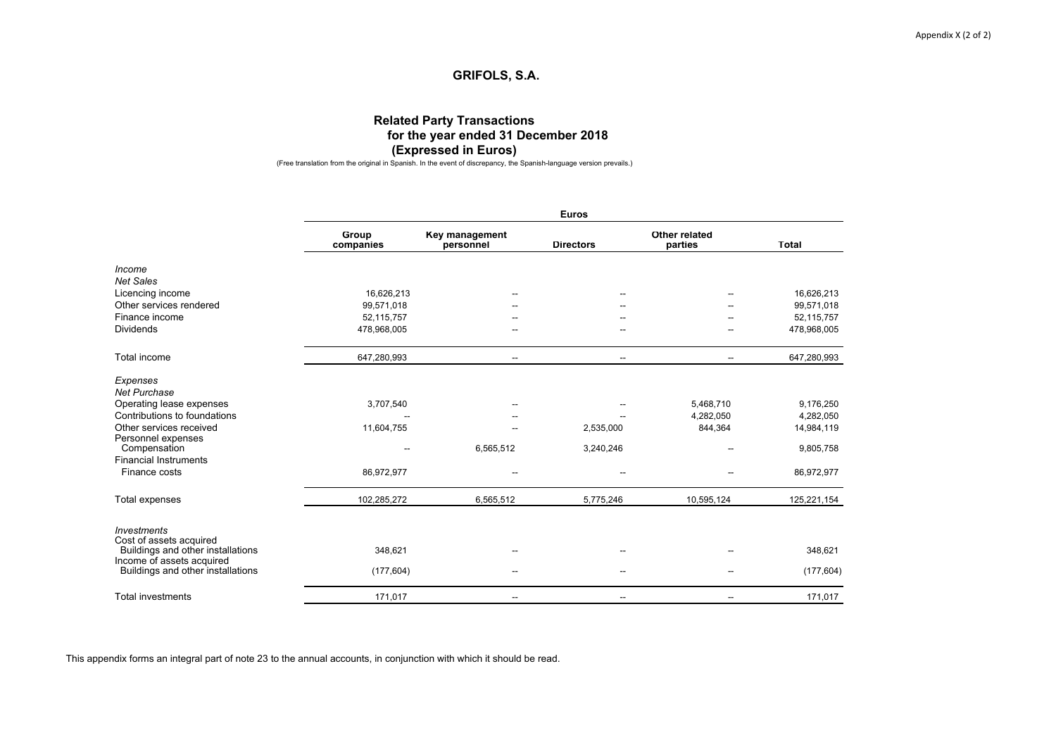# GRIFOLS, S.A.

## Related Party Transactions for the year ended 31 December 2018 (Expressed in Euros)

(Free translation from the original in Spanish. In the event of discrepancy, the Spanish-language version prevails.)

| | Euros | | | | |
|---|---|---|---|---|---|
| | Group companies | Key management personnel | Directors | Other related parties | Total |
| *Income* | | | | | |
| *Net Sales* | | | | | |
| Licencing income | 16,626,213 | -- | -- | -- | 16,626,213 |
| Other services rendered | 99,571,018 | -- | -- | -- | 99,571,018 |
| Finance income | 52,115,757 | -- | -- | -- | 52,115,757 |
| Dividends | 478,968,005 | -- | -- | -- | 478,968,005 |
| Total income | 647,280,993 | -- | -- | -- | 647,280,993 |
| *Expenses* | | | | | |
| *Net Purchase* | | | | | |
| Operating lease expenses | 3,707,540 | -- | -- | 5,468,710 | 9,176,250 |
| Contributions to foundations | -- | -- | -- | 4,282,050 | 4,282,050 |
| Other services received | 11,604,755 | -- | 2,535,000 | 844,364 | 14,984,119 |
| Personnel expenses | | | | | |
| Compensation | -- | 6,565,512 | 3,240,246 | -- | 9,805,758 |
| Financial Instruments | | | | | |
| Finance costs | 86,972,977 | -- | -- | -- | 86,972,977 |
| Total expenses | 102,285,272 | 6,565,512 | 5,775,246 | 10,595,124 | 125,221,154 |
| *Investments* | | | | | |
| Cost of assets acquired | | | | | |
| Buildings and other installations | 348,621 | -- | -- | -- | 348,621 |
| Income of assets acquired | | | | | |
| Buildings and other installations | (177,604) | -- | -- | -- | (177,604) |
| Total investments | 171,017 | -- | -- | -- | 171,017 |

This appendix forms an integral part of note 23 to the annual accounts, in conjunction with which it should be read.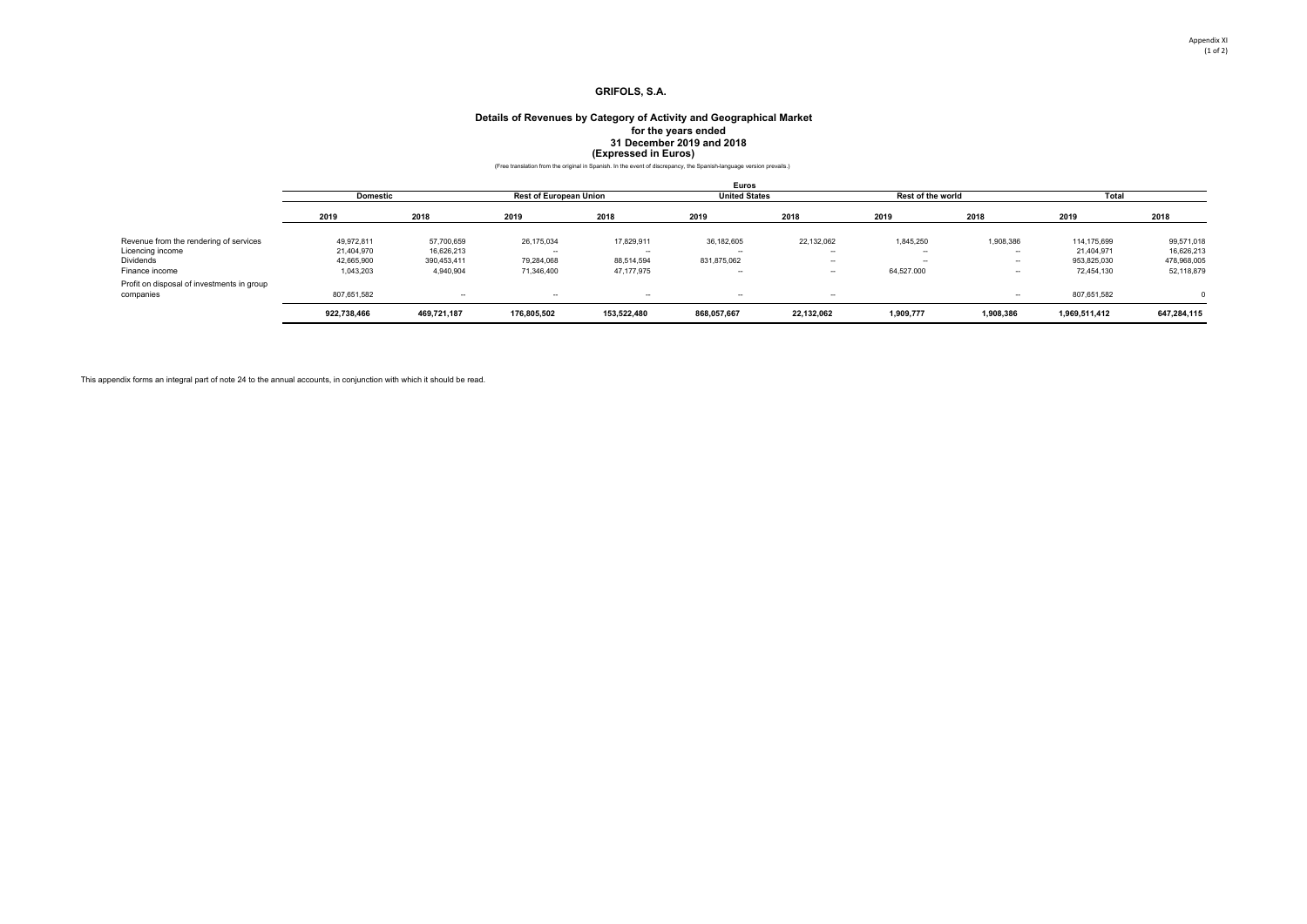Appendix XI
(1 of 2)

# GRIFOLS, S.A.

## Details of Revenues by Category of Activity and Geographical Market for the years ended 31 December 2019 and 2018 (Expressed in Euros)

(Free translation from the original in Spanish. In the event of discrepancy, the Spanish-language version prevails.)

| | Euros | | | | | | | | | |
|---|---|---|---|---|---|---|---|---|---|---|
| | Domestic | | Rest of European Union | | United States | | Rest of the world | | Total | |
| | 2019 | 2018 | 2019 | 2018 | 2019 | 2018 | 2019 | 2018 | 2019 | 2018 |
| Revenue from the rendering of services | 49,972,811 | 57,700,659 | 26,175,034 | 17,829,911 | 36,182,605 | 22,132,062 | 1,845,250 | 1,908,386 | 114,175,699 | 99,571,018 |
| Licencing income | 21,404,970 | 16,626,213 | -- | -- | -- | -- | -- | -- | 21,404,971 | 16,626,213 |
| Dividends | 42,665,900 | 390,453,411 | 79,284,068 | 88,514,594 | 831,875,062 | -- | -- | -- | 953,825,030 | 478,968,005 |
| Finance income | 1,043,203 | 4,940,904 | 71,346,400 | 47,177,975 | -- | -- | 64,527.000 | -- | 72,454,130 | 52,118,879 |
| Profit on disposal of investments in group companies | 807,651,582 | -- | -- | -- | -- | -- | | -- | 807,651,582 | 0 |
| | **922,738,466** | **469,721,187** | **176,805,502** | **153,522,480** | **868,057,667** | **22,132,062** | **1,909,777** | **1,908,386** | **1,969,511,412** | **647,284,115** |

This appendix forms an integral part of note 24 to the annual accounts, in conjunction with which it should be read.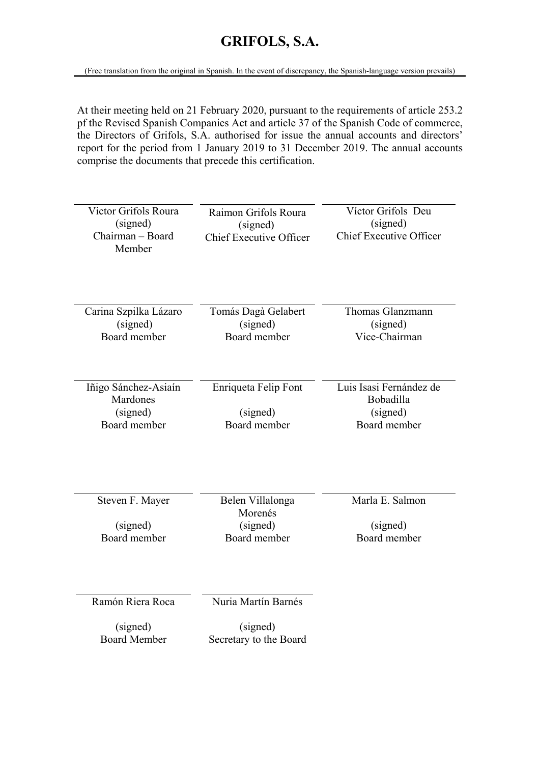# GRIFOLS, S.A.

(Free translation from the original in Spanish. In the event of discrepancy, the Spanish-language version prevails)

At their meeting held on 21 February 2020, pursuant to the requirements of article 253.2 pf the Revised Spanish Companies Act and article 37 of the Spanish Code of commerce, the Directors of Grifols, S.A. authorised for issue the annual accounts and directors' report for the period from 1 January 2019 to 31 December 2019. The annual accounts comprise the documents that precede this certification.

| | | |
|---|---|---|
| Victor Grifols Roura<br>(signed)<br>Chairman – Board Member | Raimon Grifols Roura<br>(signed)<br>Chief Executive Officer | Víctor Grifols Deu<br>(signed)<br>Chief Executive Officer |
| Carina Szpilka Lázaro<br>(signed)<br>Board member | Tomás Dagà Gelabert<br>(signed)<br>Board member | Thomas Glanzmann<br>(signed)<br>Vice-Chairman |
| Iñigo Sánchez-Asiaín Mardones<br>(signed)<br>Board member | Enriqueta Felip Font<br>(signed)<br>Board member | Luis Isasi Fernández de Bobadilla<br>(signed)<br>Board member |
| Steven F. Mayer<br>(signed)<br>Board member | Belen Villalonga Morenés<br>(signed)<br>Board member | Marla E. Salmon<br>(signed)<br>Board member |
| Ramón Riera Roca<br>(signed)<br>Board Member | Nuria Martín Barnés<br>(signed)<br>Secretary to the Board | |